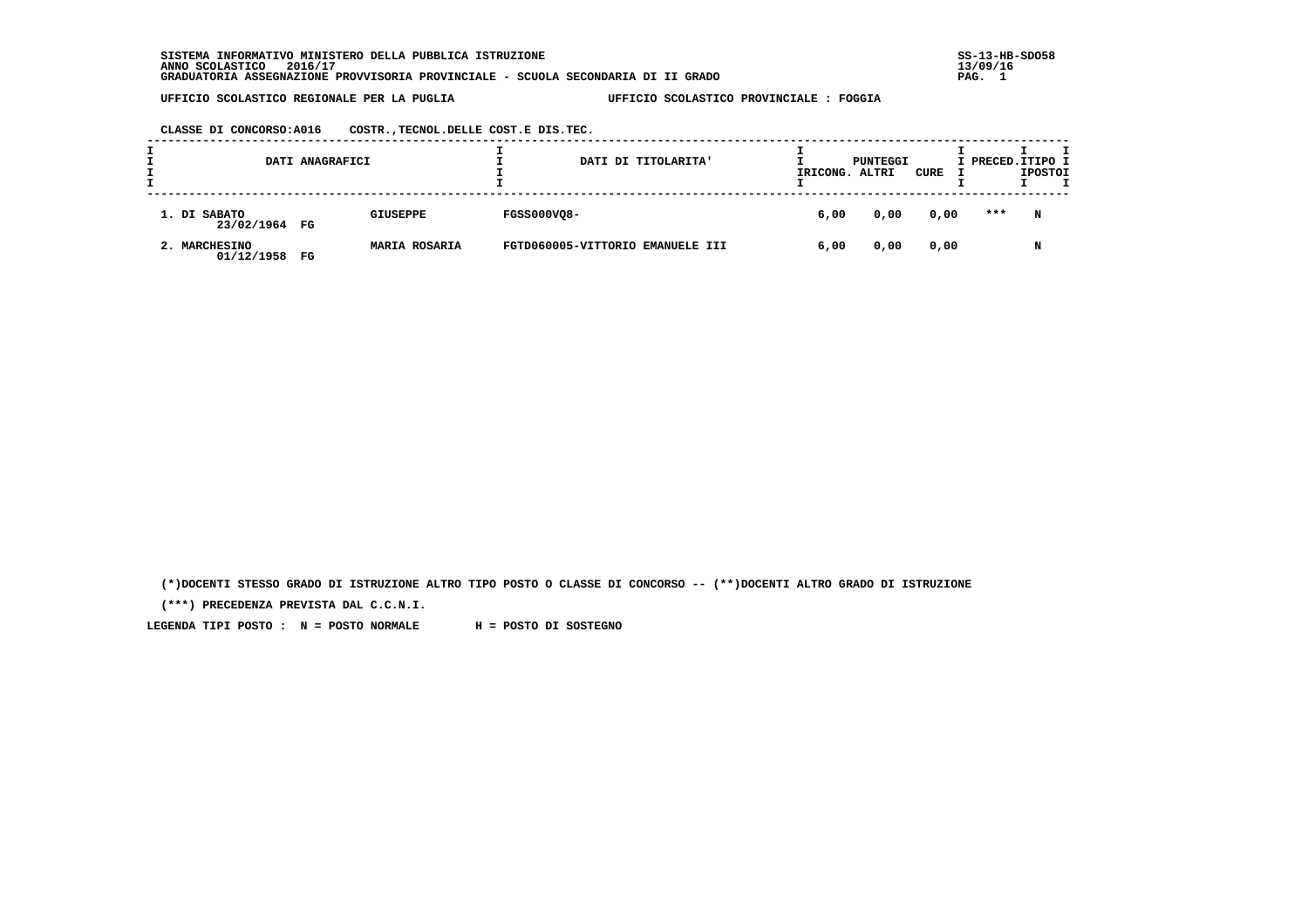SISTEMA INFORMATIVO MINISTERO DELLA PUBBLICA ISTRUZIONE
ANNO SCOLASTICO 2016/17
GRADUATORIA ASSEGNAZIONE PROVVISORIA PROVINCIALE - SCUOLA SECONDARIA DI II GRADO

SS-13-HB-SDO58
13/09/16

UFFICIO SCOLASTICO REGIONALE PER LA PUGLIA — UFFICIO SCOLASTICO PROVINCIALE : FOGGIA

CLASSE DI CONCORSO:A016 COSTR.,TECNOL.DELLE COST.E DIS.TEC.

| DATI ANAGRAFICI | | DATI DI TITOLARITA' | PUNTEGGI RICONG. | PUNTEGGI ALTRI | PUNTEGGI CURE | PRECED. | TIPO POSTO |
|---|---|---|---|---|---|---|---|
| 1. DI SABATO 23/02/1964 FG | GIUSEPPE | FGSS000VQ8- | 6,00 | 0,00 | 0,00 | *** | N |
| 2. MARCHESINO 01/12/1958 FG | MARIA ROSARIA | FGTD060005-VITTORIO EMANUELE III | 6,00 | 0,00 | 0,00 | | N |

(*)DOCENTI STESSO GRADO DI ISTRUZIONE ALTRO TIPO POSTO O CLASSE DI CONCORSO -- (**)DOCENTI ALTRO GRADO DI ISTRUZIONE

(***) PRECEDENZA PREVISTA DAL C.C.N.I.

LEGENDA TIPI POSTO : N = POSTO NORMALE H = POSTO DI SOSTEGNO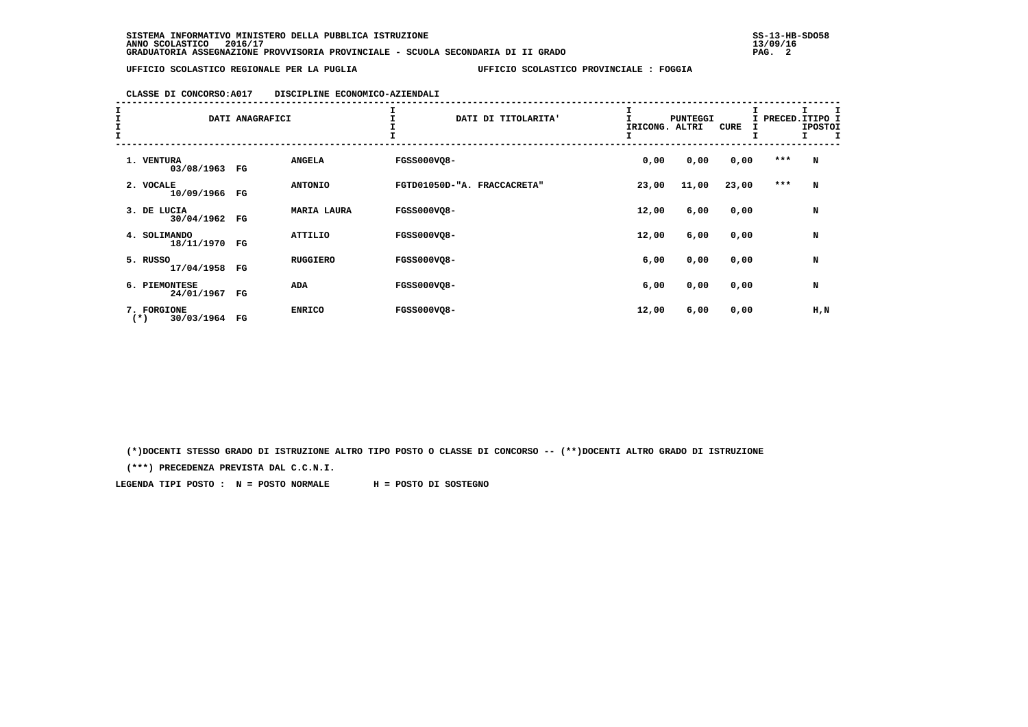SISTEMA INFORMATIVO MINISTERO DELLA PUBBLICA ISTRUZIONE
ANNO SCOLASTICO 2016/17
GRADUATORIA ASSEGNAZIONE PROVVISORIA PROVINCIALE - SCUOLA SECONDARIA DI II GRADO

UFFICIO SCOLASTICO REGIONALE PER LA PUGLIA — UFFICIO SCOLASTICO PROVINCIALE : FOGGIA

CLASSE DI CONCORSO:A017 DISCIPLINE ECONOMICO-AZIENDALI

| | DATI ANAGRAFICI | | | DATI DI TITOLARITA' | PUNTEGGI RICONG. | PUNTEGGI ALTRI | PUNTEGGI CURE | PRECED. | TIPO POSTO |
|---|---|---|---|---|---|---|---|---|---|
| 1. | VENTURA 03/08/1963 | FG | ANGELA | FGSS000VQ8- | 0,00 | 0,00 | 0,00 | *** | N |
| 2. | VOCALE 10/09/1966 | FG | ANTONIO | FGTD01050D-"A. FRACCACRETA" | 23,00 | 11,00 | 23,00 | *** | N |
| 3. | DE LUCIA 30/04/1962 | FG | MARIA LAURA | FGSS000VQ8- | 12,00 | 6,00 | 0,00 | | N |
| 4. | SOLIMANDO 18/11/1970 | FG | ATTILIO | FGSS000VQ8- | 12,00 | 6,00 | 0,00 | | N |
| 5. | RUSSO 17/04/1958 | FG | RUGGIERO | FGSS000VQ8- | 6,00 | 0,00 | 0,00 | | N |
| 6. | PIEMONTESE 24/01/1967 | FG | ADA | FGSS000VQ8- | 6,00 | 0,00 | 0,00 | | N |
| 7. (*) | FORGIONE 30/03/1964 | FG | ENRICO | FGSS000VQ8- | 12,00 | 6,00 | 0,00 | | H,N |

(*)DOCENTI STESSO GRADO DI ISTRUZIONE ALTRO TIPO POSTO O CLASSE DI CONCORSO -- (**)DOCENTI ALTRO GRADO DI ISTRUZIONE

(***) PRECEDENZA PREVISTA DAL C.C.N.I.

LEGENDA TIPI POSTO : N = POSTO NORMALE H = POSTO DI SOSTEGNO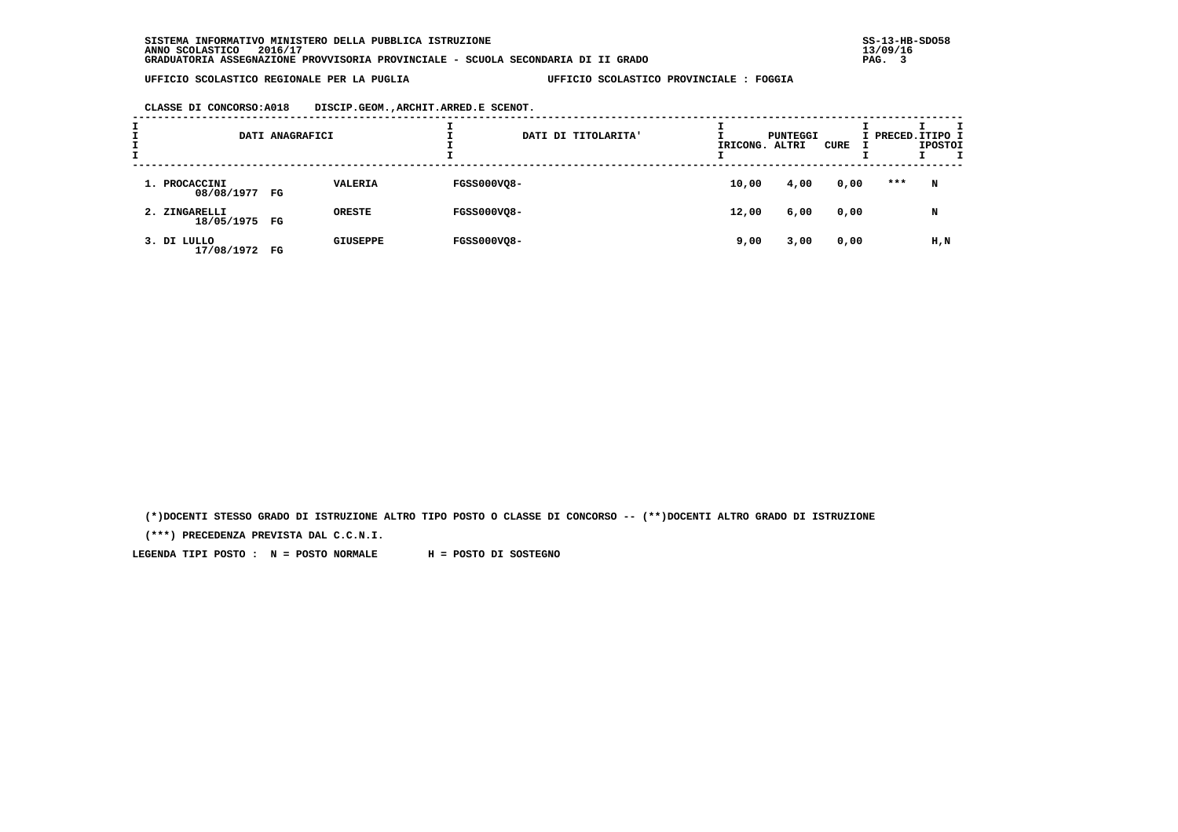SISTEMA INFORMATIVO MINISTERO DELLA PUBBLICA ISTRUZIONE
ANNO SCOLASTICO 2016/17
GRADUATORIA ASSEGNAZIONE PROVVISORIA PROVINCIALE - SCUOLA SECONDARIA DI II GRADO

UFFICIO SCOLASTICO REGIONALE PER LA PUGLIA — UFFICIO SCOLASTICO PROVINCIALE : FOGGIA

CLASSE DI CONCORSO:A018 DISCIP.GEOM.,ARCHIT.ARRED.E SCENOT.

| DATI ANAGRAFICI | | | DATI DI TITOLARITA' | PUNTEGGI RICONG. | PUNTEGGI ALTRI | PUNTEGGI CURE | PRECED. | TIPO POSTO |
|---|---|---|---|---|---|---|---|---|
| 1. PROCACCINI 08/08/1977 | FG | VALERIA | FGSS000VQ8- | 10,00 | 4,00 | 0,00 | *** | N |
| 2. ZINGARELLI 18/05/1975 | FG | ORESTE | FGSS000VQ8- | 12,00 | 6,00 | 0,00 | | N |
| 3. DI LULLO 17/08/1972 | FG | GIUSEPPE | FGSS000VQ8- | 9,00 | 3,00 | 0,00 | | H,N |

(*)DOCENTI STESSO GRADO DI ISTRUZIONE ALTRO TIPO POSTO O CLASSE DI CONCORSO -- (**)DOCENTI ALTRO GRADO DI ISTRUZIONE

(***) PRECEDENZA PREVISTA DAL C.C.N.I.

LEGENDA TIPI POSTO : N = POSTO NORMALE H = POSTO DI SOSTEGNO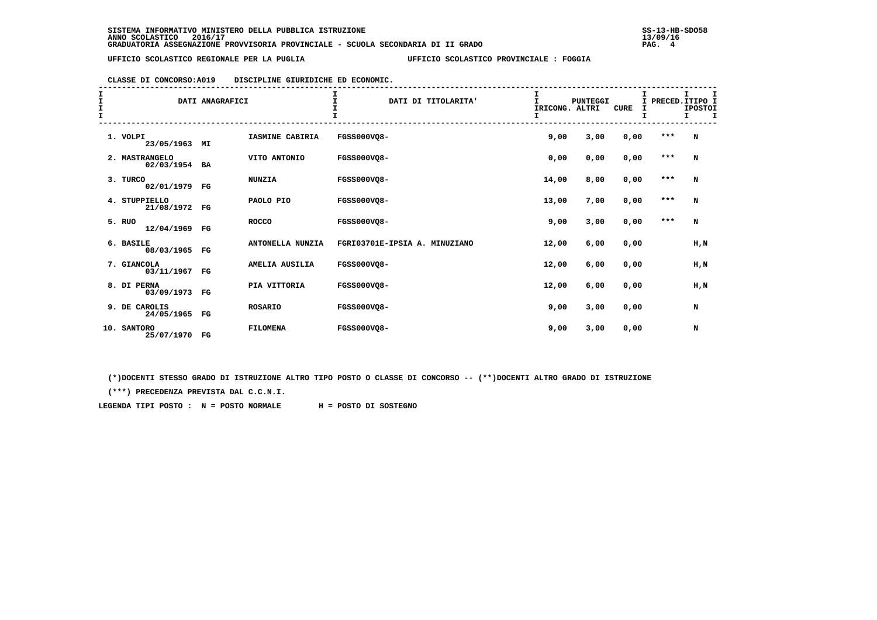SISTEMA INFORMATIVO MINISTERO DELLA PUBBLICA ISTRUZIONE
ANNO SCOLASTICO 2016/17
GRADUATORIA ASSEGNAZIONE PROVVISORIA PROVINCIALE - SCUOLA SECONDARIA DI II GRADO

UFFICIO SCOLASTICO REGIONALE PER LA PUGLIA — UFFICIO SCOLASTICO PROVINCIALE : FOGGIA

CLASSE DI CONCORSO:A019 DISCIPLINE GIURIDICHE ED ECONOMIC.

| DATI ANAGRAFICI | | | DATI DI TITOLARITA' | PUNTEGGI RICONG. | ALTRI | CURE | PRECED. | TIPO POSTO |
|---|---|---|---|---|---|---|---|---|
| 1. VOLPI 23/05/1963 | MI | IASMINE CABIRIA | FGSS000VQ8- | 9,00 | 3,00 | 0,00 | *** | N |
| 2. MASTRANGELO 02/03/1954 | BA | VITO ANTONIO | FGSS000VQ8- | 0,00 | 0,00 | 0,00 | *** | N |
| 3. TURCO 02/01/1979 | FG | NUNZIA | FGSS000VQ8- | 14,00 | 8,00 | 0,00 | *** | N |
| 4. STUPPIELLO 21/08/1972 | FG | PAOLO PIO | FGSS000VQ8- | 13,00 | 7,00 | 0,00 | *** | N |
| 5. RUO 12/04/1969 | FG | ROCCO | FGSS000VQ8- | 9,00 | 3,00 | 0,00 | *** | N |
| 6. BASILE 08/03/1965 | FG | ANTONELLA NUNZIA | FGRI03701E-IPSIA A. MINUZIANO | 12,00 | 6,00 | 0,00 | | H,N |
| 7. GIANCOLA 03/11/1967 | FG | AMELIA AUSILIA | FGSS000VQ8- | 12,00 | 6,00 | 0,00 | | H,N |
| 8. DI PERNA 03/09/1973 | FG | PIA VITTORIA | FGSS000VQ8- | 12,00 | 6,00 | 0,00 | | H,N |
| 9. DE CAROLIS 24/05/1965 | FG | ROSARIO | FGSS000VQ8- | 9,00 | 3,00 | 0,00 | | N |
| 10. SANTORO 25/07/1970 | FG | FILOMENA | FGSS000VQ8- | 9,00 | 3,00 | 0,00 | | N |

(*)DOCENTI STESSO GRADO DI ISTRUZIONE ALTRO TIPO POSTO O CLASSE DI CONCORSO -- (**)DOCENTI ALTRO GRADO DI ISTRUZIONE

(***) PRECEDENZA PREVISTA DAL C.C.N.I.

LEGENDA TIPI POSTO : N = POSTO NORMALE H = POSTO DI SOSTEGNO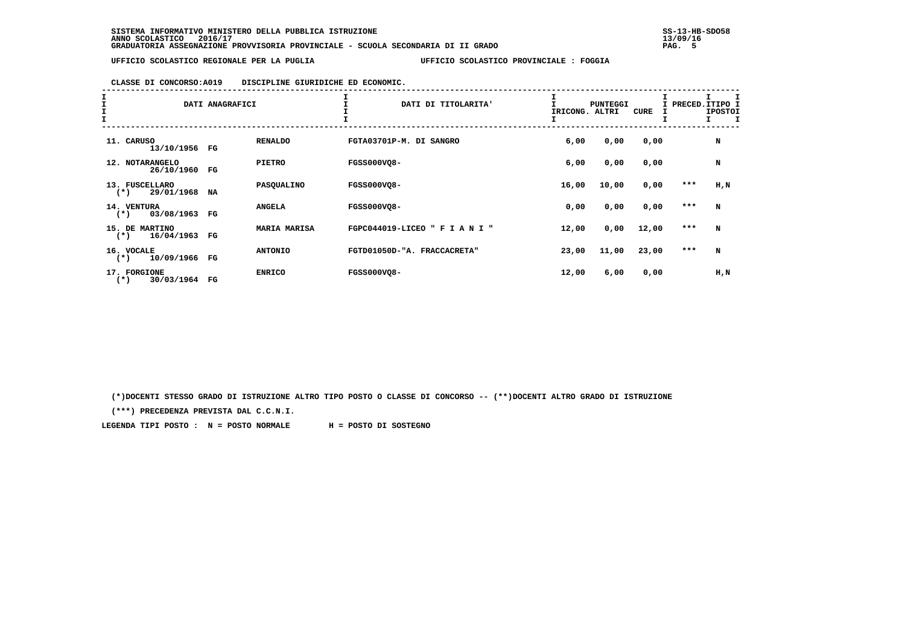SISTEMA INFORMATIVO MINISTERO DELLA PUBBLICA ISTRUZIONE
ANNO SCOLASTICO 2016/17
GRADUATORIA ASSEGNAZIONE PROVVISORIA PROVINCIALE - SCUOLA SECONDARIA DI II GRADO

UFFICIO SCOLASTICO REGIONALE PER LA PUGLIA — UFFICIO SCOLASTICO PROVINCIALE : FOGGIA

CLASSE DI CONCORSO:A019 DISCIPLINE GIURIDICHE ED ECONOMIC.

| DATI ANAGRAFICI | | | DATI DI TITOLARITA' | PUNTEGGI RICONG. | ALTRI | CURE | PRECED. | TIPO POSTO |
|---|---|---|---|---|---|---|---|---|
| 11. CARUSO 13/10/1956 | FG | RENALDO | FGTA03701P-M. DI SANGRO | 6,00 | 0,00 | 0,00 | | N |
| 12. NOTARANGELO 26/10/1960 | FG | PIETRO | FGSS000VQ8- | 6,00 | 0,00 | 0,00 | | N |
| 13. FUSCELLARO (*) 29/01/1968 | NA | PASQUALINO | FGSS000VQ8- | 16,00 | 10,00 | 0,00 | *** | H,N |
| 14. VENTURA (*) 03/08/1963 | FG | ANGELA | FGSS000VQ8- | 0,00 | 0,00 | 0,00 | *** | N |
| 15. DE MARTINO (*) 16/04/1963 | FG | MARIA MARISA | FGPC044019-LICEO " F I A N I " | 12,00 | 0,00 | 12,00 | *** | N |
| 16. VOCALE (*) 10/09/1966 | FG | ANTONIO | FGTD01050D-"A. FRACCACRETA" | 23,00 | 11,00 | 23,00 | *** | N |
| 17. FORGIONE (*) 30/03/1964 | FG | ENRICO | FGSS000VQ8- | 12,00 | 6,00 | 0,00 | | H,N |

(*)DOCENTI STESSO GRADO DI ISTRUZIONE ALTRO TIPO POSTO O CLASSE DI CONCORSO -- (**)DOCENTI ALTRO GRADO DI ISTRUZIONE

(***) PRECEDENZA PREVISTA DAL C.C.N.I.

LEGENDA TIPI POSTO : N = POSTO NORMALE H = POSTO DI SOSTEGNO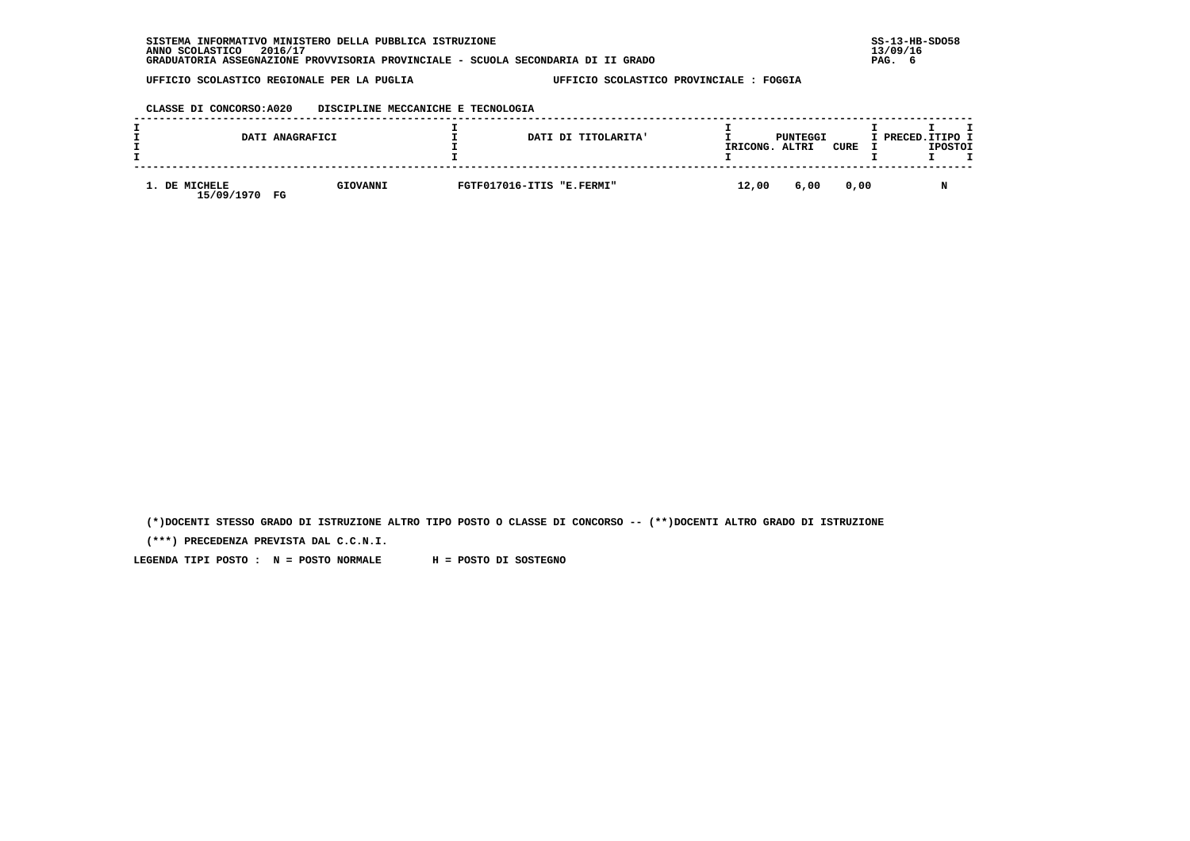SISTEMA INFORMATIVO MINISTERO DELLA PUBBLICA ISTRUZIONE
ANNO SCOLASTICO 2016/17
GRADUATORIA ASSEGNAZIONE PROVVISORIA PROVINCIALE - SCUOLA SECONDARIA DI II GRADO

UFFICIO SCOLASTICO REGIONALE PER LA PUGLIA — UFFICIO SCOLASTICO PROVINCIALE : FOGGIA

CLASSE DI CONCORSO:A020 DISCIPLINE MECCANICHE E TECNOLOGIA

| DATI ANAGRAFICI | | DATI DI TITOLARITA' | PUNTEGGI RICONG. | PUNTEGGI ALTRI | PUNTEGGI CURE | PRECED. | TIPO POSTO |
|---|---|---|---|---|---|---|---|
| 1. DE MICHELE 15/09/1970 FG | GIOVANNI | FGTF017016-ITIS "E.FERMI" | 12,00 | 6,00 | 0,00 | | N |

(*)DOCENTI STESSO GRADO DI ISTRUZIONE ALTRO TIPO POSTO O CLASSE DI CONCORSO -- (**)DOCENTI ALTRO GRADO DI ISTRUZIONE

(***) PRECEDENZA PREVISTA DAL C.C.N.I.

LEGENDA TIPI POSTO : N = POSTO NORMALE H = POSTO DI SOSTEGNO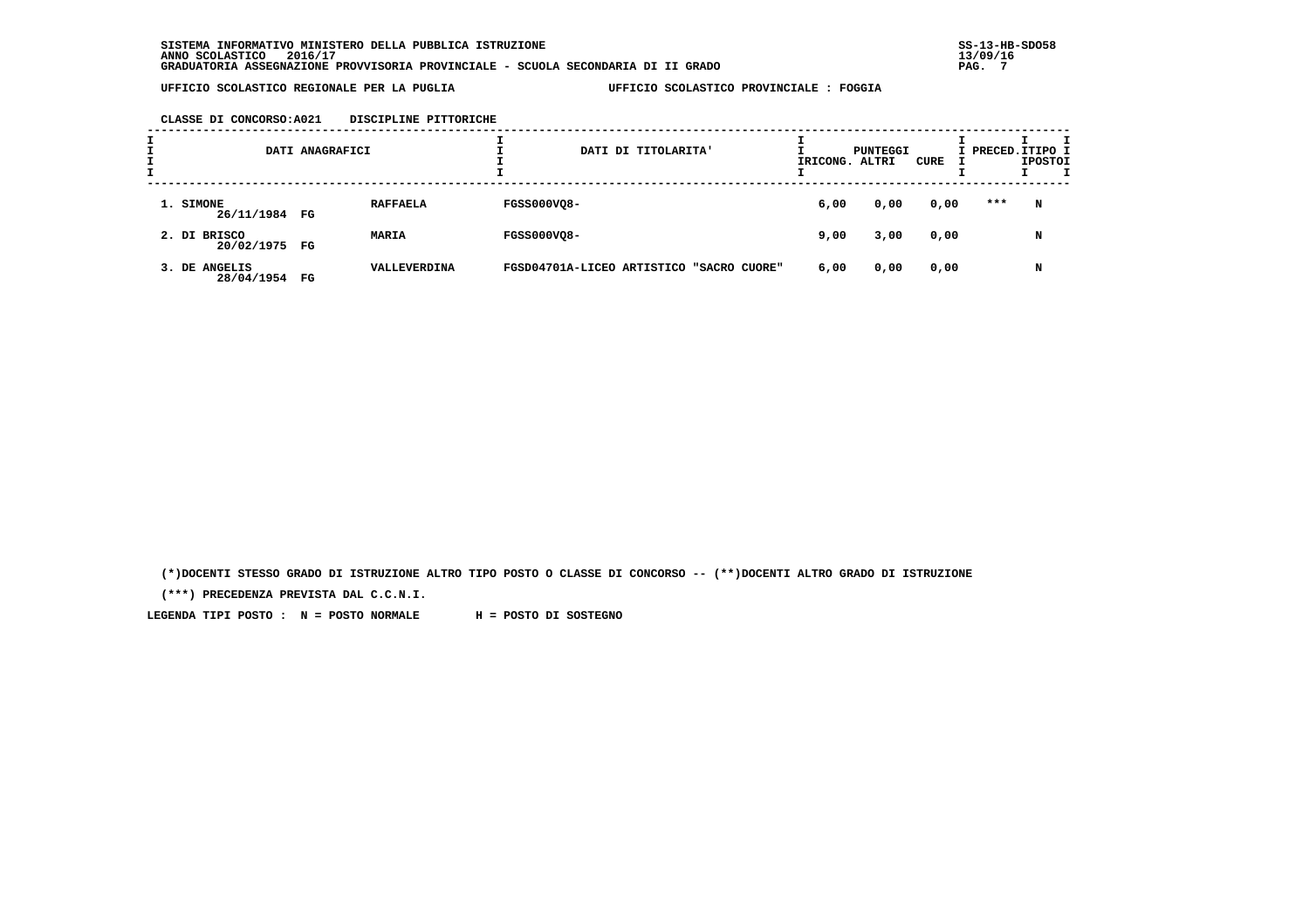SISTEMA INFORMATIVO MINISTERO DELLA PUBBLICA ISTRUZIONE
ANNO SCOLASTICO 2016/17
GRADUATORIA ASSEGNAZIONE PROVVISORIA PROVINCIALE - SCUOLA SECONDARIA DI II GRADO

UFFICIO SCOLASTICO REGIONALE PER LA PUGLIA UFFICIO SCOLASTICO PROVINCIALE : FOGGIA

CLASSE DI CONCORSO:A021 DISCIPLINE PITTORICHE

| DATI ANAGRAFICI | | | DATI DI TITOLARITA' | PUNTEGGI RICONG. | ALTRI | CURE | PRECED. | TIPO POSTO |
|---|---|---|---|---|---|---|---|---|
| 1. SIMONE | 26/11/1984 FG | RAFFAELA | FGSS000VQ8- | 6,00 | 0,00 | 0,00 | *** | N |
| 2. DI BRISCO | 20/02/1975 FG | MARIA | FGSS000VQ8- | 9,00 | 3,00 | 0,00 | | N |
| 3. DE ANGELIS | 28/04/1954 FG | VALLEVERDINA | FGSD04701A-LICEO ARTISTICO "SACRO CUORE" | 6,00 | 0,00 | 0,00 | | N |

(*)DOCENTI STESSO GRADO DI ISTRUZIONE ALTRO TIPO POSTO O CLASSE DI CONCORSO -- (**)DOCENTI ALTRO GRADO DI ISTRUZIONE

(***) PRECEDENZA PREVISTA DAL C.C.N.I.

LEGENDA TIPI POSTO : N = POSTO NORMALE H = POSTO DI SOSTEGNO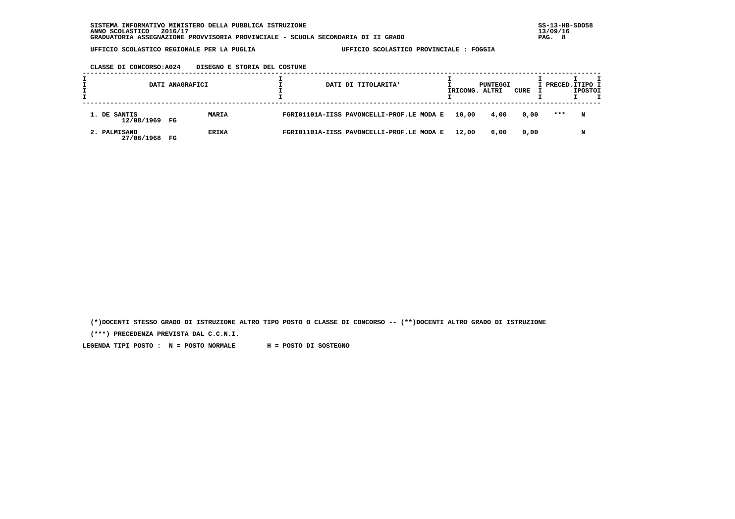SISTEMA INFORMATIVO MINISTERO DELLA PUBBLICA ISTRUZIONE
ANNO SCOLASTICO 2016/17
GRADUATORIA ASSEGNAZIONE PROVVISORIA PROVINCIALE - SCUOLA SECONDARIA DI II GRADO

UFFICIO SCOLASTICO REGIONALE PER LA PUGLIA — UFFICIO SCOLASTICO PROVINCIALE : FOGGIA

**CLASSE DI CONCORSO:A024 DISEGNO E STORIA DEL COSTUME**

| DATI ANAGRAFICI | | DATI DI TITOLARITA' | PUNTEGGI RICONG. | ALTRI | CURE | PRECED. | TIPO POSTO |
|---|---|---|---|---|---|---|---|
| 1. DE SANTIS 12/08/1969 FG | MARIA | FGRI01101A-IISS PAVONCELLI-PROF.LE MODA E | 10,00 | 4,00 | 0,00 | *** | N |
| 2. PALMISANO 27/06/1968 FG | ERIKA | FGRI01101A-IISS PAVONCELLI-PROF.LE MODA E | 12,00 | 6,00 | 0,00 | | N |

(*)DOCENTI STESSO GRADO DI ISTRUZIONE ALTRO TIPO POSTO O CLASSE DI CONCORSO -- (**)DOCENTI ALTRO GRADO DI ISTRUZIONE

(***) PRECEDENZA PREVISTA DAL C.C.N.I.

LEGENDA TIPI POSTO : N = POSTO NORMALE H = POSTO DI SOSTEGNO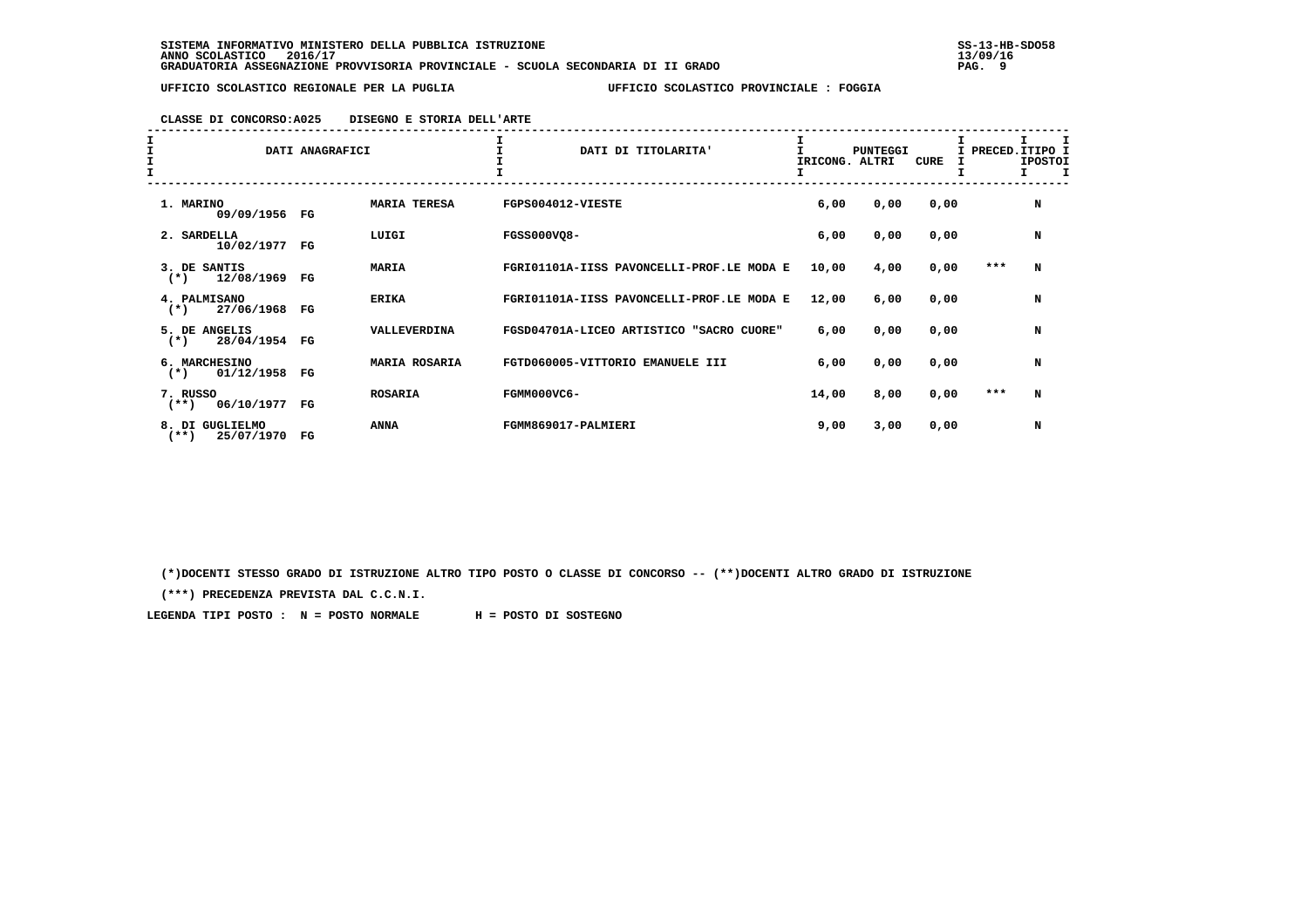SISTEMA INFORMATIVO MINISTERO DELLA PUBBLICA ISTRUZIONE
ANNO SCOLASTICO 2016/17
GRADUATORIA ASSEGNAZIONE PROVVISORIA PROVINCIALE - SCUOLA SECONDARIA DI II GRADO

SS-13-HB-SDO58
13/09/16

UFFICIO SCOLASTICO REGIONALE PER LA PUGLIA — UFFICIO SCOLASTICO PROVINCIALE : FOGGIA

CLASSE DI CONCORSO:A025 DISEGNO E STORIA DELL'ARTE

| DATI ANAGRAFICI | | | DATI DI TITOLARITA' | PUNTEGGI IRICONG. | ALTRI | CURE | PRECED. | TIPO POSTO |
|---|---|---|---|---|---|---|---|---|
| 1. MARINO 09/09/1956 | FG | MARIA TERESA | FGPS004012-VIESTE | 6,00 | 0,00 | 0,00 | | N |
| 2. SARDELLA 10/02/1977 | FG | LUIGI | FGSS000VQ8- | 6,00 | 0,00 | 0,00 | | N |
| 3. DE SANTIS (*) 12/08/1969 | FG | MARIA | FGRI01101A-IISS PAVONCELLI-PROF.LE MODA E | 10,00 | 4,00 | 0,00 | *** | N |
| 4. PALMISANO (*) 27/06/1968 | FG | ERIKA | FGRI01101A-IISS PAVONCELLI-PROF.LE MODA E | 12,00 | 6,00 | 0,00 | | N |
| 5. DE ANGELIS (*) 28/04/1954 | FG | VALLEVERDINA | FGSD04701A-LICEO ARTISTICO "SACRO CUORE" | 6,00 | 0,00 | 0,00 | | N |
| 6. MARCHESINO (*) 01/12/1958 | FG | MARIA ROSARIA | FGTD060005-VITTORIO EMANUELE III | 6,00 | 0,00 | 0,00 | | N |
| 7. RUSSO (**) 06/10/1977 | FG | ROSARIA | FGMM000VC6- | 14,00 | 8,00 | 0,00 | *** | N |
| 8. DI GUGLIELMO (**) 25/07/1970 | FG | ANNA | FGMM869017-PALMIERI | 9,00 | 3,00 | 0,00 | | N |

(*)DOCENTI STESSO GRADO DI ISTRUZIONE ALTRO TIPO POSTO O CLASSE DI CONCORSO -- (**)DOCENTI ALTRO GRADO DI ISTRUZIONE

(***) PRECEDENZA PREVISTA DAL C.C.N.I.

LEGENDA TIPI POSTO : N = POSTO NORMALE H = POSTO DI SOSTEGNO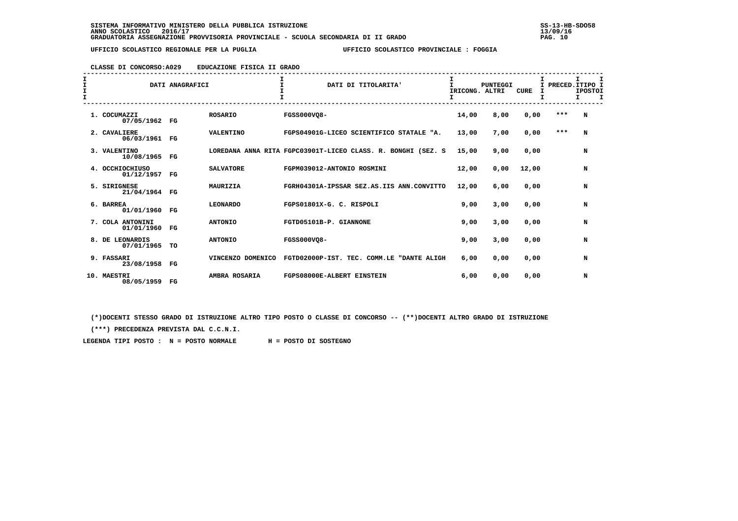SISTEMA INFORMATIVO MINISTERO DELLA PUBBLICA ISTRUZIONE
ANNO SCOLASTICO 2016/17
GRADUATORIA ASSEGNAZIONE PROVVISORIA PROVINCIALE - SCUOLA SECONDARIA DI II GRADO

SS-13-HB-SDO58
13/09/16

UFFICIO SCOLASTICO REGIONALE PER LA PUGLIA — UFFICIO SCOLASTICO PROVINCIALE : FOGGIA

CLASSE DI CONCORSO:A029 EDUCAZIONE FISICA II GRADO

| DATI ANAGRAFICI | | | DATI DI TITOLARITA' | PUNTEGGI RICONG. | ALTRI | CURE | PRECED. | TIPO POSTO |
|---|---|---|---|---|---|---|---|---|
| 1. COCUMAZZI 07/05/1962 | FG | ROSARIO | FGSS000VQ8- | 14,00 | 8,00 | 0,00 | *** | N |
| 2. CAVALIERE 06/03/1961 | FG | VALENTINO | FGPS04901G-LICEO SCIENTIFICO STATALE "A. | 13,00 | 7,00 | 0,00 | *** | N |
| 3. VALENTINO 10/08/1965 | FG | LOREDANA ANNA RITA | FGPC03901T-LICEO CLASS. R. BONGHI (SEZ. S | 15,00 | 9,00 | 0,00 | | N |
| 4. OCCHIOCHIUSO 01/12/1957 | FG | SALVATORE | FGPM039012-ANTONIO ROSMINI | 12,00 | 0,00 | 12,00 | | N |
| 5. SIRIGNESE 21/04/1964 | FG | MAURIZIA | FGRH04301A-IPSSAR SEZ.AS.IIS ANN.CONVITTO | 12,00 | 6,00 | 0,00 | | N |
| 6. BARREA 01/01/1960 | FG | LEONARDO | FGPS01801X-G. C. RISPOLI | 9,00 | 3,00 | 0,00 | | N |
| 7. COLA ANTONINI 01/01/1960 | FG | ANTONIO | FGTD05101B-P. GIANNONE | 9,00 | 3,00 | 0,00 | | N |
| 8. DE LEONARDIS 07/01/1965 | TO | ANTONIO | FGSS000VQ8- | 9,00 | 3,00 | 0,00 | | N |
| 9. FASSARI 23/08/1958 | FG | VINCENZO DOMENICO | FGTD02000P-IST. TEC. COMM.LE "DANTE ALIGH | 6,00 | 0,00 | 0,00 | | N |
| 10. MAESTRI 08/05/1959 | FG | AMBRA ROSARIA | FGPS08000E-ALBERT EINSTEIN | 6,00 | 0,00 | 0,00 | | N |

(*)DOCENTI STESSO GRADO DI ISTRUZIONE ALTRO TIPO POSTO O CLASSE DI CONCORSO -- (**)DOCENTI ALTRO GRADO DI ISTRUZIONE

(***) PRECEDENZA PREVISTA DAL C.C.N.I.

LEGENDA TIPI POSTO : N = POSTO NORMALE H = POSTO DI SOSTEGNO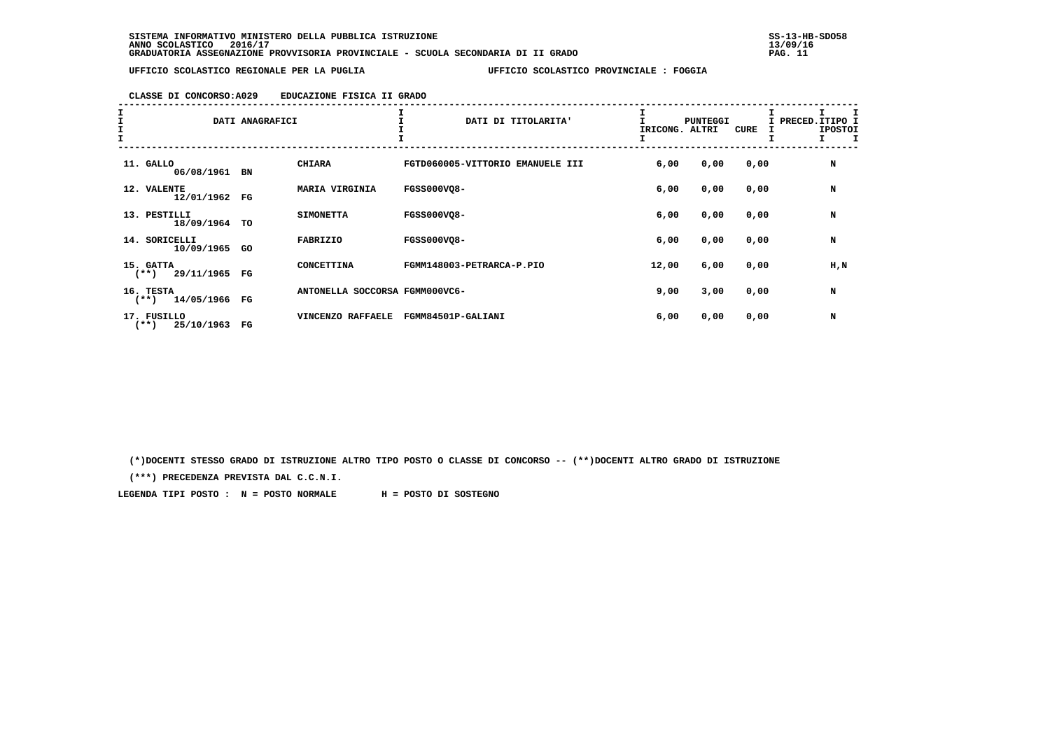UFFICIO SCOLASTICO REGIONALE PER LA PUGLIA — UFFICIO SCOLASTICO PROVINCIALE : FOGGIA

CLASSE DI CONCORSO:A029 EDUCAZIONE FISICA II GRADO

| DATI ANAGRAFICI | | DATI DI TITOLARITA' | PUNTEGGI RICONG. | ALTRI | CURE | PRECED. | TIPO POSTO |
|---|---|---|---|---|---|---|---|
| 11. GALLO 06/08/1961 BN | CHIARA | FGTD060005-VITTORIO EMANUELE III | 6,00 | 0,00 | 0,00 | | N |
| 12. VALENTE 12/01/1962 FG | MARIA VIRGINIA | FGSS000VQ8- | 6,00 | 0,00 | 0,00 | | N |
| 13. PESTILLI 18/09/1964 TO | SIMONETTA | FGSS000VQ8- | 6,00 | 0,00 | 0,00 | | N |
| 14. SORICELLI 10/09/1965 GO | FABRIZIO | FGSS000VQ8- | 6,00 | 0,00 | 0,00 | | N |
| 15. GATTA (**) 29/11/1965 FG | CONCETTINA | FGMM148003-PETRARCA-P.PIO | 12,00 | 6,00 | 0,00 | | H,N |
| 16. TESTA (**) 14/05/1966 FG | ANTONELLA SOCCORSA | FGMM000VC6- | 9,00 | 3,00 | 0,00 | | N |
| 17. FUSILLO (**) 25/10/1963 FG | VINCENZO RAFFAELE | FGMM84501P-GALIANI | 6,00 | 0,00 | 0,00 | | N |

(*)DOCENTI STESSO GRADO DI ISTRUZIONE ALTRO TIPO POSTO O CLASSE DI CONCORSO -- (**)DOCENTI ALTRO GRADO DI ISTRUZIONE

(***) PRECEDENZA PREVISTA DAL C.C.N.I.

LEGENDA TIPI POSTO : N = POSTO NORMALE H = POSTO DI SOSTEGNO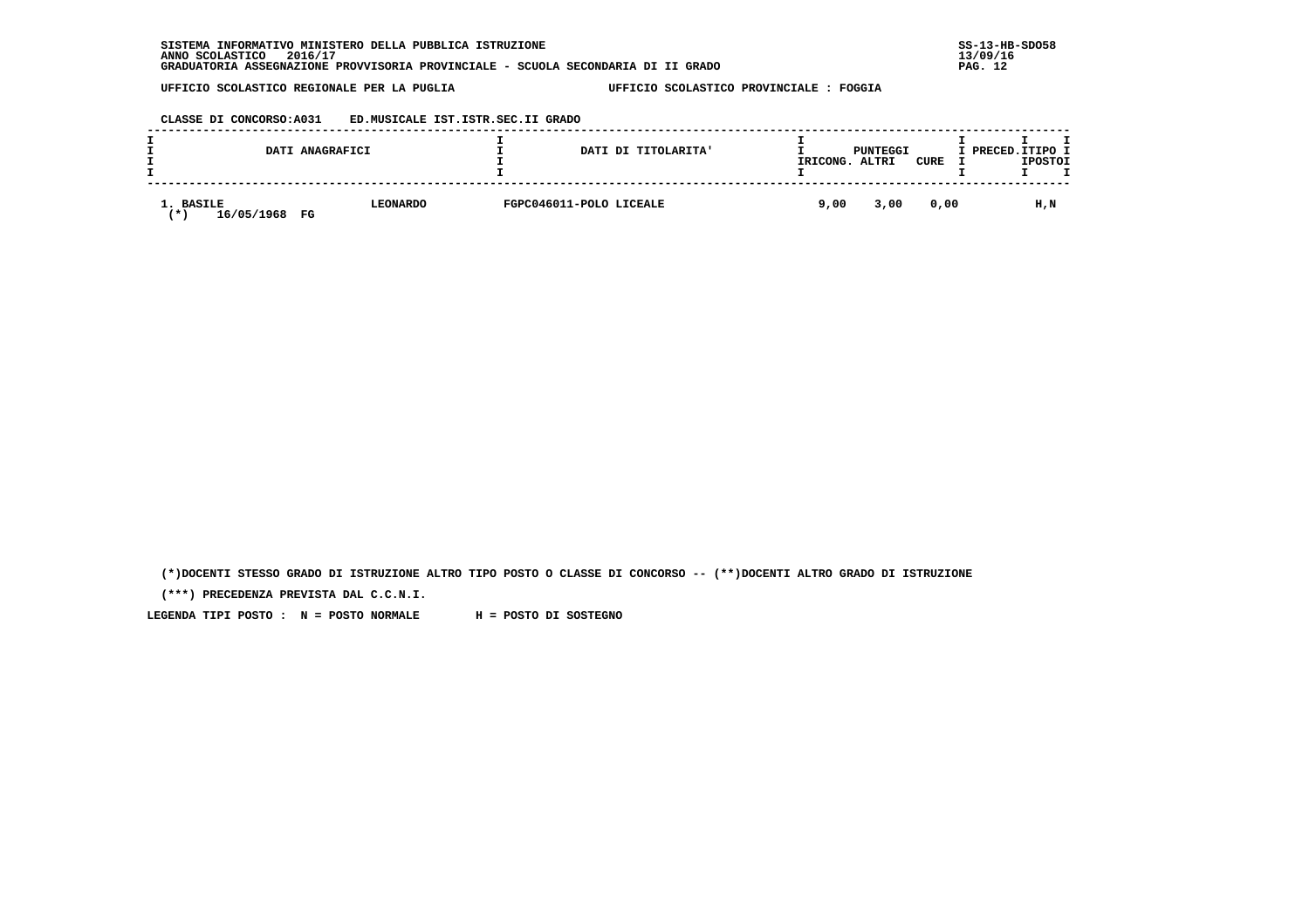SISTEMA INFORMATIVO MINISTERO DELLA PUBBLICA ISTRUZIONE
ANNO SCOLASTICO 2016/17
GRADUATORIA ASSEGNAZIONE PROVVISORIA PROVINCIALE - SCUOLA SECONDARIA DI II GRADO

SS-13-HB-SDO58
13/09/16

UFFICIO SCOLASTICO REGIONALE PER LA PUGLIA — UFFICIO SCOLASTICO PROVINCIALE : FOGGIA

CLASSE DI CONCORSO:A031 ED.MUSICALE IST.ISTR.SEC.II GRADO

| DATI ANAGRAFICI | | DATI DI TITOLARITA' | PUNTEGGI RICONG. | PUNTEGGI ALTRI | PUNTEGGI CURE | PRECED. | TIPO POSTO |
|---|---|---|---|---|---|---|---|
| 1. BASILE (*) 16/05/1968 FG | LEONARDO | FGPC046011-POLO LICEALE | 9,00 | 3,00 | 0,00 | | H,N |

(*)DOCENTI STESSO GRADO DI ISTRUZIONE ALTRO TIPO POSTO O CLASSE DI CONCORSO -- (**)DOCENTI ALTRO GRADO DI ISTRUZIONE

(***) PRECEDENZA PREVISTA DAL C.C.N.I.

LEGENDA TIPI POSTO : N = POSTO NORMALE H = POSTO DI SOSTEGNO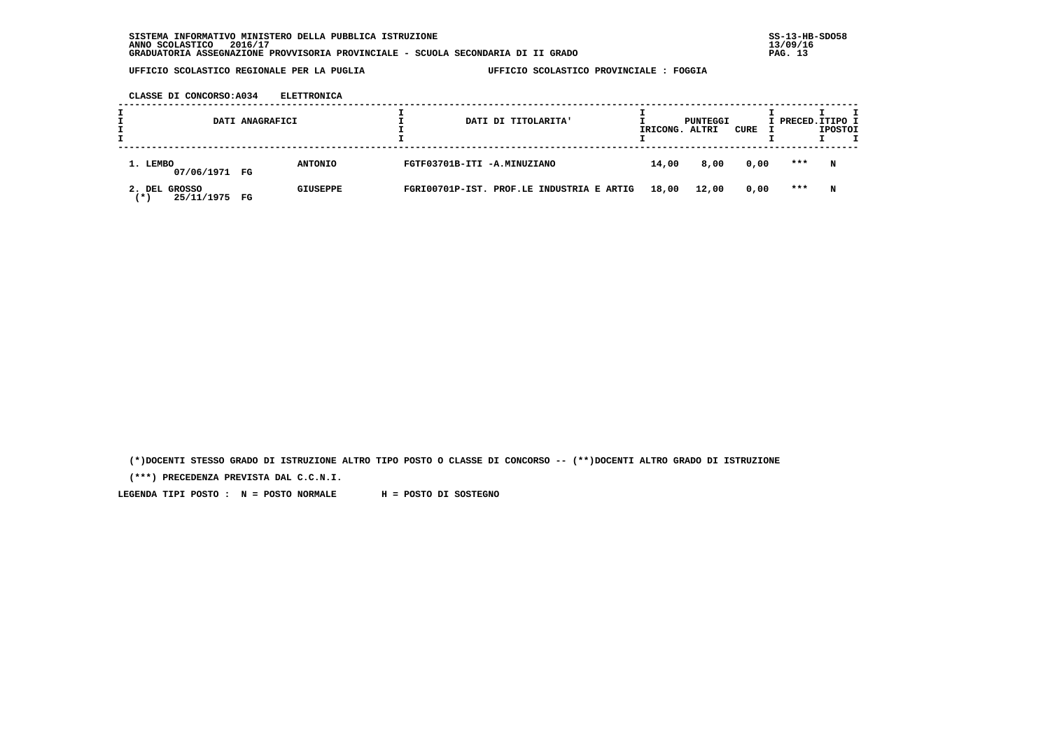SISTEMA INFORMATIVO MINISTERO DELLA PUBBLICA ISTRUZIONE
ANNO SCOLASTICO 2016/17
GRADUATORIA ASSEGNAZIONE PROVVISORIA PROVINCIALE - SCUOLA SECONDARIA DI II GRADO

SS-13-HB-SDO58
13/09/16

UFFICIO SCOLASTICO REGIONALE PER LA PUGLIA — UFFICIO SCOLASTICO PROVINCIALE : FOGGIA

CLASSE DI CONCORSO:A034 ELETTRONICA

| DATI ANAGRAFICI | | | DATI DI TITOLARITA' | PUNTEGGI RICONG. | ALTRI | CURE | PRECED. | TIPO POSTO |
|---|---|---|---|---|---|---|---|---|
| 1. LEMBO | 07/06/1971 FG | ANTONIO | FGTF03701B-ITI -A.MINUZIANO | 14,00 | 8,00 | 0,00 | *** | N |
| 2. DEL GROSSO (*) | 25/11/1975 FG | GIUSEPPE | FGRI00701P-IST. PROF.LE INDUSTRIA E ARTIG | 18,00 | 12,00 | 0,00 | *** | N |

(*)DOCENTI STESSO GRADO DI ISTRUZIONE ALTRO TIPO POSTO O CLASSE DI CONCORSO -- (**)DOCENTI ALTRO GRADO DI ISTRUZIONE

(***) PRECEDENZA PREVISTA DAL C.C.N.I.

LEGENDA TIPI POSTO : N = POSTO NORMALE H = POSTO DI SOSTEGNO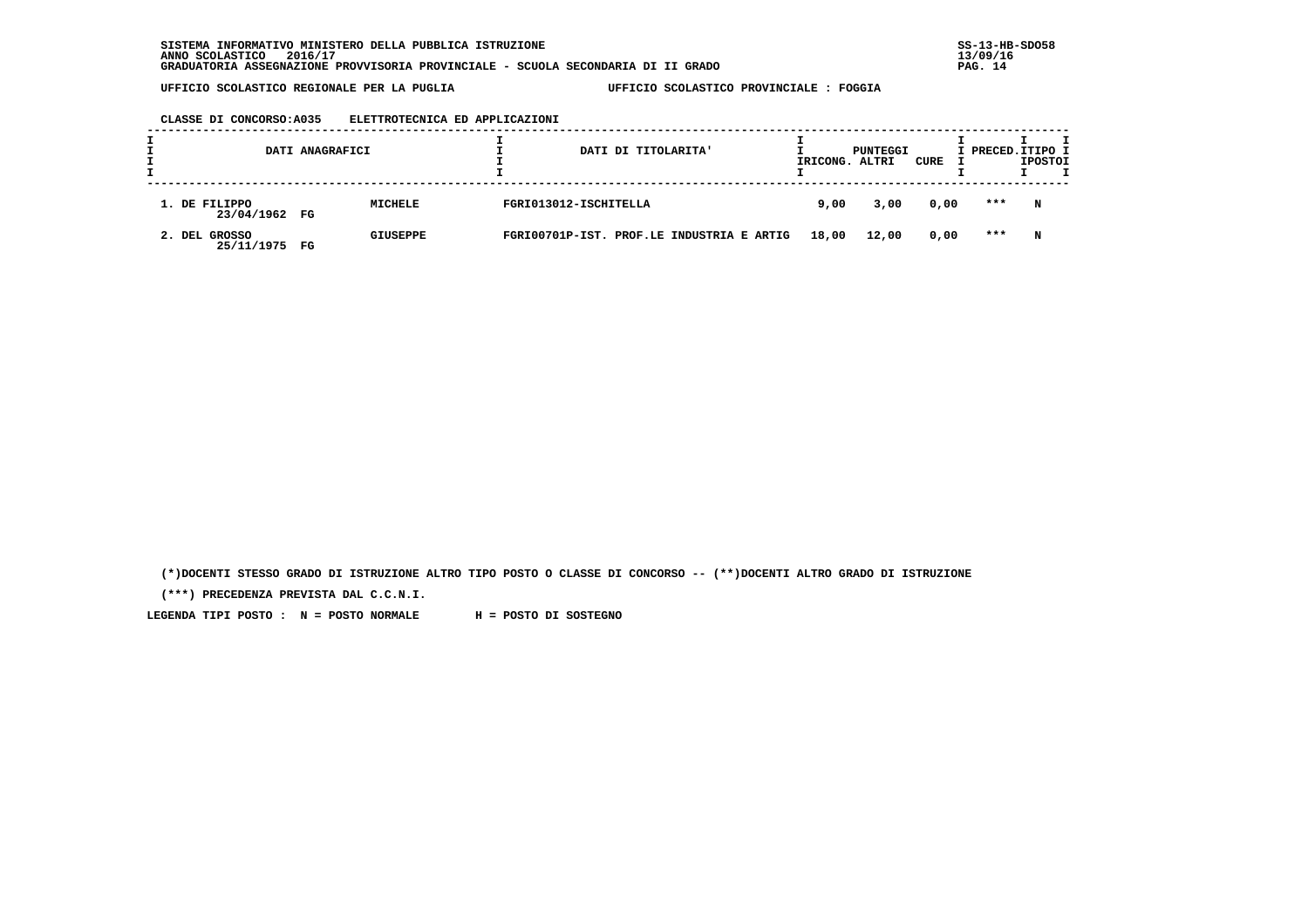SISTEMA INFORMATIVO MINISTERO DELLA PUBBLICA ISTRUZIONE
ANNO SCOLASTICO 2016/17
GRADUATORIA ASSEGNAZIONE PROVVISORIA PROVINCIALE - SCUOLA SECONDARIA DI II GRADO

UFFICIO SCOLASTICO REGIONALE PER LA PUGLIA — UFFICIO SCOLASTICO PROVINCIALE : FOGGIA

CLASSE DI CONCORSO:A035 ELETTROTECNICA ED APPLICAZIONI

| DATI ANAGRAFICI | | DATI DI TITOLARITA' | PUNTEGGI RICONG. | PUNTEGGI ALTRI | PUNTEGGI CURE | PRECED. | TIPO POSTO |
|---|---|---|---|---|---|---|---|
| 1. DE FILIPPO 23/04/1962 FG | MICHELE | FGRI013012-ISCHITELLA | 9,00 | 3,00 | 0,00 | *** | N |
| 2. DEL GROSSO 25/11/1975 FG | GIUSEPPE | FGRI00701P-IST. PROF.LE INDUSTRIA E ARTIG | 18,00 | 12,00 | 0,00 | *** | N |

(*)DOCENTI STESSO GRADO DI ISTRUZIONE ALTRO TIPO POSTO O CLASSE DI CONCORSO -- (**)DOCENTI ALTRO GRADO DI ISTRUZIONE

(***) PRECEDENZA PREVISTA DAL C.C.N.I.

LEGENDA TIPI POSTO : N = POSTO NORMALE H = POSTO DI SOSTEGNO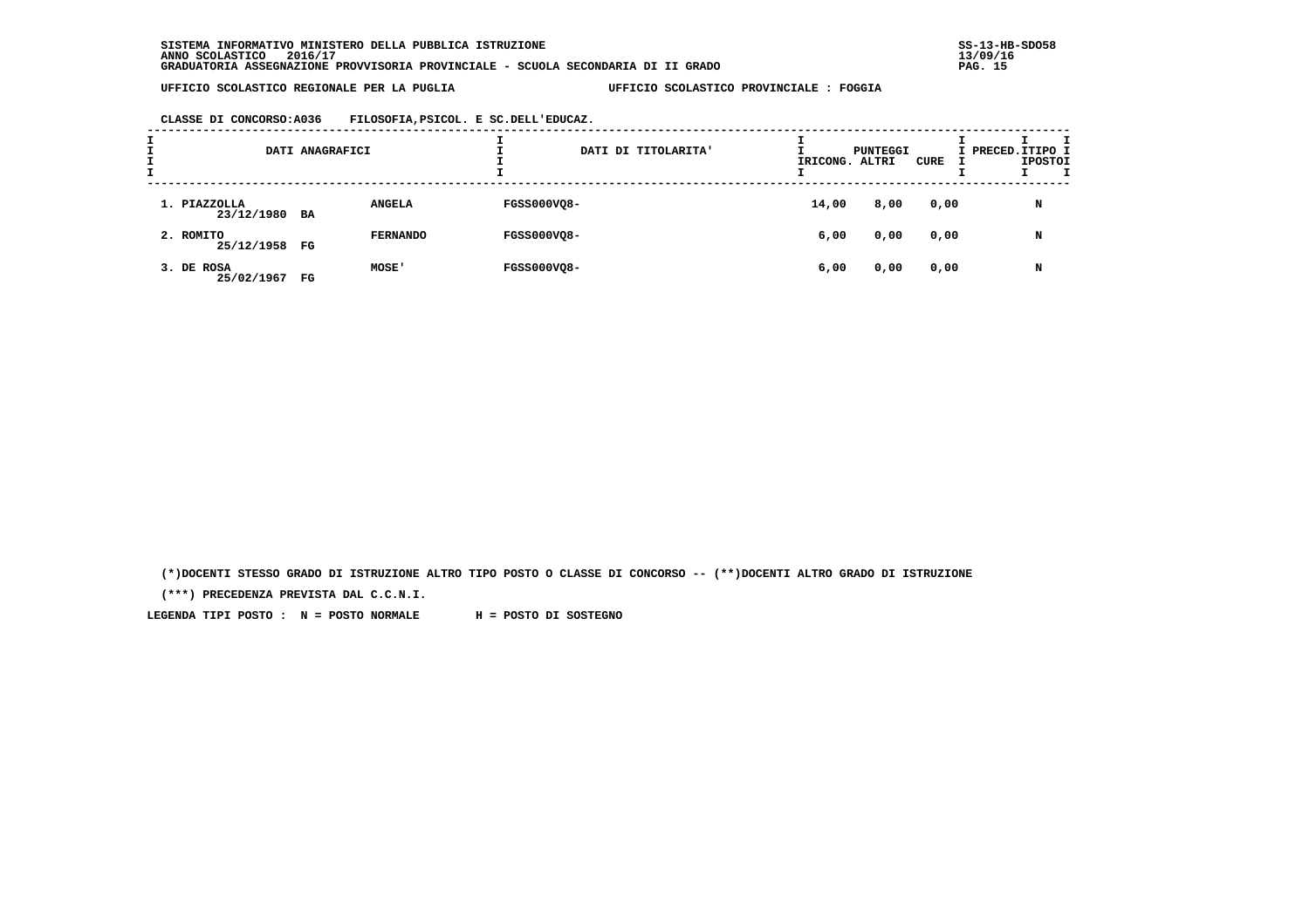SISTEMA INFORMATIVO MINISTERO DELLA PUBBLICA ISTRUZIONE
ANNO SCOLASTICO 2016/17
GRADUATORIA ASSEGNAZIONE PROVVISORIA PROVINCIALE - SCUOLA SECONDARIA DI II GRADO

UFFICIO SCOLASTICO REGIONALE PER LA PUGLIA — UFFICIO SCOLASTICO PROVINCIALE : FOGGIA

CLASSE DI CONCORSO:A036 FILOSOFIA,PSICOL. E SC.DELL'EDUCAZ.

| DATI ANAGRAFICI | | | DATI DI TITOLARITA' | PUNTEGGI RICONG. | PUNTEGGI ALTRI | PUNTEGGI CURE | PRECED. | TIPO POSTO |
|---|---|---|---|---|---|---|---|---|
| 1. PIAZZOLLA 23/12/1980 | BA | ANGELA | FGSS000VQ8- | 14,00 | 8,00 | 0,00 | | N |
| 2. ROMITO 25/12/1958 | FG | FERNANDO | FGSS000VQ8- | 6,00 | 0,00 | 0,00 | | N |
| 3. DE ROSA 25/02/1967 | FG | MOSE' | FGSS000VQ8- | 6,00 | 0,00 | 0,00 | | N |

(*)DOCENTI STESSO GRADO DI ISTRUZIONE ALTRO TIPO POSTO O CLASSE DI CONCORSO -- (**)DOCENTI ALTRO GRADO DI ISTRUZIONE

(***) PRECEDENZA PREVISTA DAL C.C.N.I.

LEGENDA TIPI POSTO : N = POSTO NORMALE H = POSTO DI SOSTEGNO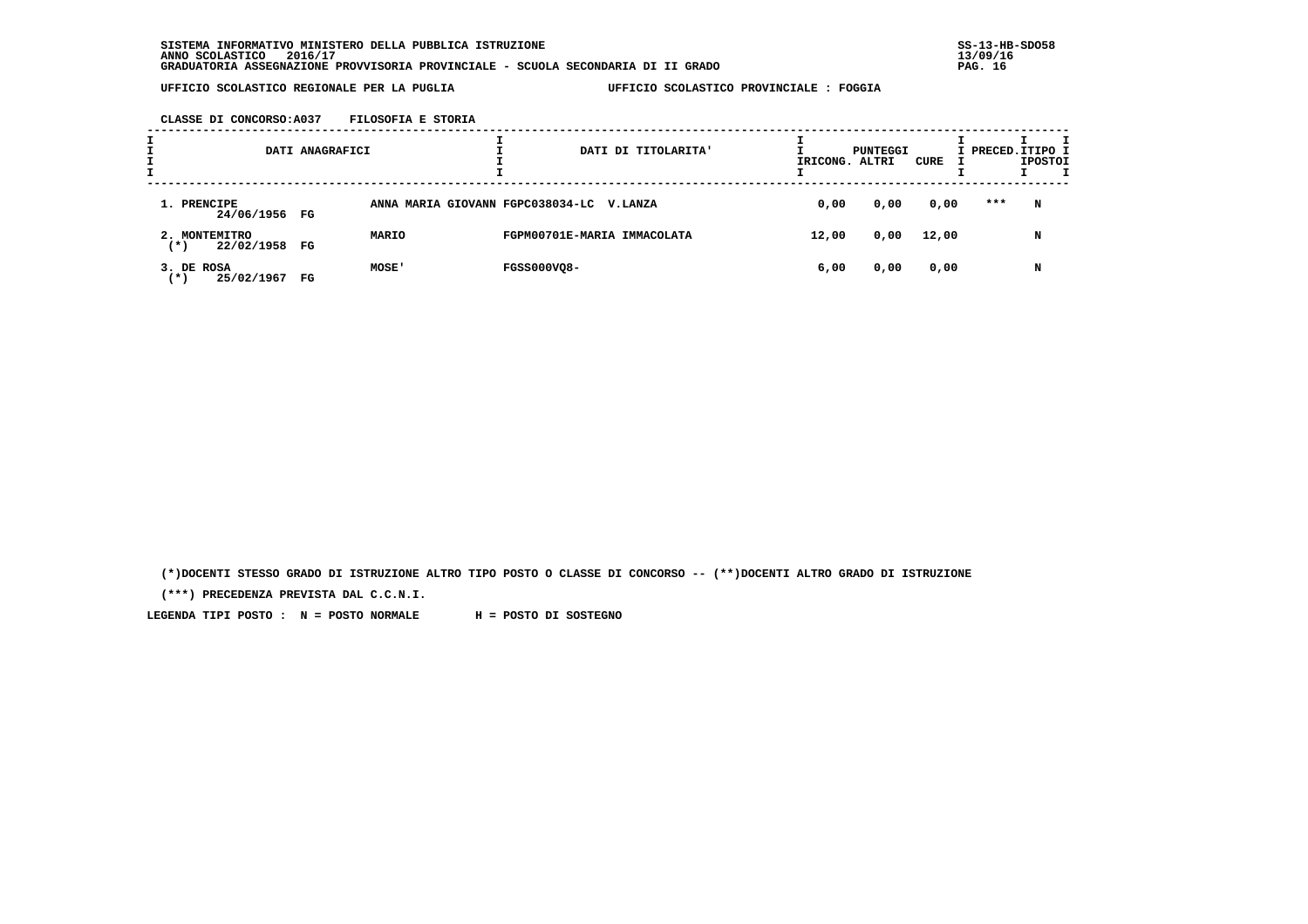SISTEMA INFORMATIVO MINISTERO DELLA PUBBLICA ISTRUZIONE
ANNO SCOLASTICO 2016/17
GRADUATORIA ASSEGNAZIONE PROVVISORIA PROVINCIALE - SCUOLA SECONDARIA DI II GRADO

UFFICIO SCOLASTICO REGIONALE PER LA PUGLIA — UFFICIO SCOLASTICO PROVINCIALE : FOGGIA

CLASSE DI CONCORSO:A037 FILOSOFIA E STORIA

| DATI ANAGRAFICI | | DATI DI TITOLARITA' | PUNTEGGI RICONG. | PUNTEGGI ALTRI | PUNTEGGI CURE | PRECED. | TIPO POSTO |
|---|---|---|---|---|---|---|---|
| 1. PRENCIPE 24/06/1956 FG | ANNA MARIA GIOVANN | FGPC038034-LC V.LANZA | 0,00 | 0,00 | 0,00 | *** | N |
| 2. MONTEMITRO (*) 22/02/1958 FG | MARIO | FGPM00701E-MARIA IMMACOLATA | 12,00 | 0,00 | 12,00 | | N |
| 3. DE ROSA (*) 25/02/1967 FG | MOSE' | FGSS000VQ8- | 6,00 | 0,00 | 0,00 | | N |

(*)DOCENTI STESSO GRADO DI ISTRUZIONE ALTRO TIPO POSTO O CLASSE DI CONCORSO -- (**)DOCENTI ALTRO GRADO DI ISTRUZIONE

(***) PRECEDENZA PREVISTA DAL C.C.N.I.

LEGENDA TIPI POSTO : N = POSTO NORMALE H = POSTO DI SOSTEGNO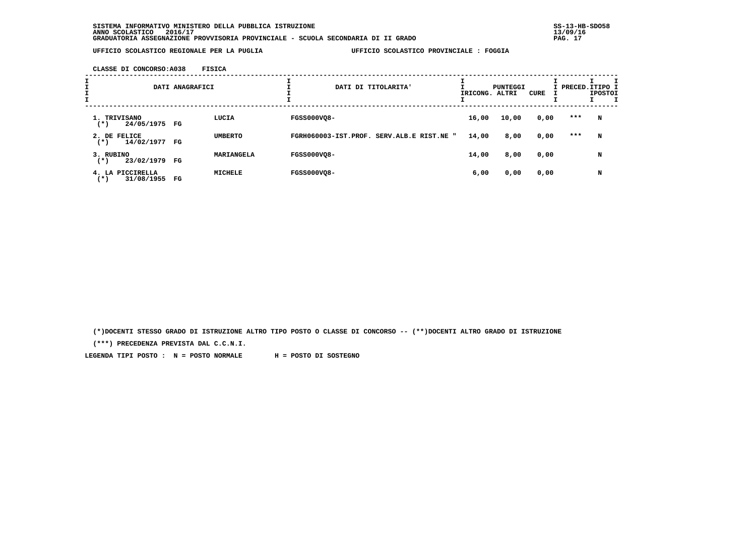SISTEMA INFORMATIVO MINISTERO DELLA PUBBLICA ISTRUZIONE
ANNO SCOLASTICO 2016/17
GRADUATORIA ASSEGNAZIONE PROVVISORIA PROVINCIALE - SCUOLA SECONDARIA DI II GRADO

UFFICIO SCOLASTICO REGIONALE PER LA PUGLIA — UFFICIO SCOLASTICO PROVINCIALE : FOGGIA

CLASSE DI CONCORSO:A038 FISICA

| DATI ANAGRAFICI | | | DATI DI TITOLARITA' | PUNTEGGI RICONG. | ALTRI | CURE | PRECED. | TIPO POSTO |
|---|---|---|---|---|---|---|---|---|
| 1. TRIVISANO (*) | 24/05/1975 FG | LUCIA | FGSS000VQ8- | 16,00 | 10,00 | 0,00 | *** | N |
| 2. DE FELICE (*) | 14/02/1977 FG | UMBERTO | FGRH060003-IST.PROF. SERV.ALB.E RIST.NE " | 14,00 | 8,00 | 0,00 | *** | N |
| 3. RUBINO (*) | 23/02/1979 FG | MARIANGELA | FGSS000VQ8- | 14,00 | 8,00 | 0,00 | | N |
| 4. LA PICCIRELLA (*) | 31/08/1955 FG | MICHELE | FGSS000VQ8- | 6,00 | 0,00 | 0,00 | | N |

(*)DOCENTI STESSO GRADO DI ISTRUZIONE ALTRO TIPO POSTO O CLASSE DI CONCORSO -- (**)DOCENTI ALTRO GRADO DI ISTRUZIONE

(***) PRECEDENZA PREVISTA DAL C.C.N.I.

LEGENDA TIPI POSTO : N = POSTO NORMALE H = POSTO DI SOSTEGNO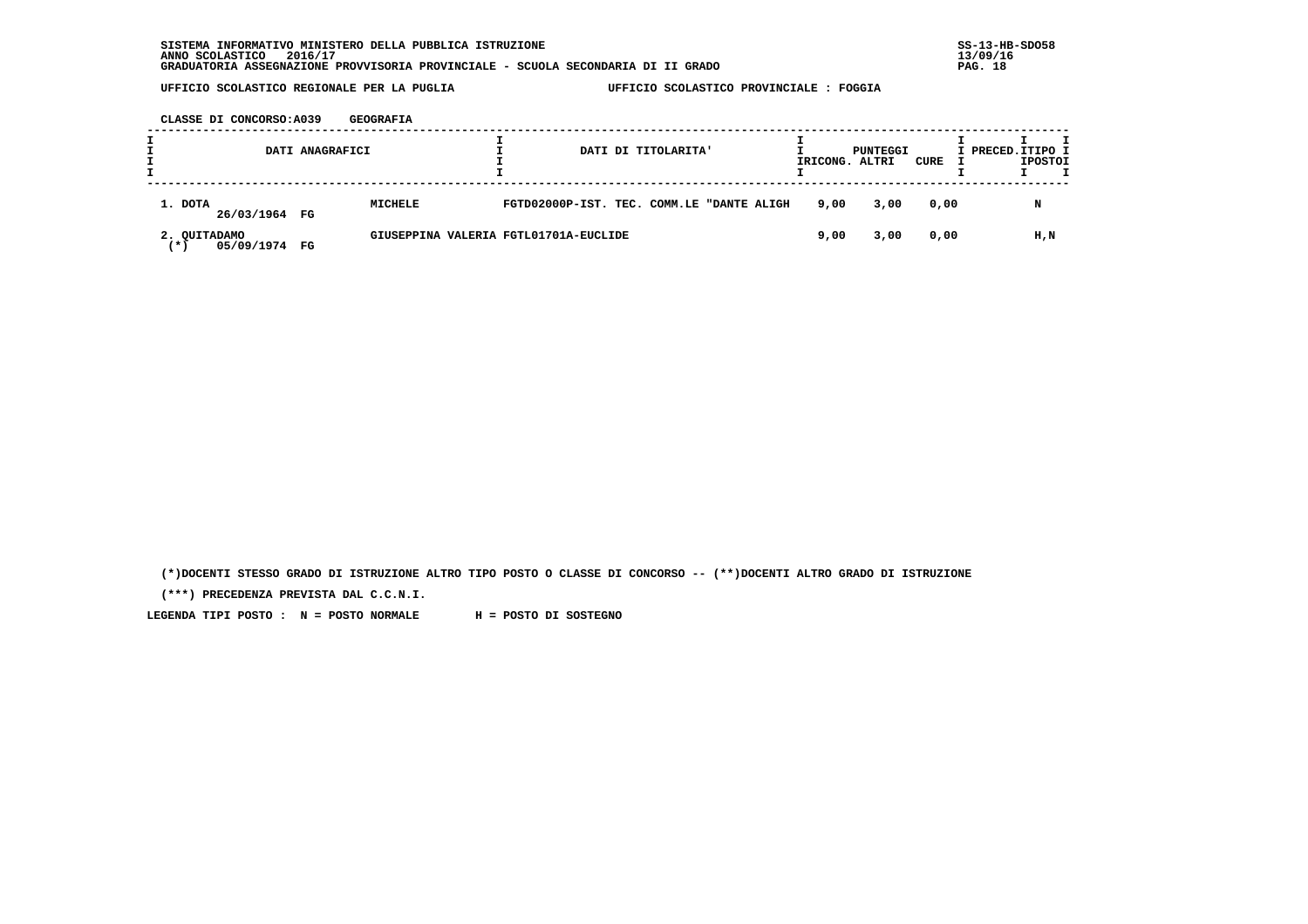SISTEMA INFORMATIVO MINISTERO DELLA PUBBLICA ISTRUZIONE
ANNO SCOLASTICO 2016/17
GRADUATORIA ASSEGNAZIONE PROVVISORIA PROVINCIALE - SCUOLA SECONDARIA DI II GRADO

UFFICIO SCOLASTICO REGIONALE PER LA PUGLIA — UFFICIO SCOLASTICO PROVINCIALE : FOGGIA

CLASSE DI CONCORSO:A039 GEOGRAFIA

| DATI ANAGRAFICI | | | DATI DI TITOLARITA' | PUNTEGGI RICONG. | PUNTEGGI ALTRI | PUNTEGGI CURE | PRECED. | TIPO POSTO |
|---|---|---|---|---|---|---|---|---|
| 1. DOTA | 26/03/1964 FG | MICHELE | FGTD02000P-IST. TEC. COMM.LE "DANTE ALIGH | 9,00 | 3,00 | 0,00 | | N |
| 2. QUITADAMO (*) | 05/09/1974 FG | GIUSEPPINA VALERIA | FGTL01701A-EUCLIDE | 9,00 | 3,00 | 0,00 | | H,N |

(*)DOCENTI STESSO GRADO DI ISTRUZIONE ALTRO TIPO POSTO O CLASSE DI CONCORSO -- (**)DOCENTI ALTRO GRADO DI ISTRUZIONE

(***) PRECEDENZA PREVISTA DAL C.C.N.I.

LEGENDA TIPI POSTO : N = POSTO NORMALE H = POSTO DI SOSTEGNO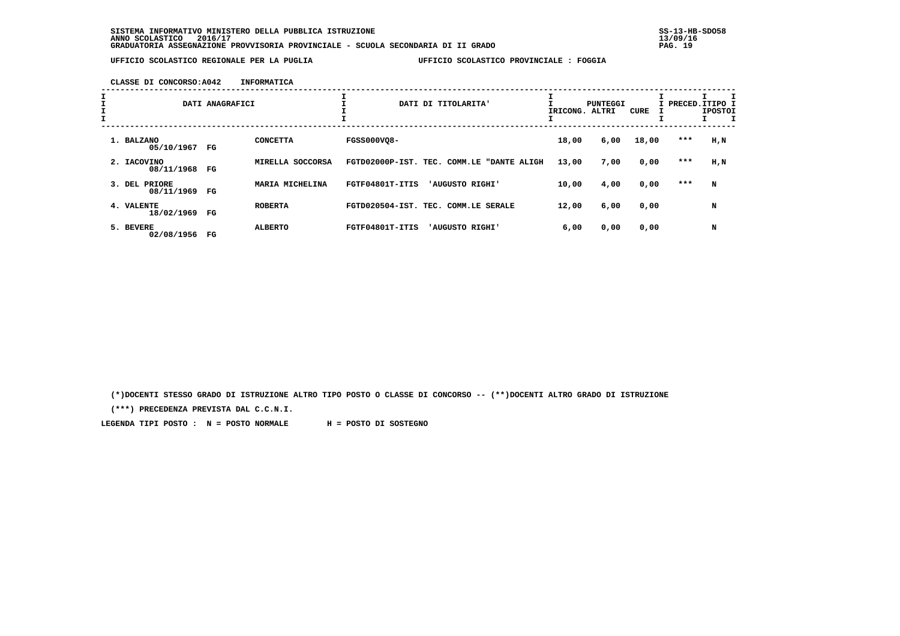**SISTEMA INFORMATIVO MINISTERO DELLA PUBBLICA ISTRUZIONE**
**ANNO SCOLASTICO 2016/17**
**GRADUATORIA ASSEGNAZIONE PROVVISORIA PROVINCIALE - SCUOLA SECONDARIA DI II GRADO**

SS-13-HB-SDO58
13/09/16

**UFFICIO SCOLASTICO REGIONALE PER LA PUGLIA** — **UFFICIO SCOLASTICO PROVINCIALE : FOGGIA**

**CLASSE DI CONCORSO:A042 INFORMATICA**

| DATI ANAGRAFICI | | | DATI DI TITOLARITA' | PUNTEGGI RICONG. | ALTRI | CURE | PRECED. | TIPO POSTO |
|---|---|---|---|---|---|---|---|---|
| 1. BALZANO 05/10/1967 | FG | CONCETTA | FGSS000VQ8- | 18,00 | 6,00 | 18,00 | *** | H,N |
| 2. IACOVINO 08/11/1968 | FG | MIRELLA SOCCORSA | FGTD02000P-IST. TEC. COMM.LE "DANTE ALIGH | 13,00 | 7,00 | 0,00 | *** | H,N |
| 3. DEL PRIORE 08/11/1969 | FG | MARIA MICHELINA | FGTF04801T-ITIS 'AUGUSTO RIGHI' | 10,00 | 4,00 | 0,00 | *** | N |
| 4. VALENTE 18/02/1969 | FG | ROBERTA | FGTD020504-IST. TEC. COMM.LE SERALE | 12,00 | 6,00 | 0,00 | | N |
| 5. BEVERE 02/08/1956 | FG | ALBERTO | FGTF04801T-ITIS 'AUGUSTO RIGHI' | 6,00 | 0,00 | 0,00 | | N |

(*)DOCENTI STESSO GRADO DI ISTRUZIONE ALTRO TIPO POSTO O CLASSE DI CONCORSO -- (**)DOCENTI ALTRO GRADO DI ISTRUZIONE

(***) PRECEDENZA PREVISTA DAL C.C.N.I.

LEGENDA TIPI POSTO : N = POSTO NORMALE H = POSTO DI SOSTEGNO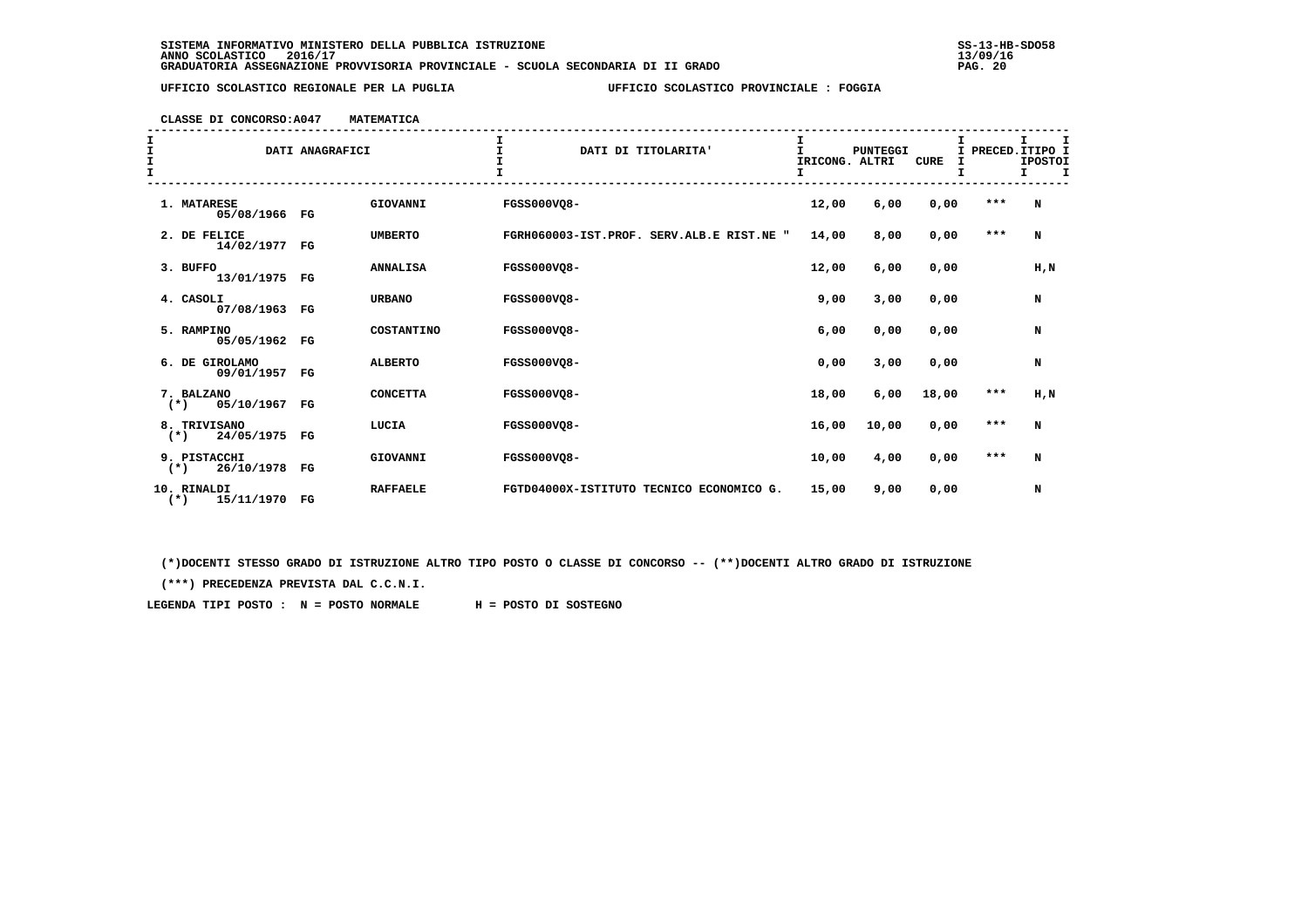**SISTEMA INFORMATIVO MINISTERO DELLA PUBBLICA ISTRUZIONE**
**ANNO SCOLASTICO 2016/17**
**GRADUATORIA ASSEGNAZIONE PROVVISORIA PROVINCIALE - SCUOLA SECONDARIA DI II GRADO**

SS-13-HB-SDO58
13/09/16

**UFFICIO SCOLASTICO REGIONALE PER LA PUGLIA** — **UFFICIO SCOLASTICO PROVINCIALE : FOGGIA**

**CLASSE DI CONCORSO:A047 MATEMATICA**

| DATI ANAGRAFICI | | | DATI DI TITOLARITA' | PUNTEGGI RICONG. | PUNTEGGI ALTRI | PUNTEGGI CURE | PRECED. | TIPO POSTO |
|---|---|---|---|---|---|---|---|---|
| 1. MATARESE 05/08/1966 | FG | GIOVANNI | FGSS000VQ8- | 12,00 | 6,00 | 0,00 | *** | N |
| 2. DE FELICE 14/02/1977 | FG | UMBERTO | FGRH060003-IST.PROF. SERV.ALB.E RIST.NE " | 14,00 | 8,00 | 0,00 | *** | N |
| 3. BUFFO 13/01/1975 | FG | ANNALISA | FGSS000VQ8- | 12,00 | 6,00 | 0,00 | | H,N |
| 4. CASOLI 07/08/1963 | FG | URBANO | FGSS000VQ8- | 9,00 | 3,00 | 0,00 | | N |
| 5. RAMPINO 05/05/1962 | FG | COSTANTINO | FGSS000VQ8- | 6,00 | 0,00 | 0,00 | | N |
| 6. DE GIROLAMO 09/01/1957 | FG | ALBERTO | FGSS000VQ8- | 0,00 | 3,00 | 0,00 | | N |
| 7. BALZANO (*) 05/10/1967 | FG | CONCETTA | FGSS000VQ8- | 18,00 | 6,00 | 18,00 | *** | H,N |
| 8. TRIVISANO (*) 24/05/1975 | FG | LUCIA | FGSS000VQ8- | 16,00 | 10,00 | 0,00 | *** | N |
| 9. PISTACCHI (*) 26/10/1978 | FG | GIOVANNI | FGSS000VQ8- | 10,00 | 4,00 | 0,00 | *** | N |
| 10. RINALDI (*) 15/11/1970 | FG | RAFFAELE | FGTD04000X-ISTITUTO TECNICO ECONOMICO G. | 15,00 | 9,00 | 0,00 | | N |

(*)DOCENTI STESSO GRADO DI ISTRUZIONE ALTRO TIPO POSTO O CLASSE DI CONCORSO -- (**)DOCENTI ALTRO GRADO DI ISTRUZIONE

(***) PRECEDENZA PREVISTA DAL C.C.N.I.

LEGENDA TIPI POSTO : N = POSTO NORMALE H = POSTO DI SOSTEGNO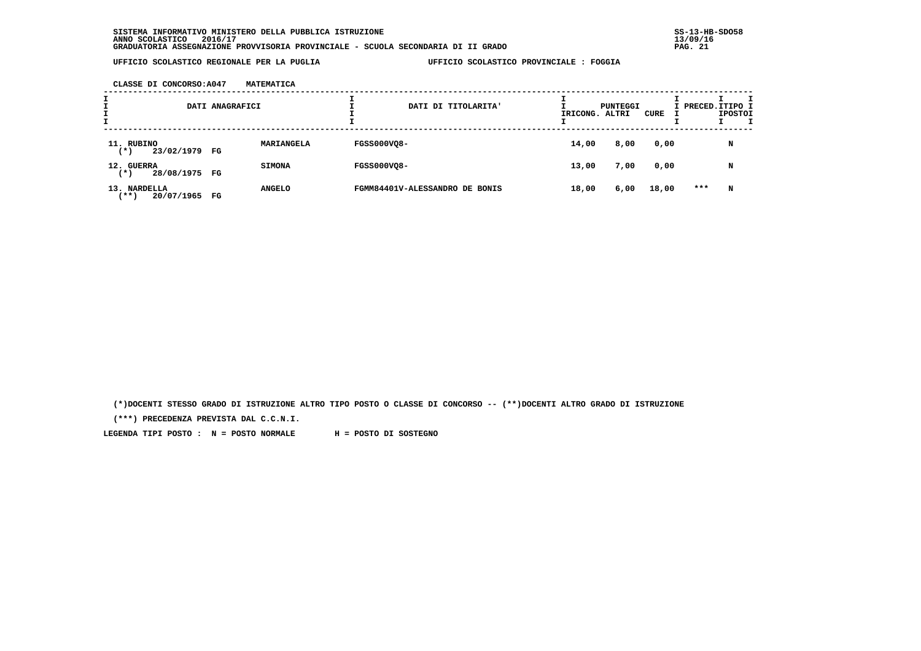SISTEMA INFORMATIVO MINISTERO DELLA PUBBLICA ISTRUZIONE
ANNO SCOLASTICO 2016/17
GRADUATORIA ASSEGNAZIONE PROVVISORIA PROVINCIALE - SCUOLA SECONDARIA DI II GRADO

UFFICIO SCOLASTICO REGIONALE PER LA PUGLIA — UFFICIO SCOLASTICO PROVINCIALE : FOGGIA

CLASSE DI CONCORSO:A047 MATEMATICA

| DATI ANAGRAFICI | | | DATI DI TITOLARITA' | PUNTEGGI RICONG. | ALTRI | CURE | PRECED. | TIPO POSTO |
|---|---|---|---|---|---|---|---|---|
| 11. RUBINO (*) | 23/02/1979 FG | MARIANGELA | FGSS000VQ8- | 14,00 | 8,00 | 0,00 | | N |
| 12. GUERRA (*) | 28/08/1975 FG | SIMONA | FGSS000VQ8- | 13,00 | 7,00 | 0,00 | | N |
| 13. NARDELLA (**) | 20/07/1965 FG | ANGELO | FGMM84401V-ALESSANDRO DE BONIS | 18,00 | 6,00 | 18,00 | *** | N |

(*)DOCENTI STESSO GRADO DI ISTRUZIONE ALTRO TIPO POSTO O CLASSE DI CONCORSO -- (**)DOCENTI ALTRO GRADO DI ISTRUZIONE

(***) PRECEDENZA PREVISTA DAL C.C.N.I.

LEGENDA TIPI POSTO : N = POSTO NORMALE H = POSTO DI SOSTEGNO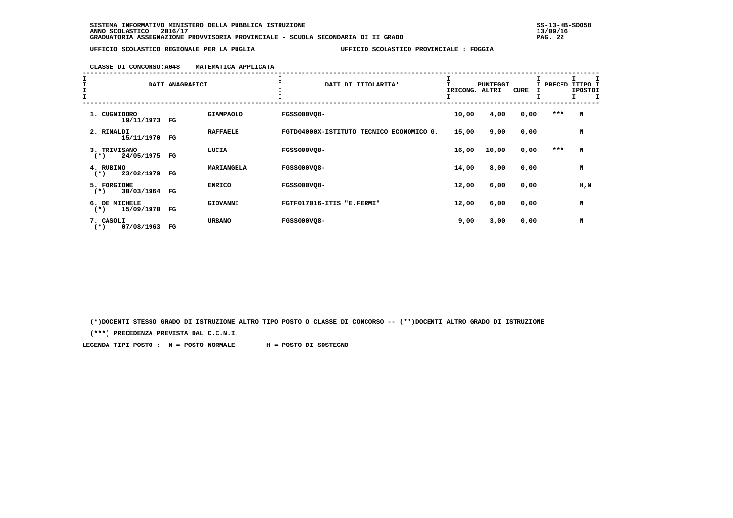SISTEMA INFORMATIVO MINISTERO DELLA PUBBLICA ISTRUZIONE
ANNO SCOLASTICO 2016/17
GRADUATORIA ASSEGNAZIONE PROVVISORIA PROVINCIALE - SCUOLA SECONDARIA DI II GRADO

UFFICIO SCOLASTICO REGIONALE PER LA PUGLIA — UFFICIO SCOLASTICO PROVINCIALE : FOGGIA

CLASSE DI CONCORSO:A048 MATEMATICA APPLICATA

| DATI ANAGRAFICI | | | DATI DI TITOLARITA' | PUNTEGGI RICONG. | ALTRI | CURE | PRECED. | TIPO POSTO |
|---|---|---|---|---|---|---|---|---|
| 1. CUGNIDORO 19/11/1973 | FG | GIAMPAOLO | FGSS000VQ8- | 10,00 | 4,00 | 0,00 | *** | N |
| 2. RINALDI 15/11/1970 | FG | RAFFAELE | FGTD04000X-ISTITUTO TECNICO ECONOMICO G. | 15,00 | 9,00 | 0,00 | | N |
| 3. TRIVISANO (*) 24/05/1975 | FG | LUCIA | FGSS000VQ8- | 16,00 | 10,00 | 0,00 | *** | N |
| 4. RUBINO (*) 23/02/1979 | FG | MARIANGELA | FGSS000VQ8- | 14,00 | 8,00 | 0,00 | | N |
| 5. FORGIONE (*) 30/03/1964 | FG | ENRICO | FGSS000VQ8- | 12,00 | 6,00 | 0,00 | | H,N |
| 6. DE MICHELE (*) 15/09/1970 | FG | GIOVANNI | FGTF017016-ITIS "E.FERMI" | 12,00 | 6,00 | 0,00 | | N |
| 7. CASOLI (*) 07/08/1963 | FG | URBANO | FGSS000VQ8- | 9,00 | 3,00 | 0,00 | | N |

(*)DOCENTI STESSO GRADO DI ISTRUZIONE ALTRO TIPO POSTO O CLASSE DI CONCORSO -- (**)DOCENTI ALTRO GRADO DI ISTRUZIONE

(***) PRECEDENZA PREVISTA DAL C.C.N.I.

LEGENDA TIPI POSTO : N = POSTO NORMALE H = POSTO DI SOSTEGNO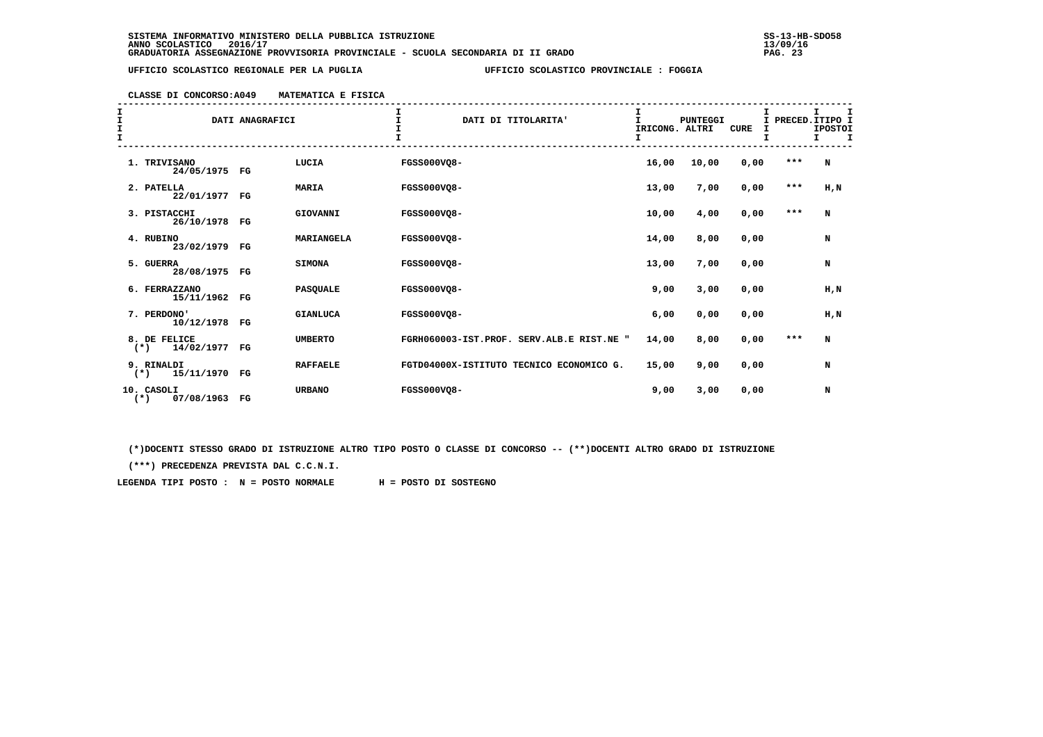SISTEMA INFORMATIVO MINISTERO DELLA PUBBLICA ISTRUZIONE
ANNO SCOLASTICO 2016/17
GRADUATORIA ASSEGNAZIONE PROVVISORIA PROVINCIALE - SCUOLA SECONDARIA DI II GRADO

UFFICIO SCOLASTICO REGIONALE PER LA PUGLIA — UFFICIO SCOLASTICO PROVINCIALE : FOGGIA

CLASSE DI CONCORSO:A049 MATEMATICA E FISICA

| DATI ANAGRAFICI | | | DATI DI TITOLARITA' | PUNTEGGI RICONG. | ALTRI | CURE | PRECED. | TIPO POSTO |
|---|---|---|---|---|---|---|---|---|
| 1. TRIVISANO 24/05/1975 | FG | LUCIA | FGSS000VQ8- | 16,00 | 10,00 | 0,00 | *** | N |
| 2. PATELLA 22/01/1977 | FG | MARIA | FGSS000VQ8- | 13,00 | 7,00 | 0,00 | *** | H,N |
| 3. PISTACCHI 26/10/1978 | FG | GIOVANNI | FGSS000VQ8- | 10,00 | 4,00 | 0,00 | *** | N |
| 4. RUBINO 23/02/1979 | FG | MARIANGELA | FGSS000VQ8- | 14,00 | 8,00 | 0,00 | | N |
| 5. GUERRA 28/08/1975 | FG | SIMONA | FGSS000VQ8- | 13,00 | 7,00 | 0,00 | | N |
| 6. FERRAZZANO 15/11/1962 | FG | PASQUALE | FGSS000VQ8- | 9,00 | 3,00 | 0,00 | | H,N |
| 7. PERDONO' 10/12/1978 | FG | GIANLUCA | FGSS000VQ8- | 6,00 | 0,00 | 0,00 | | H,N |
| 8. DE FELICE (*) 14/02/1977 | FG | UMBERTO | FGRH060003-IST.PROF. SERV.ALB.E RIST.NE " | 14,00 | 8,00 | 0,00 | *** | N |
| 9. RINALDI (*) 15/11/1970 | FG | RAFFAELE | FGTD04000X-ISTITUTO TECNICO ECONOMICO G. | 15,00 | 9,00 | 0,00 | | N |
| 10. CASOLI (*) 07/08/1963 | FG | URBANO | FGSS000VQ8- | 9,00 | 3,00 | 0,00 | | N |

(*)DOCENTI STESSO GRADO DI ISTRUZIONE ALTRO TIPO POSTO O CLASSE DI CONCORSO -- (**)DOCENTI ALTRO GRADO DI ISTRUZIONE

(***) PRECEDENZA PREVISTA DAL C.C.N.I.

LEGENDA TIPI POSTO : N = POSTO NORMALE H = POSTO DI SOSTEGNO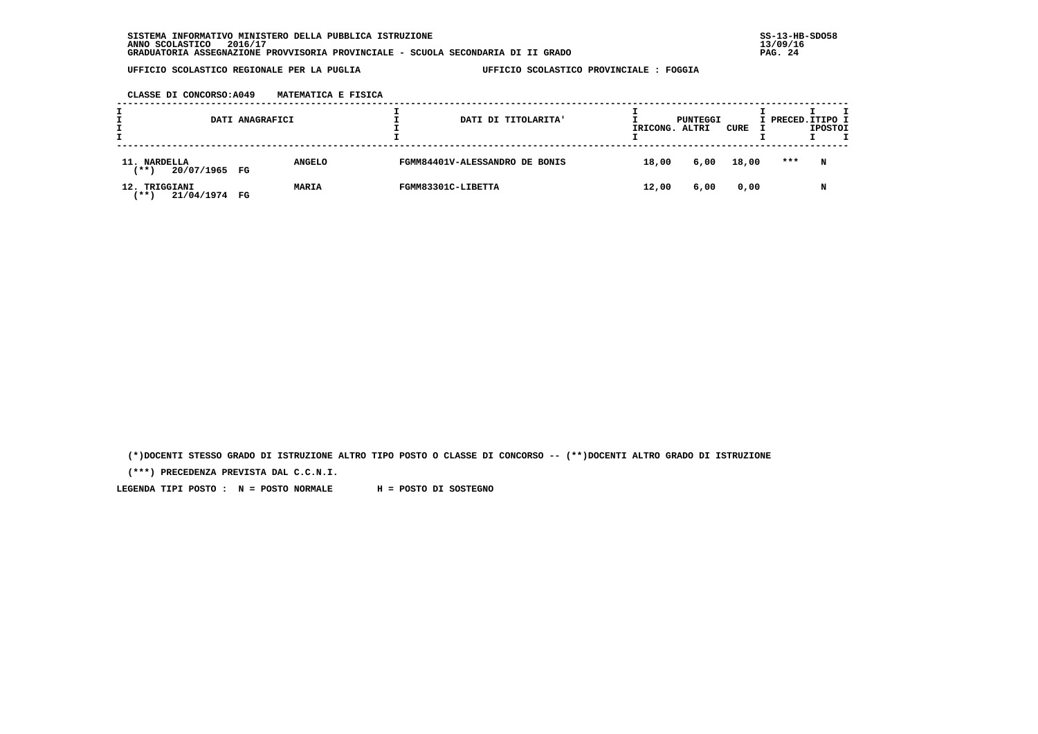SISTEMA INFORMATIVO MINISTERO DELLA PUBBLICA ISTRUZIONE
ANNO SCOLASTICO 2016/17
GRADUATORIA ASSEGNAZIONE PROVVISORIA PROVINCIALE - SCUOLA SECONDARIA DI II GRADO

UFFICIO SCOLASTICO REGIONALE PER LA PUGLIA — UFFICIO SCOLASTICO PROVINCIALE : FOGGIA

CLASSE DI CONCORSO:A049 MATEMATICA E FISICA

| DATI ANAGRAFICI | | DATI DI TITOLARITA' | PUNTEGGI RICONG. | PUNTEGGI ALTRI | PUNTEGGI CURE | PRECED. | TIPO POSTO |
|---|---|---|---|---|---|---|---|
| 11. NARDELLA (**) 20/07/1965 FG | ANGELO | FGMM84401V-ALESSANDRO DE BONIS | 18,00 | 6,00 | 18,00 | *** | N |
| 12. TRIGGIANI (**) 21/04/1974 FG | MARIA | FGMM83301C-LIBETTA | 12,00 | 6,00 | 0,00 | | N |

(*)DOCENTI STESSO GRADO DI ISTRUZIONE ALTRO TIPO POSTO O CLASSE DI CONCORSO -- (**)DOCENTI ALTRO GRADO DI ISTRUZIONE

(***) PRECEDENZA PREVISTA DAL C.C.N.I.

LEGENDA TIPI POSTO : N = POSTO NORMALE H = POSTO DI SOSTEGNO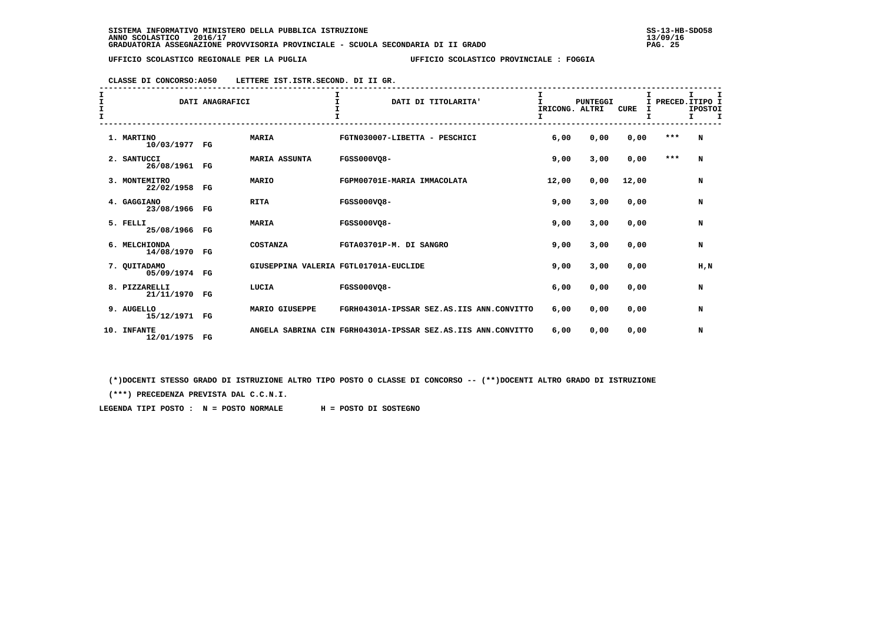SISTEMA INFORMATIVO MINISTERO DELLA PUBBLICA ISTRUZIONE
ANNO SCOLASTICO 2016/17
GRADUATORIA ASSEGNAZIONE PROVVISORIA PROVINCIALE - SCUOLA SECONDARIA DI II GRADO

UFFICIO SCOLASTICO REGIONALE PER LA PUGLIA — UFFICIO SCOLASTICO PROVINCIALE : FOGGIA

CLASSE DI CONCORSO:A050 LETTERE IST.ISTR.SECOND. DI II GR.

| DATI ANAGRAFICI | | | DATI DI TITOLARITA' | PUNTEGGI RICONG. | ALTRI | CURE | PRECED. | TIPO POSTO |
|---|---|---|---|---|---|---|---|---|
| 1. MARTINO 10/03/1977 | FG | MARIA | FGTN030007-LIBETTA - PESCHICI | 6,00 | 0,00 | 0,00 | *** | N |
| 2. SANTUCCI 26/08/1961 | FG | MARIA ASSUNTA | FGSS000VQ8- | 9,00 | 3,00 | 0,00 | *** | N |
| 3. MONTEMITRO 22/02/1958 | FG | MARIO | FGPM00701E-MARIA IMMACOLATA | 12,00 | 0,00 | 12,00 | | N |
| 4. GAGGIANO 23/08/1966 | FG | RITA | FGSS000VQ8- | 9,00 | 3,00 | 0,00 | | N |
| 5. FELLI 25/08/1966 | FG | MARIA | FGSS000VQ8- | 9,00 | 3,00 | 0,00 | | N |
| 6. MELCHIONDA 14/08/1970 | FG | COSTANZA | FGTA03701P-M. DI SANGRO | 9,00 | 3,00 | 0,00 | | N |
| 7. QUITADAMO 05/09/1974 | FG | GIUSEPPINA VALERIA | FGTL01701A-EUCLIDE | 9,00 | 3,00 | 0,00 | | H,N |
| 8. PIZZARELLI 21/11/1970 | FG | LUCIA | FGSS000VQ8- | 6,00 | 0,00 | 0,00 | | N |
| 9. AUGELLO 15/12/1971 | FG | MARIO GIUSEPPE | FGRH04301A-IPSSAR SEZ.AS.IIS ANN.CONVITTO | 6,00 | 0,00 | 0,00 | | N |
| 10. INFANTE 12/01/1975 | FG | ANGELA SABRINA CIN | FGRH04301A-IPSSAR SEZ.AS.IIS ANN.CONVITTO | 6,00 | 0,00 | 0,00 | | N |

(*)DOCENTI STESSO GRADO DI ISTRUZIONE ALTRO TIPO POSTO O CLASSE DI CONCORSO -- (**)DOCENTI ALTRO GRADO DI ISTRUZIONE

(***) PRECEDENZA PREVISTA DAL C.C.N.I.

LEGENDA TIPI POSTO : N = POSTO NORMALE H = POSTO DI SOSTEGNO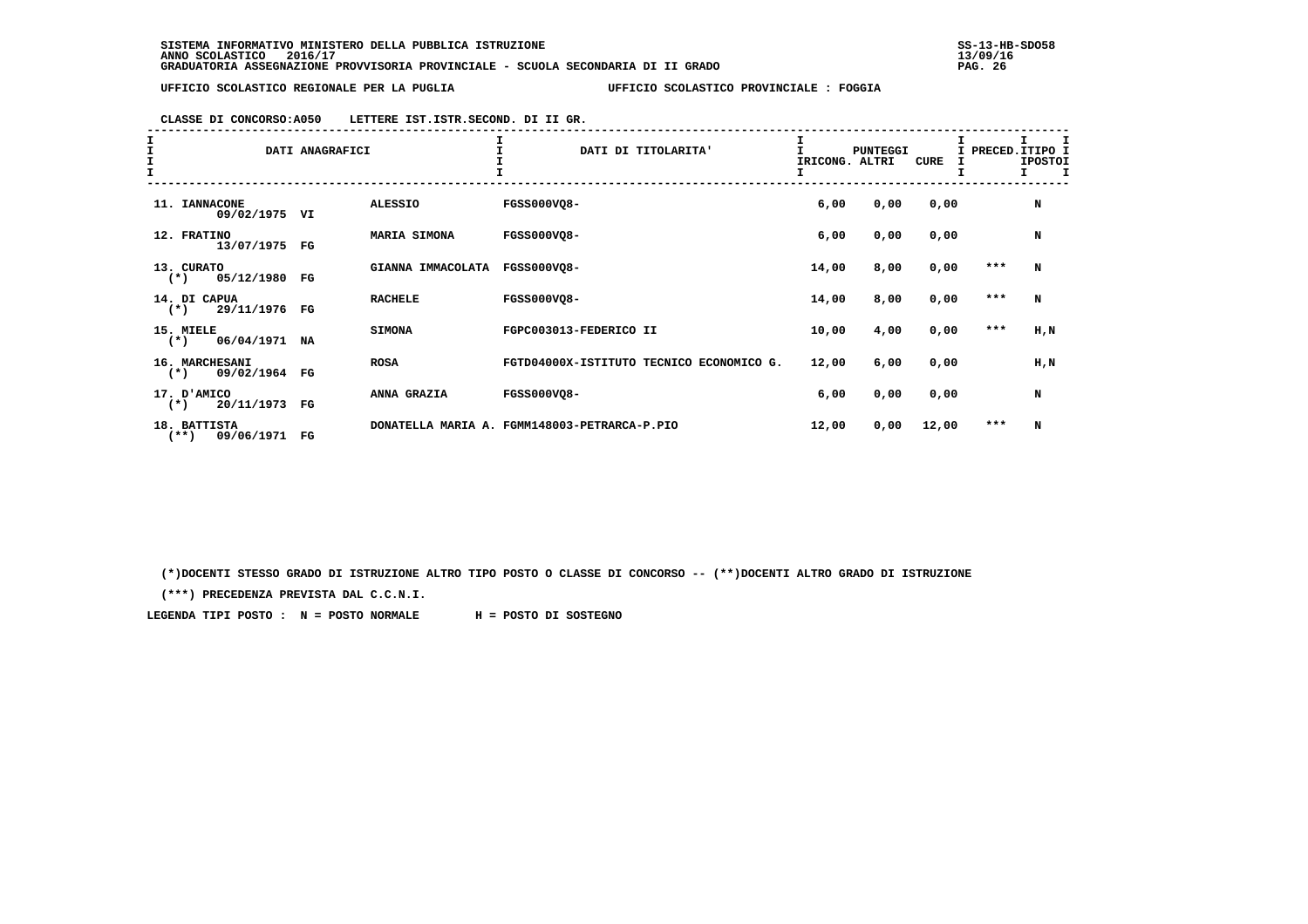SISTEMA INFORMATIVO MINISTERO DELLA PUBBLICA ISTRUZIONE
ANNO SCOLASTICO 2016/17
GRADUATORIA ASSEGNAZIONE PROVVISORIA PROVINCIALE - SCUOLA SECONDARIA DI II GRADO

UFFICIO SCOLASTICO REGIONALE PER LA PUGLIA — UFFICIO SCOLASTICO PROVINCIALE : FOGGIA

CLASSE DI CONCORSO:A050 LETTERE IST.ISTR.SECOND. DI II GR.

| DATI ANAGRAFICI | | | DATI DI TITOLARITA' | PUNTEGGI RICONG. | ALTRI | CURE | PRECED. | TIPO POSTO |
|---|---|---|---|---|---|---|---|---|
| 11. IANNACONE 09/02/1975 | VI | ALESSIO | FGSS000VQ8- | 6,00 | 0,00 | 0,00 | | N |
| 12. FRATINO 13/07/1975 | FG | MARIA SIMONA | FGSS000VQ8- | 6,00 | 0,00 | 0,00 | | N |
| 13. CURATO (*) 05/12/1980 | FG | GIANNA IMMACOLATA | FGSS000VQ8- | 14,00 | 8,00 | 0,00 | *** | N |
| 14. DI CAPUA (*) 29/11/1976 | FG | RACHELE | FGSS000VQ8- | 14,00 | 8,00 | 0,00 | *** | N |
| 15. MIELE (*) 06/04/1971 | NA | SIMONA | FGPC003013-FEDERICO II | 10,00 | 4,00 | 0,00 | *** | H,N |
| 16. MARCHESANI (*) 09/02/1964 | FG | ROSA | FGTD04000X-ISTITUTO TECNICO ECONOMICO G. | 12,00 | 6,00 | 0,00 | | H,N |
| 17. D'AMICO (*) 20/11/1973 | FG | ANNA GRAZIA | FGSS000VQ8- | 6,00 | 0,00 | 0,00 | | N |
| 18. BATTISTA (**) 09/06/1971 | FG | DONATELLA MARIA A. | FGMM148003-PETRARCA-P.PIO | 12,00 | 0,00 | 12,00 | *** | N |

(*)DOCENTI STESSO GRADO DI ISTRUZIONE ALTRO TIPO POSTO O CLASSE DI CONCORSO -- (**)DOCENTI ALTRO GRADO DI ISTRUZIONE

(***) PRECEDENZA PREVISTA DAL C.C.N.I.

LEGENDA TIPI POSTO : N = POSTO NORMALE H = POSTO DI SOSTEGNO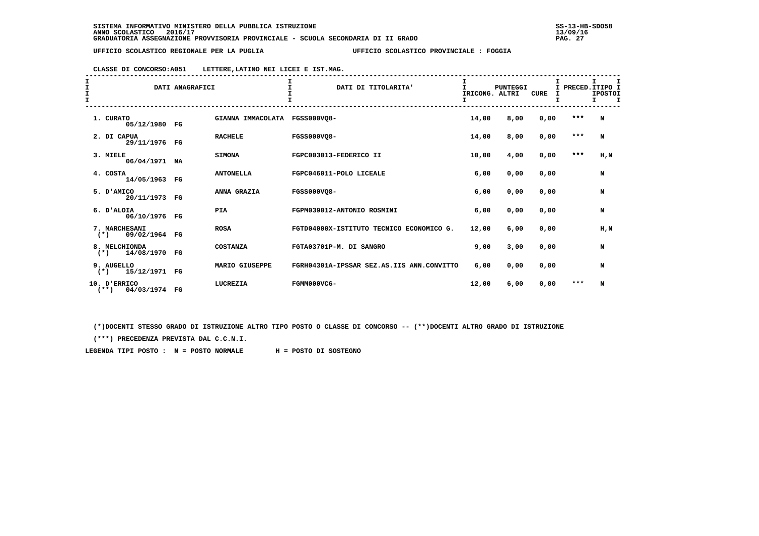SISTEMA INFORMATIVO MINISTERO DELLA PUBBLICA ISTRUZIONE
ANNO SCOLASTICO 2016/17
GRADUATORIA ASSEGNAZIONE PROVVISORIA PROVINCIALE - SCUOLA SECONDARIA DI II GRADO

SS-13-HB-SDO58
13/09/16

UFFICIO SCOLASTICO REGIONALE PER LA PUGLIA — UFFICIO SCOLASTICO PROVINCIALE : FOGGIA

CLASSE DI CONCORSO:A051 LETTERE,LATINO NEI LICEI E IST.MAG.

| DATI ANAGRAFICI | | | DATI DI TITOLARITA' | PUNTEGGI RICONG. | PUNTEGGI ALTRI | CURE | PRECED. | TIPO POSTO |
|---|---|---|---|---|---|---|---|---|
| 1. CURATO 05/12/1980 | FG | GIANNA IMMACOLATA | FGSS000VQ8- | 14,00 | 8,00 | 0,00 | *** | N |
| 2. DI CAPUA 29/11/1976 | FG | RACHELE | FGSS000VQ8- | 14,00 | 8,00 | 0,00 | *** | N |
| 3. MIELE 06/04/1971 | NA | SIMONA | FGPC003013-FEDERICO II | 10,00 | 4,00 | 0,00 | *** | H,N |
| 4. COSTA 14/05/1963 | FG | ANTONELLA | FGPC046011-POLO LICEALE | 6,00 | 0,00 | 0,00 | | N |
| 5. D'AMICO 20/11/1973 | FG | ANNA GRAZIA | FGSS000VQ8- | 6,00 | 0,00 | 0,00 | | N |
| 6. D'ALOIA 06/10/1976 | FG | PIA | FGPM039012-ANTONIO ROSMINI | 6,00 | 0,00 | 0,00 | | N |
| 7. MARCHESANI (*) 09/02/1964 | FG | ROSA | FGTD04000X-ISTITUTO TECNICO ECONOMICO G. | 12,00 | 6,00 | 0,00 | | H,N |
| 8. MELCHIONDA (*) 14/08/1970 | FG | COSTANZA | FGTA03701P-M. DI SANGRO | 9,00 | 3,00 | 0,00 | | N |
| 9. AUGELLO (*) 15/12/1971 | FG | MARIO GIUSEPPE | FGRH04301A-IPSSAR SEZ.AS.IIS ANN.CONVITTO | 6,00 | 0,00 | 0,00 | | N |
| 10. D'ERRICO (**) 04/03/1974 | FG | LUCREZIA | FGMM000VC6- | 12,00 | 6,00 | 0,00 | *** | N |

(*)DOCENTI STESSO GRADO DI ISTRUZIONE ALTRO TIPO POSTO O CLASSE DI CONCORSO -- (**)DOCENTI ALTRO GRADO DI ISTRUZIONE

(***) PRECEDENZA PREVISTA DAL C.C.N.I.

LEGENDA TIPI POSTO : N = POSTO NORMALE H = POSTO DI SOSTEGNO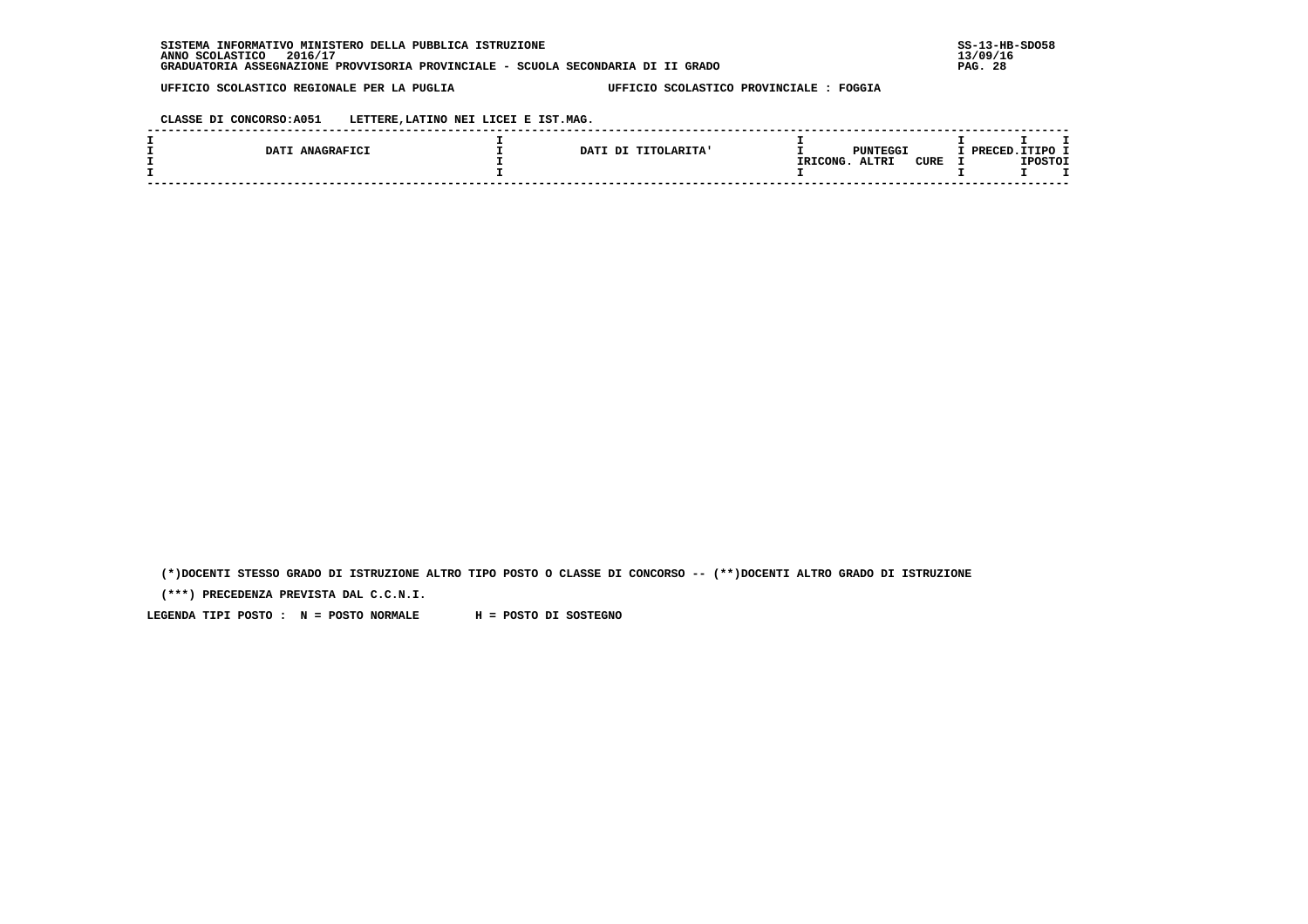SISTEMA INFORMATIVO MINISTERO DELLA PUBBLICA ISTRUZIONE
ANNO SCOLASTICO 2016/17
GRADUATORIA ASSEGNAZIONE PROVVISORIA PROVINCIALE - SCUOLA SECONDARIA DI II GRADO

SS-13-HB-SDO58
13/09/16

UFFICIO SCOLASTICO REGIONALE PER LA PUGLIA — UFFICIO SCOLASTICO PROVINCIALE : FOGGIA

CLASSE DI CONCORSO:A051 LETTERE,LATINO NEI LICEI E IST.MAG.

| DATI ANAGRAFICI | DATI DI TITOLARITA' | PUNTEGGI RICONG. | ALTRI | CURE | PRECED. | TIPO POSTO |
|---|---|---|---|---|---|---|

(*)DOCENTI STESSO GRADO DI ISTRUZIONE ALTRO TIPO POSTO O CLASSE DI CONCORSO -- (**)DOCENTI ALTRO GRADO DI ISTRUZIONE

(***) PRECEDENZA PREVISTA DAL C.C.N.I.

LEGENDA TIPI POSTO : N = POSTO NORMALE H = POSTO DI SOSTEGNO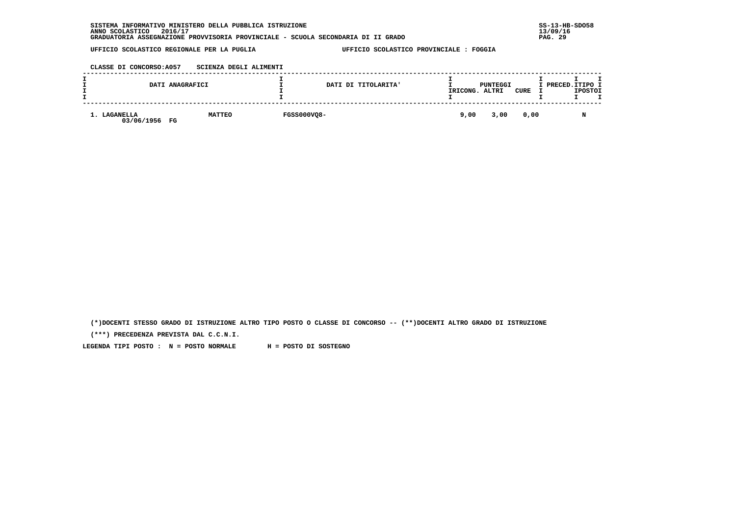SISTEMA INFORMATIVO MINISTERO DELLA PUBBLICA ISTRUZIONE
ANNO SCOLASTICO 2016/17
GRADUATORIA ASSEGNAZIONE PROVVISORIA PROVINCIALE - SCUOLA SECONDARIA DI II GRADO

SS-13-HB-SDO58
13/09/16

UFFICIO SCOLASTICO REGIONALE PER LA PUGLIA — UFFICIO SCOLASTICO PROVINCIALE : FOGGIA

CLASSE DI CONCORSO:A057 SCIENZA DEGLI ALIMENTI

| DATI ANAGRAFICI | | DATI DI TITOLARITA' | PUNTEGGI RICONG. | ALTRI | CURE | PRECED. | TIPO POSTO |
|---|---|---|---|---|---|---|---|
| 1. LAGANELLA 03/06/1956 FG | MATTEO | FGSS000VQ8- | 9,00 | 3,00 | 0,00 | | N |

(*)DOCENTI STESSO GRADO DI ISTRUZIONE ALTRO TIPO POSTO O CLASSE DI CONCORSO -- (**)DOCENTI ALTRO GRADO DI ISTRUZIONE

(***) PRECEDENZA PREVISTA DAL C.C.N.I.

LEGENDA TIPI POSTO : N = POSTO NORMALE H = POSTO DI SOSTEGNO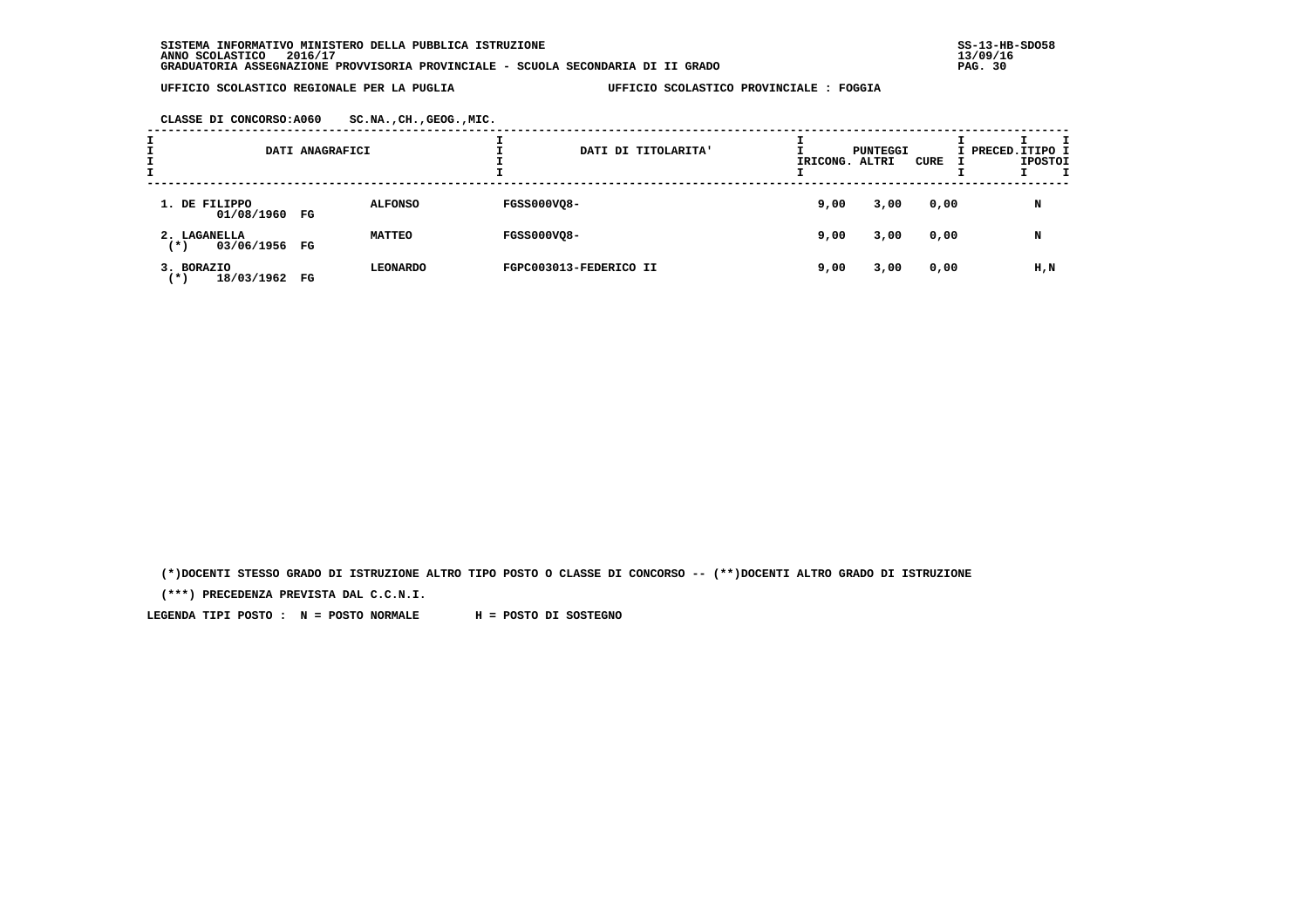SISTEMA INFORMATIVO MINISTERO DELLA PUBBLICA ISTRUZIONE
ANNO SCOLASTICO 2016/17
GRADUATORIA ASSEGNAZIONE PROVVISORIA PROVINCIALE - SCUOLA SECONDARIA DI II GRADO

UFFICIO SCOLASTICO REGIONALE PER LA PUGLIA — UFFICIO SCOLASTICO PROVINCIALE : FOGGIA

CLASSE DI CONCORSO:A060 SC.NA.,CH.,GEOG.,MIC.

| DATI ANAGRAFICI | | | DATI DI TITOLARITA' | PUNTEGGI RICONG. | ALTRI | CURE | PRECED. | TIPO POSTO |
|---|---|---|---|---|---|---|---|---|
| 1. DE FILIPPO 01/08/1960 | FG | ALFONSO | FGSS000VQ8- | 9,00 | 3,00 | 0,00 | | N |
| 2. LAGANELLA (*) 03/06/1956 | FG | MATTEO | FGSS000VQ8- | 9,00 | 3,00 | 0,00 | | N |
| 3. BORAZIO (*) 18/03/1962 | FG | LEONARDO | FGPC003013-FEDERICO II | 9,00 | 3,00 | 0,00 | | H,N |

(*)DOCENTI STESSO GRADO DI ISTRUZIONE ALTRO TIPO POSTO O CLASSE DI CONCORSO -- (**)DOCENTI ALTRO GRADO DI ISTRUZIONE

(***) PRECEDENZA PREVISTA DAL C.C.N.I.

LEGENDA TIPI POSTO : N = POSTO NORMALE H = POSTO DI SOSTEGNO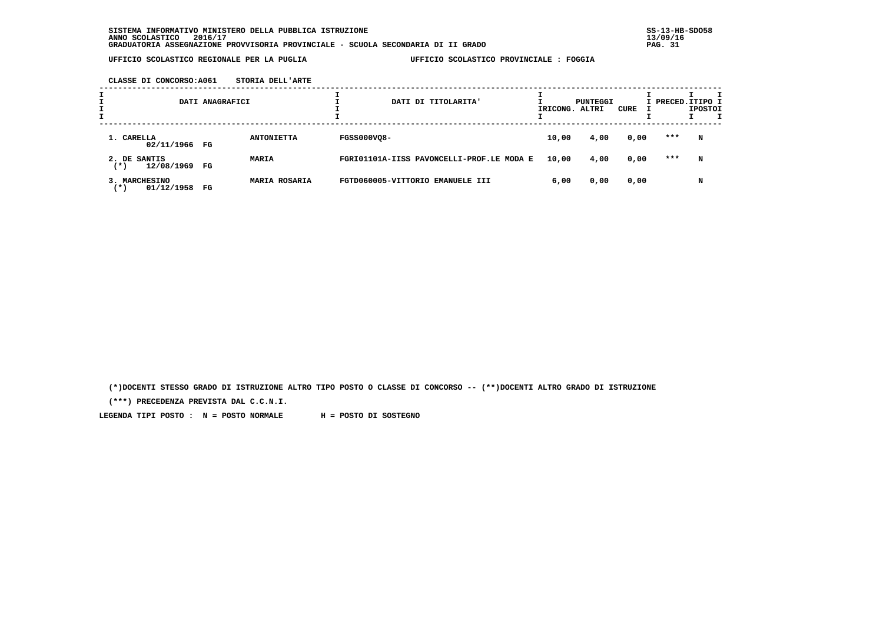SISTEMA INFORMATIVO MINISTERO DELLA PUBBLICA ISTRUZIONE
ANNO SCOLASTICO 2016/17
GRADUATORIA ASSEGNAZIONE PROVVISORIA PROVINCIALE - SCUOLA SECONDARIA DI II GRADO

UFFICIO SCOLASTICO REGIONALE PER LA PUGLIA UFFICIO SCOLASTICO PROVINCIALE : FOGGIA

CLASSE DI CONCORSO:A061 STORIA DELL'ARTE

| DATI ANAGRAFICI | | DATI DI TITOLARITA' | PUNTEGGI RICONG. | ALTRI | CURE | PRECED. | TIPO POSTO |
|---|---|---|---|---|---|---|---|
| 1. CARELLA 02/11/1966 FG | ANTONIETTA | FGSS000VQ8- | 10,00 | 4,00 | 0,00 | *** | N |
| 2. DE SANTIS (*) 12/08/1969 FG | MARIA | FGRI01101A-IISS PAVONCELLI-PROF.LE MODA E | 10,00 | 4,00 | 0,00 | *** | N |
| 3. MARCHESINO (*) 01/12/1958 FG | MARIA ROSARIA | FGTD060005-VITTORIO EMANUELE III | 6,00 | 0,00 | 0,00 | | N |

(*)DOCENTI STESSO GRADO DI ISTRUZIONE ALTRO TIPO POSTO O CLASSE DI CONCORSO -- (**)DOCENTI ALTRO GRADO DI ISTRUZIONE

(***) PRECEDENZA PREVISTA DAL C.C.N.I.

LEGENDA TIPI POSTO : N = POSTO NORMALE H = POSTO DI SOSTEGNO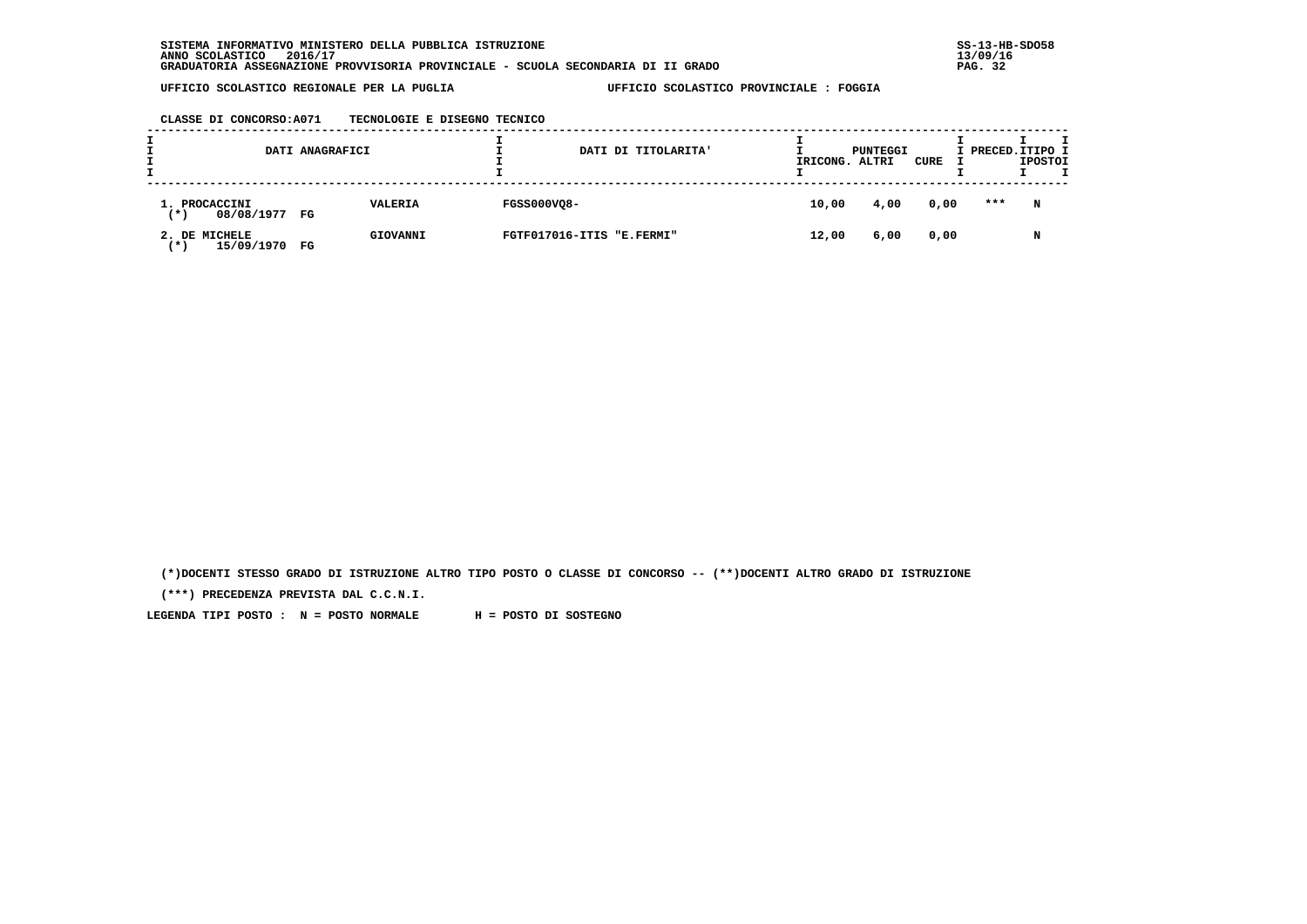SISTEMA INFORMATIVO MINISTERO DELLA PUBBLICA ISTRUZIONE
ANNO SCOLASTICO 2016/17
GRADUATORIA ASSEGNAZIONE PROVVISORIA PROVINCIALE - SCUOLA SECONDARIA DI II GRADO

SS-13-HB-SDO58
13/09/16

UFFICIO SCOLASTICO REGIONALE PER LA PUGLIA — UFFICIO SCOLASTICO PROVINCIALE : FOGGIA

CLASSE DI CONCORSO:A071 TECNOLOGIE E DISEGNO TECNICO

| DATI ANAGRAFICI | | DATI DI TITOLARITA' | PUNTEGGI RICONG. | PUNTEGGI ALTRI | PUNTEGGI CURE | PRECED. | TIPO POSTO |
|---|---|---|---|---|---|---|---|
| 1. PROCACCINI (*) 08/08/1977 FG | VALERIA | FGSS000VQ8- | 10,00 | 4,00 | 0,00 | *** | N |
| 2. DE MICHELE (*) 15/09/1970 FG | GIOVANNI | FGTF017016-ITIS "E.FERMI" | 12,00 | 6,00 | 0,00 | | N |

(*)DOCENTI STESSO GRADO DI ISTRUZIONE ALTRO TIPO POSTO O CLASSE DI CONCORSO -- (**)DOCENTI ALTRO GRADO DI ISTRUZIONE

(***) PRECEDENZA PREVISTA DAL C.C.N.I.

LEGENDA TIPI POSTO : N = POSTO NORMALE H = POSTO DI SOSTEGNO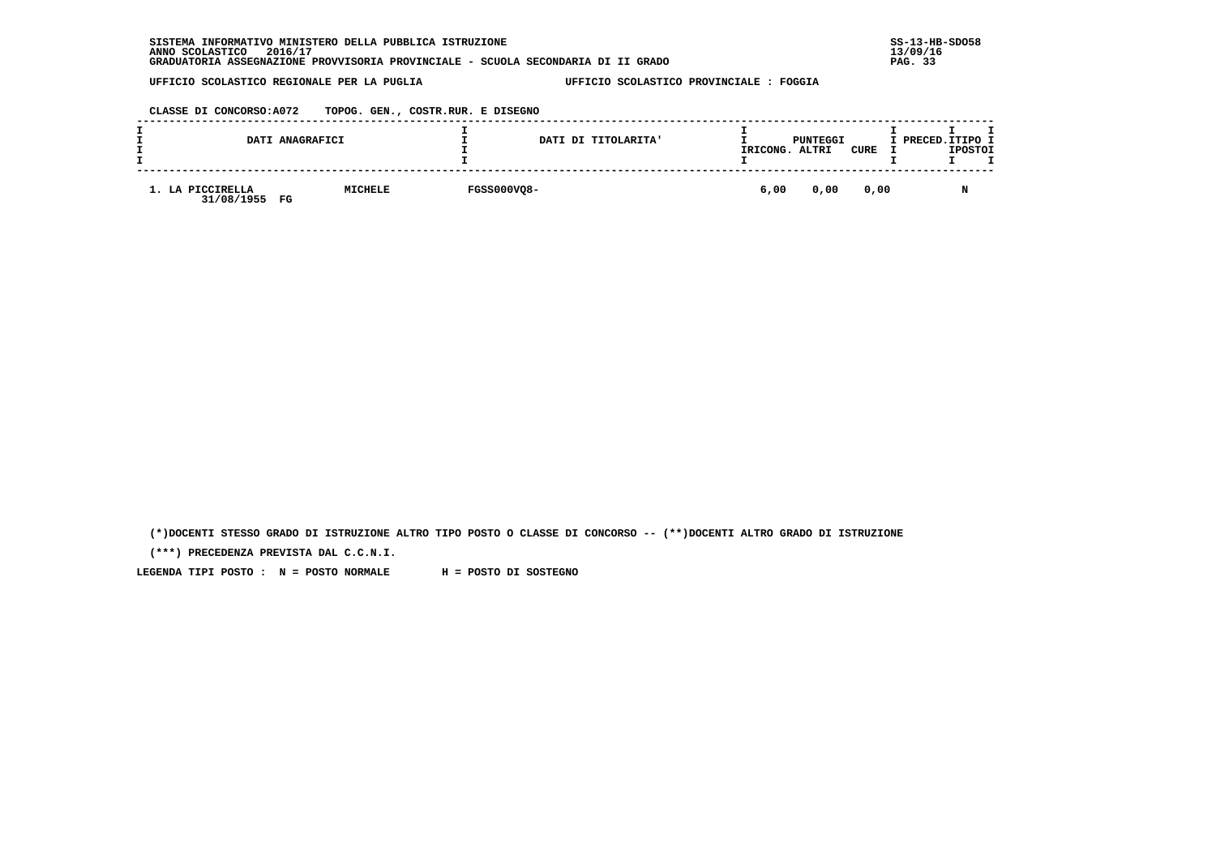SISTEMA INFORMATIVO MINISTERO DELLA PUBBLICA ISTRUZIONE
ANNO SCOLASTICO 2016/17
GRADUATORIA ASSEGNAZIONE PROVVISORIA PROVINCIALE - SCUOLA SECONDARIA DI II GRADO

UFFICIO SCOLASTICO REGIONALE PER LA PUGLIA — UFFICIO SCOLASTICO PROVINCIALE : FOGGIA

CLASSE DI CONCORSO:A072 TOPOG. GEN., COSTR.RUR. E DISEGNO

| DATI ANAGRAFICI | | DATI DI TITOLARITA' | PUNTEGGI RICONG. | PUNTEGGI ALTRI | PUNTEGGI CURE | PRECED. | TIPO POSTO |
|---|---|---|---|---|---|---|---|
| 1. LA PICCIRELLA 31/08/1955 FG | MICHELE | FGSS000VQ8- | 6,00 | 0,00 | 0,00 | | N |

(*)DOCENTI STESSO GRADO DI ISTRUZIONE ALTRO TIPO POSTO O CLASSE DI CONCORSO -- (**)DOCENTI ALTRO GRADO DI ISTRUZIONE

(***) PRECEDENZA PREVISTA DAL C.C.N.I.

LEGENDA TIPI POSTO : N = POSTO NORMALE H = POSTO DI SOSTEGNO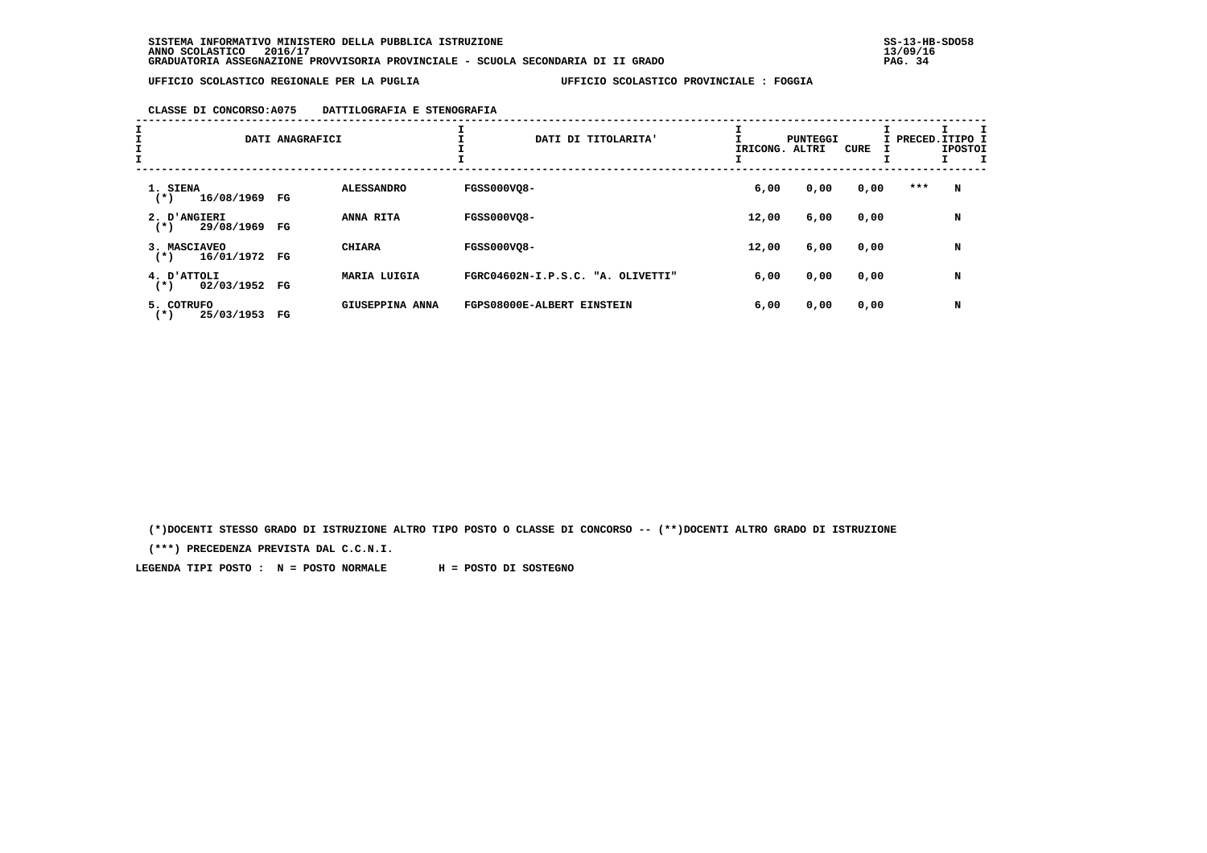SISTEMA INFORMATIVO MINISTERO DELLA PUBBLICA ISTRUZIONE
ANNO SCOLASTICO 2016/17
GRADUATORIA ASSEGNAZIONE PROVVISORIA PROVINCIALE - SCUOLA SECONDARIA DI II GRADO

UFFICIO SCOLASTICO REGIONALE PER LA PUGLIA — UFFICIO SCOLASTICO PROVINCIALE : FOGGIA

CLASSE DI CONCORSO:A075 DATTILOGRAFIA E STENOGRAFIA

| DATI ANAGRAFICI | | DATI DI TITOLARITA' | PUNTEGGI RICONG. | ALTRI | CURE | PRECED. | TIPO POSTO |
|---|---|---|---|---|---|---|---|
| 1. SIENA (*) 16/08/1969 FG | ALESSANDRO | FGSS000VQ8- | 6,00 | 0,00 | 0,00 | *** | N |
| 2. D'ANGIERI (*) 29/08/1969 FG | ANNA RITA | FGSS000VQ8- | 12,00 | 6,00 | 0,00 | | N |
| 3. MASCIAVEO (*) 16/01/1972 FG | CHIARA | FGSS000VQ8- | 12,00 | 6,00 | 0,00 | | N |
| 4. D'ATTOLI (*) 02/03/1952 FG | MARIA LUIGIA | FGRC04602N-I.P.S.C. "A. OLIVETTI" | 6,00 | 0,00 | 0,00 | | N |
| 5. COTRUFO (*) 25/03/1953 FG | GIUSEPPINA ANNA | FGPS08000E-ALBERT EINSTEIN | 6,00 | 0,00 | 0,00 | | N |

(*)DOCENTI STESSO GRADO DI ISTRUZIONE ALTRO TIPO POSTO O CLASSE DI CONCORSO -- (**)DOCENTI ALTRO GRADO DI ISTRUZIONE

(***) PRECEDENZA PREVISTA DAL C.C.N.I.

LEGENDA TIPI POSTO : N = POSTO NORMALE H = POSTO DI SOSTEGNO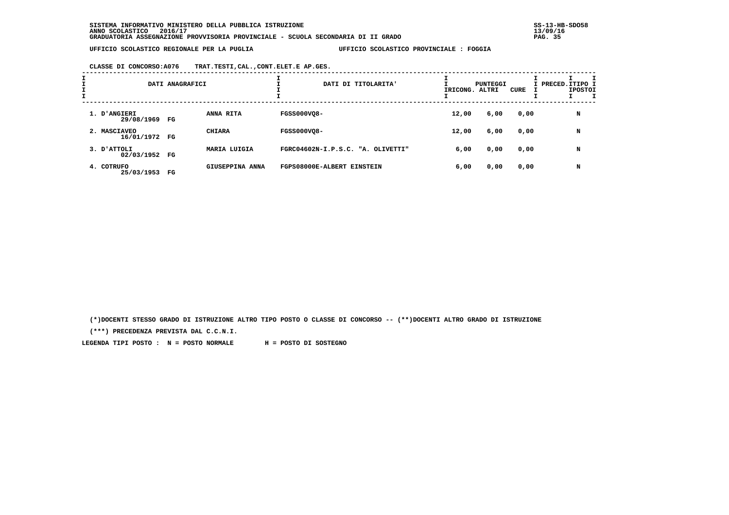SISTEMA INFORMATIVO MINISTERO DELLA PUBBLICA ISTRUZIONE
ANNO SCOLASTICO 2016/17
GRADUATORIA ASSEGNAZIONE PROVVISORIA PROVINCIALE - SCUOLA SECONDARIA DI II GRADO

UFFICIO SCOLASTICO REGIONALE PER LA PUGLIA — UFFICIO SCOLASTICO PROVINCIALE : FOGGIA

CLASSE DI CONCORSO:A076 TRAT.TESTI,CAL.,CONT.ELET.E AP.GES.

| DATI ANAGRAFICI | | DATI DI TITOLARITA' | PUNTEGGI RICONG. | ALTRI | CURE | PRECED. | TIPO POSTO |
|---|---|---|---|---|---|---|---|
| 1. D'ANGIERI 29/08/1969 FG | ANNA RITA | FGSS000VQ8- | 12,00 | 6,00 | 0,00 | | N |
| 2. MASCIAVEO 16/01/1972 FG | CHIARA | FGSS000VQ8- | 12,00 | 6,00 | 0,00 | | N |
| 3. D'ATTOLI 02/03/1952 FG | MARIA LUIGIA | FGRC04602N-I.P.S.C. "A. OLIVETTI" | 6,00 | 0,00 | 0,00 | | N |
| 4. COTRUFO 25/03/1953 FG | GIUSEPPINA ANNA | FGPS08000E-ALBERT EINSTEIN | 6,00 | 0,00 | 0,00 | | N |

(*)DOCENTI STESSO GRADO DI ISTRUZIONE ALTRO TIPO POSTO O CLASSE DI CONCORSO -- (**)DOCENTI ALTRO GRADO DI ISTRUZIONE

(***) PRECEDENZA PREVISTA DAL C.C.N.I.

LEGENDA TIPI POSTO : N = POSTO NORMALE H = POSTO DI SOSTEGNO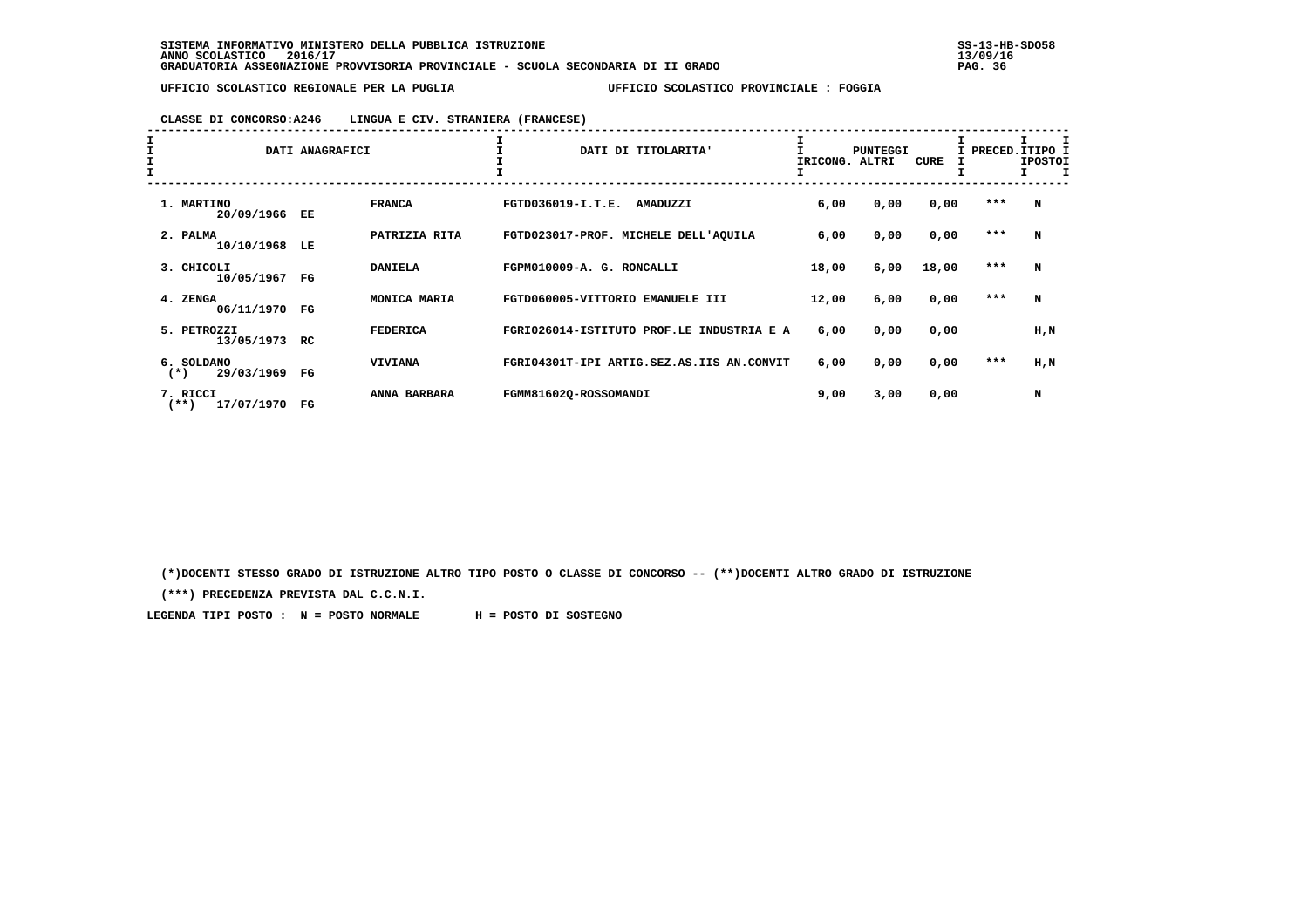SISTEMA INFORMATIVO MINISTERO DELLA PUBBLICA ISTRUZIONE
ANNO SCOLASTICO 2016/17
GRADUATORIA ASSEGNAZIONE PROVVISORIA PROVINCIALE - SCUOLA SECONDARIA DI II GRADO

UFFICIO SCOLASTICO REGIONALE PER LA PUGLIA — UFFICIO SCOLASTICO PROVINCIALE : FOGGIA

CLASSE DI CONCORSO: A246 LINGUA E CIV. STRANIERA (FRANCESE)

| DATI ANAGRAFICI | | | DATI DI TITOLARITA' | PUNTEGGI RICONG. | PUNTEGGI ALTRI | PUNTEGGI CURE | PRECED. | TIPO POSTO |
|---|---|---|---|---|---|---|---|---|
| 1. MARTINO 20/09/1966 | EE | FRANCA | FGTD036019-I.T.E. AMADUZZI | 6,00 | 0,00 | 0,00 | *** | N |
| 2. PALMA 10/10/1968 | LE | PATRIZIA RITA | FGTD023017-PROF. MICHELE DELL'AQUILA | 6,00 | 0,00 | 0,00 | *** | N |
| 3. CHICOLI 10/05/1967 | FG | DANIELA | FGPM010009-A. G. RONCALLI | 18,00 | 6,00 | 18,00 | *** | N |
| 4. ZENGA 06/11/1970 | FG | MONICA MARIA | FGTD060005-VITTORIO EMANUELE III | 12,00 | 6,00 | 0,00 | *** | N |
| 5. PETROZZI 13/05/1973 | RC | FEDERICA | FGRI026014-ISTITUTO PROF.LE INDUSTRIA E A | 6,00 | 0,00 | 0,00 | | H,N |
| 6. SOLDANO (*) 29/03/1969 | FG | VIVIANA | FGRI04301T-IPI ARTIG.SEZ.AS.IIS AN.CONVIT | 6,00 | 0,00 | 0,00 | *** | H,N |
| 7. RICCI (**) 17/07/1970 | FG | ANNA BARBARA | FGMM81602Q-ROSSOMANDI | 9,00 | 3,00 | 0,00 | | N |

(*)DOCENTI STESSO GRADO DI ISTRUZIONE ALTRO TIPO POSTO O CLASSE DI CONCORSO -- (**)DOCENTI ALTRO GRADO DI ISTRUZIONE

(***) PRECEDENZA PREVISTA DAL C.C.N.I.

LEGENDA TIPI POSTO : N = POSTO NORMALE H = POSTO DI SOSTEGNO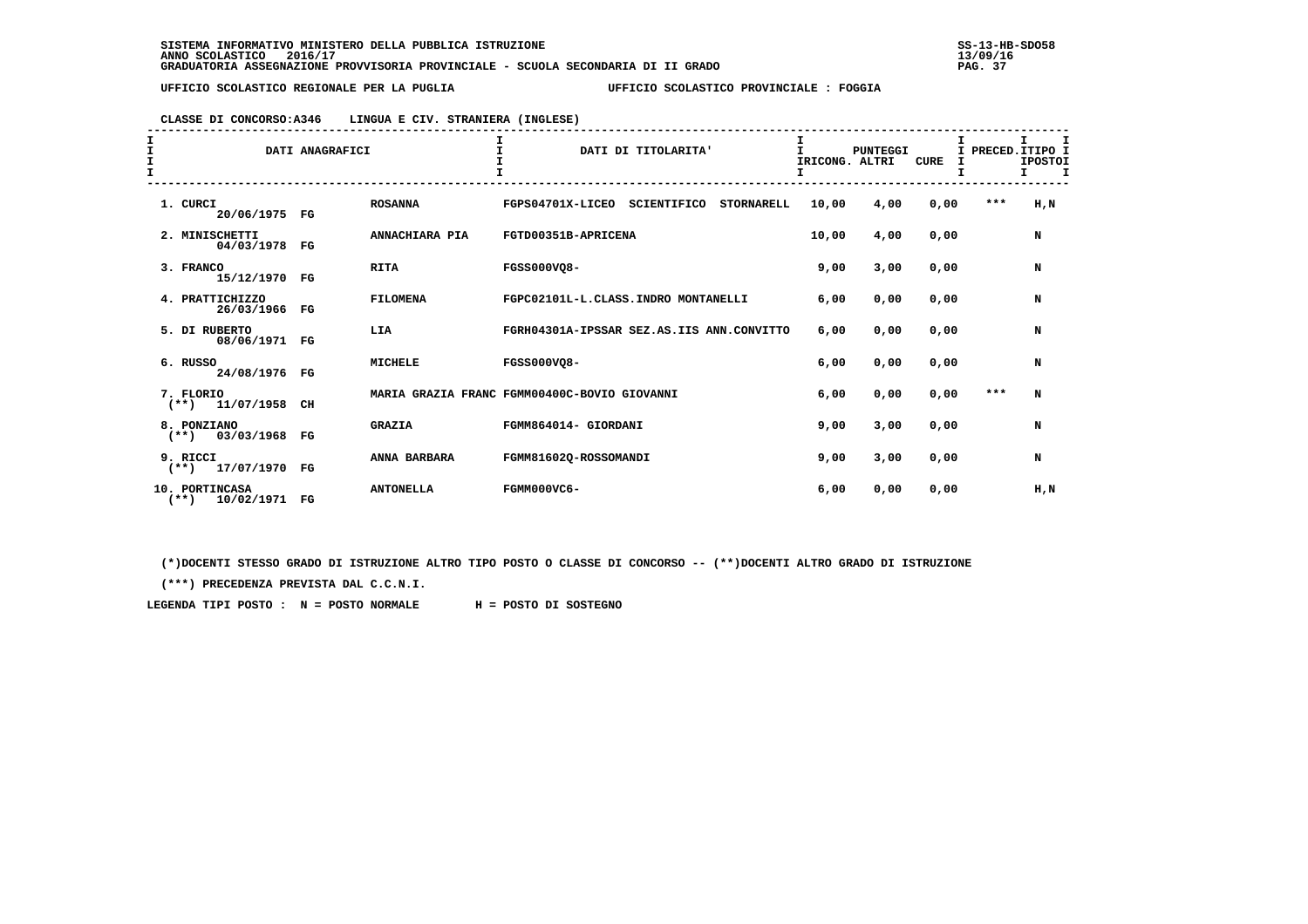SISTEMA INFORMATIVO MINISTERO DELLA PUBBLICA ISTRUZIONE
ANNO SCOLASTICO 2016/17
GRADUATORIA ASSEGNAZIONE PROVVISORIA PROVINCIALE - SCUOLA SECONDARIA DI II GRADO

UFFICIO SCOLASTICO REGIONALE PER LA PUGLIA — UFFICIO SCOLASTICO PROVINCIALE : FOGGIA

CLASSE DI CONCORSO:A346 LINGUA E CIV. STRANIERA (INGLESE)

| DATI ANAGRAFICI | | | DATI DI TITOLARITA' | PUNTEGGI RICONG. | ALTRI | CURE | PRECED. | TIPO POSTO |
|---|---|---|---|---|---|---|---|---|
| 1. CURCI | 20/06/1975 FG | ROSANNA | FGPS04701X-LICEO SCIENTIFICO STORNARELL | 10,00 | 4,00 | 0,00 | *** | H,N |
| 2. MINISCHETTI | 04/03/1978 FG | ANNACHIARA PIA | FGTD00351B-APRICENA | 10,00 | 4,00 | 0,00 | | N |
| 3. FRANCO | 15/12/1970 FG | RITA | FGSS000VQ8- | 9,00 | 3,00 | 0,00 | | N |
| 4. PRATTICHIZZO | 26/03/1966 FG | FILOMENA | FGPC02101L-L.CLASS.INDRO MONTANELLI | 6,00 | 0,00 | 0,00 | | N |
| 5. DI RUBERTO | 08/06/1971 FG | LIA | FGRH04301A-IPSSAR SEZ.AS.IIS ANN.CONVITTO | 6,00 | 0,00 | 0,00 | | N |
| 6. RUSSO | 24/08/1976 FG | MICHELE | FGSS000VQ8- | 6,00 | 0,00 | 0,00 | | N |
| 7. FLORIO | (**) 11/07/1958 CH | MARIA GRAZIA FRANC | FGMM00400C-BOVIO GIOVANNI | 6,00 | 0,00 | 0,00 | *** | N |
| 8. PONZIANO | (**) 03/03/1968 FG | GRAZIA | FGMM864014- GIORDANI | 9,00 | 3,00 | 0,00 | | N |
| 9. RICCI | (**) 17/07/1970 FG | ANNA BARBARA | FGMM81602Q-ROSSOMANDI | 9,00 | 3,00 | 0,00 | | N |
| 10. PORTINCASA | (**) 10/02/1971 FG | ANTONELLA | FGMM000VC6- | 6,00 | 0,00 | 0,00 | | H,N |

(*)DOCENTI STESSO GRADO DI ISTRUZIONE ALTRO TIPO POSTO O CLASSE DI CONCORSO -- (**)DOCENTI ALTRO GRADO DI ISTRUZIONE

(***) PRECEDENZA PREVISTA DAL C.C.N.I.

LEGENDA TIPI POSTO : N = POSTO NORMALE H = POSTO DI SOSTEGNO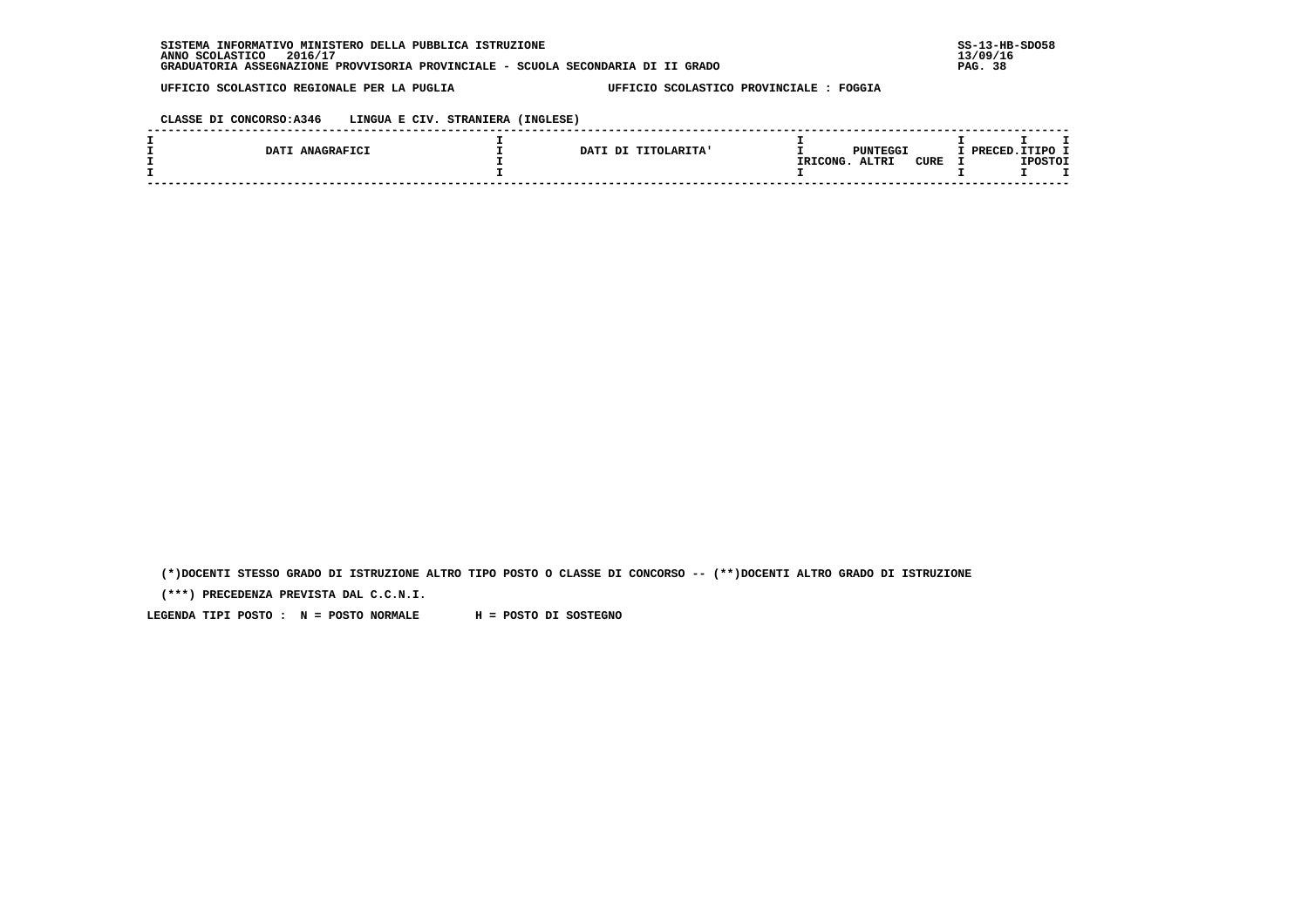SISTEMA INFORMATIVO MINISTERO DELLA PUBBLICA ISTRUZIONE
ANNO SCOLASTICO 2016/17
GRADUATORIA ASSEGNAZIONE PROVVISORIA PROVINCIALE - SCUOLA SECONDARIA DI II GRADO

UFFICIO SCOLASTICO REGIONALE PER LA PUGLIA — UFFICIO SCOLASTICO PROVINCIALE : FOGGIA

CLASSE DI CONCORSO:A346 LINGUA E CIV. STRANIERA (INGLESE)

| DATI ANAGRAFICI | DATI DI TITOLARITA' | PUNTEGGI RICONG. | ALTRI | CURE | PRECED. | TIPO POSTO |
|---|---|---|---|---|---|---|

(*)DOCENTI STESSO GRADO DI ISTRUZIONE ALTRO TIPO POSTO O CLASSE DI CONCORSO -- (**)DOCENTI ALTRO GRADO DI ISTRUZIONE

(***) PRECEDENZA PREVISTA DAL C.C.N.I.

LEGENDA TIPI POSTO : N = POSTO NORMALE H = POSTO DI SOSTEGNO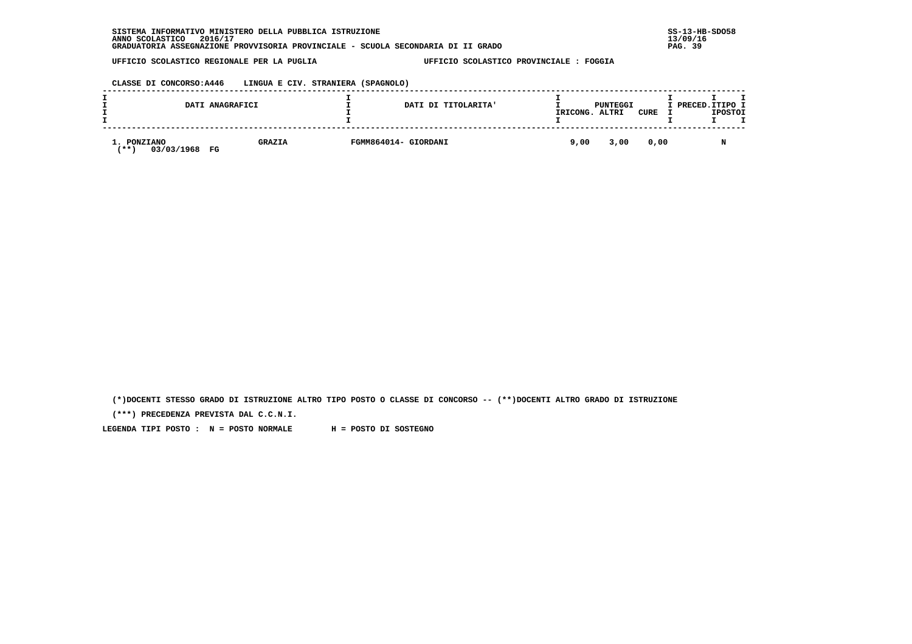SISTEMA INFORMATIVO MINISTERO DELLA PUBBLICA ISTRUZIONE
ANNO SCOLASTICO 2016/17
GRADUATORIA ASSEGNAZIONE PROVVISORIA PROVINCIALE - SCUOLA SECONDARIA DI II GRADO

SS-13-HB-SDO58
13/09/16

UFFICIO SCOLASTICO REGIONALE PER LA PUGLIA — UFFICIO SCOLASTICO PROVINCIALE : FOGGIA

CLASSE DI CONCORSO:A446 LINGUA E CIV. STRANIERA (SPAGNOLO)

| DATI ANAGRAFICI | | DATI DI TITOLARITA' | PUNTEGGI RICONG. | PUNTEGGI ALTRI | PUNTEGGI CURE | PRECED. | TIPO POSTO |
|---|---|---|---|---|---|---|---|
| 1. PONZIANO (**) 03/03/1968 FG | GRAZIA | FGMM864014- GIORDANI | 9,00 | 3,00 | 0,00 | | N |

(*)DOCENTI STESSO GRADO DI ISTRUZIONE ALTRO TIPO POSTO O CLASSE DI CONCORSO -- (**)DOCENTI ALTRO GRADO DI ISTRUZIONE

(***) PRECEDENZA PREVISTA DAL C.C.N.I.

LEGENDA TIPI POSTO : N = POSTO NORMALE H = POSTO DI SOSTEGNO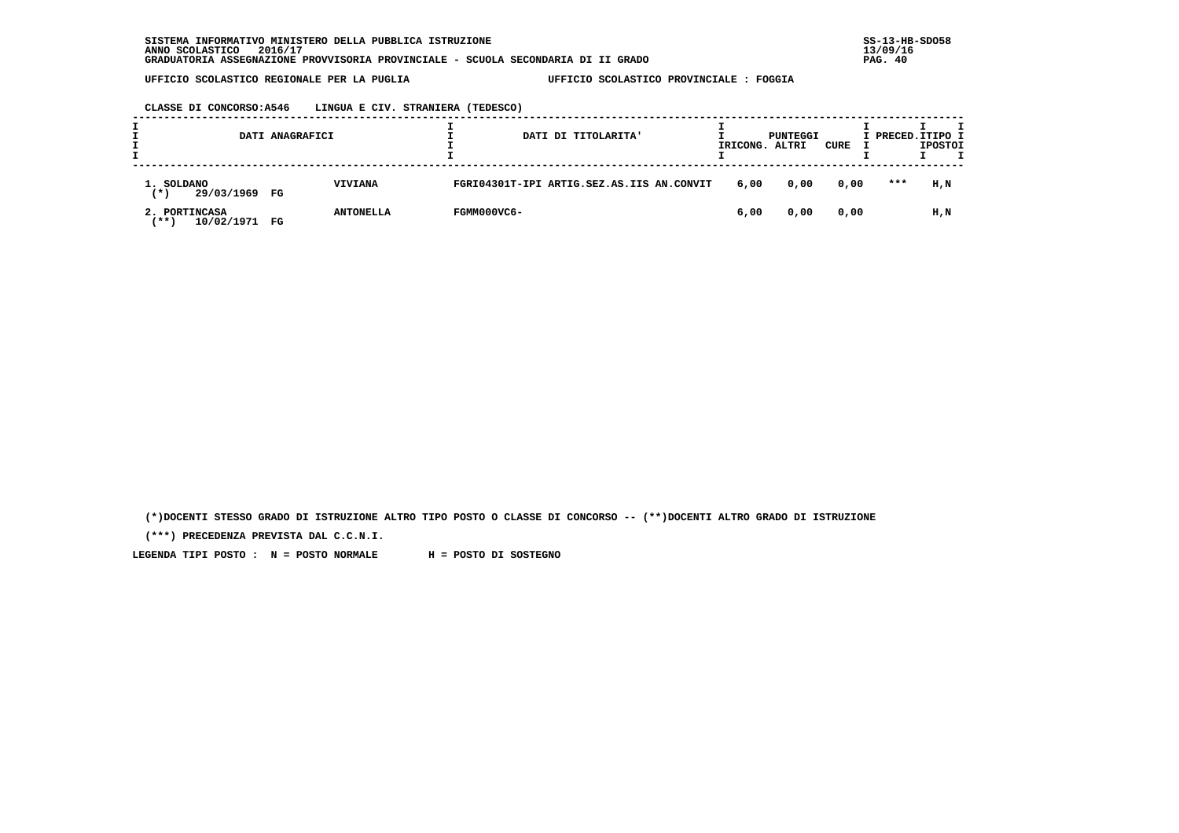SISTEMA INFORMATIVO MINISTERO DELLA PUBBLICA ISTRUZIONE
ANNO SCOLASTICO 2016/17
GRADUATORIA ASSEGNAZIONE PROVVISORIA PROVINCIALE - SCUOLA SECONDARIA DI II GRADO

UFFICIO SCOLASTICO REGIONALE PER LA PUGLIA — UFFICIO SCOLASTICO PROVINCIALE : FOGGIA

CLASSE DI CONCORSO:A546 LINGUA E CIV. STRANIERA (TEDESCO)

| DATI ANAGRAFICI | | DATI DI TITOLARITA' | PUNTEGGI RICONG. | ALTRI | CURE | PRECED. | TIPO POSTO |
|---|---|---|---|---|---|---|---|
| 1. SOLDANO (*) 29/03/1969 FG | VIVIANA | FGRI04301T-IPI ARTIG.SEZ.AS.IIS AN.CONVIT | 6,00 | 0,00 | 0,00 | *** | H,N |
| 2. PORTINCASA (**) 10/02/1971 FG | ANTONELLA | FGMM000VC6- | 6,00 | 0,00 | 0,00 | | H,N |

(*)DOCENTI STESSO GRADO DI ISTRUZIONE ALTRO TIPO POSTO O CLASSE DI CONCORSO -- (**)DOCENTI ALTRO GRADO DI ISTRUZIONE

(***) PRECEDENZA PREVISTA DAL C.C.N.I.

LEGENDA TIPI POSTO : N = POSTO NORMALE H = POSTO DI SOSTEGNO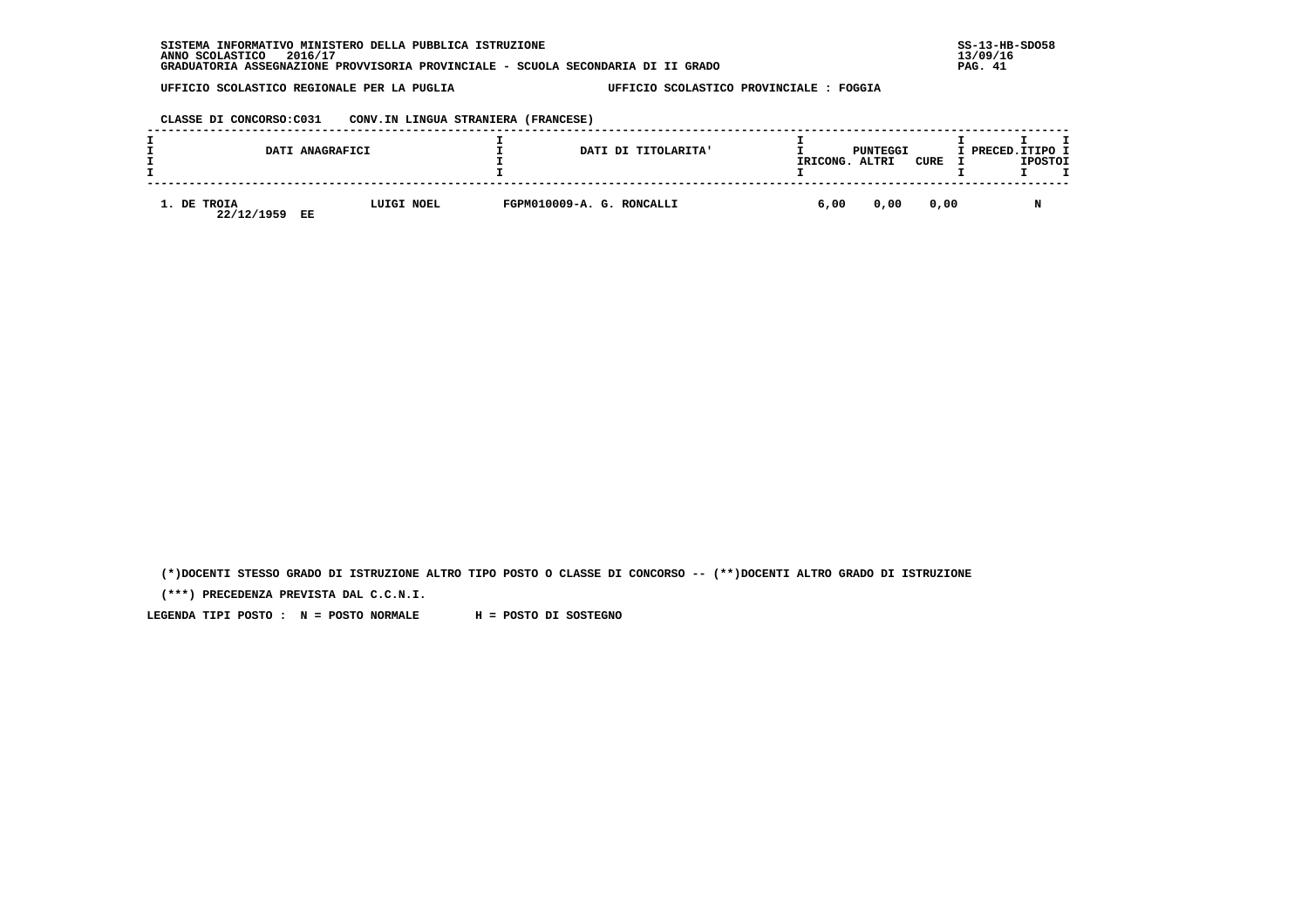SISTEMA INFORMATIVO MINISTERO DELLA PUBBLICA ISTRUZIONE
ANNO SCOLASTICO 2016/17
GRADUATORIA ASSEGNAZIONE PROVVISORIA PROVINCIALE - SCUOLA SECONDARIA DI II GRADO

UFFICIO SCOLASTICO REGIONALE PER LA PUGLIA — UFFICIO SCOLASTICO PROVINCIALE : FOGGIA

CLASSE DI CONCORSO:C031 CONV.IN LINGUA STRANIERA (FRANCESE)

| DATI ANAGRAFICI | | DATI DI TITOLARITA' | PUNTEGGI RICONG. | PUNTEGGI ALTRI | PUNTEGGI CURE | PRECED. | TIPO POSTO |
|---|---|---|---|---|---|---|---|
| 1. DE TROIA 22/12/1959 EE | LUIGI NOEL | FGPM010009-A. G. RONCALLI | 6,00 | 0,00 | 0,00 | | N |

(*)DOCENTI STESSO GRADO DI ISTRUZIONE ALTRO TIPO POSTO O CLASSE DI CONCORSO -- (**)DOCENTI ALTRO GRADO DI ISTRUZIONE

(***) PRECEDENZA PREVISTA DAL C.C.N.I.

LEGENDA TIPI POSTO : N = POSTO NORMALE H = POSTO DI SOSTEGNO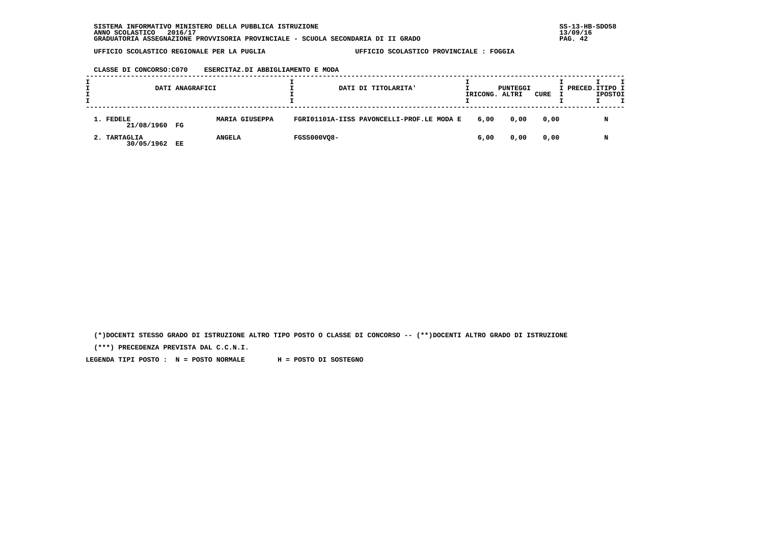SISTEMA INFORMATIVO MINISTERO DELLA PUBBLICA ISTRUZIONE
ANNO SCOLASTICO 2016/17
GRADUATORIA ASSEGNAZIONE PROVVISORIA PROVINCIALE - SCUOLA SECONDARIA DI II GRADO

UFFICIO SCOLASTICO REGIONALE PER LA PUGLIA UFFICIO SCOLASTICO PROVINCIALE : FOGGIA

CLASSE DI CONCORSO:C070 ESERCITAZ.DI ABBIGLIAMENTO E MODA

| DATI ANAGRAFICI | | DATI DI TITOLARITA' | PUNTEGGI RICONG. | ALTRI | CURE | PRECED. | TIPO POSTO |
|---|---|---|---|---|---|---|---|
| 1. FEDELE 21/08/1960 FG | MARIA GIUSEPPA | FGRI01101A-IISS PAVONCELLI-PROF.LE MODA E | 6,00 | 0,00 | 0,00 | | N |
| 2. TARTAGLIA 30/05/1962 EE | ANGELA | FGSS000VQ8- | 6,00 | 0,00 | 0,00 | | N |

(*)DOCENTI STESSO GRADO DI ISTRUZIONE ALTRO TIPO POSTO O CLASSE DI CONCORSO -- (**)DOCENTI ALTRO GRADO DI ISTRUZIONE

(***) PRECEDENZA PREVISTA DAL C.C.N.I.

LEGENDA TIPI POSTO : N = POSTO NORMALE H = POSTO DI SOSTEGNO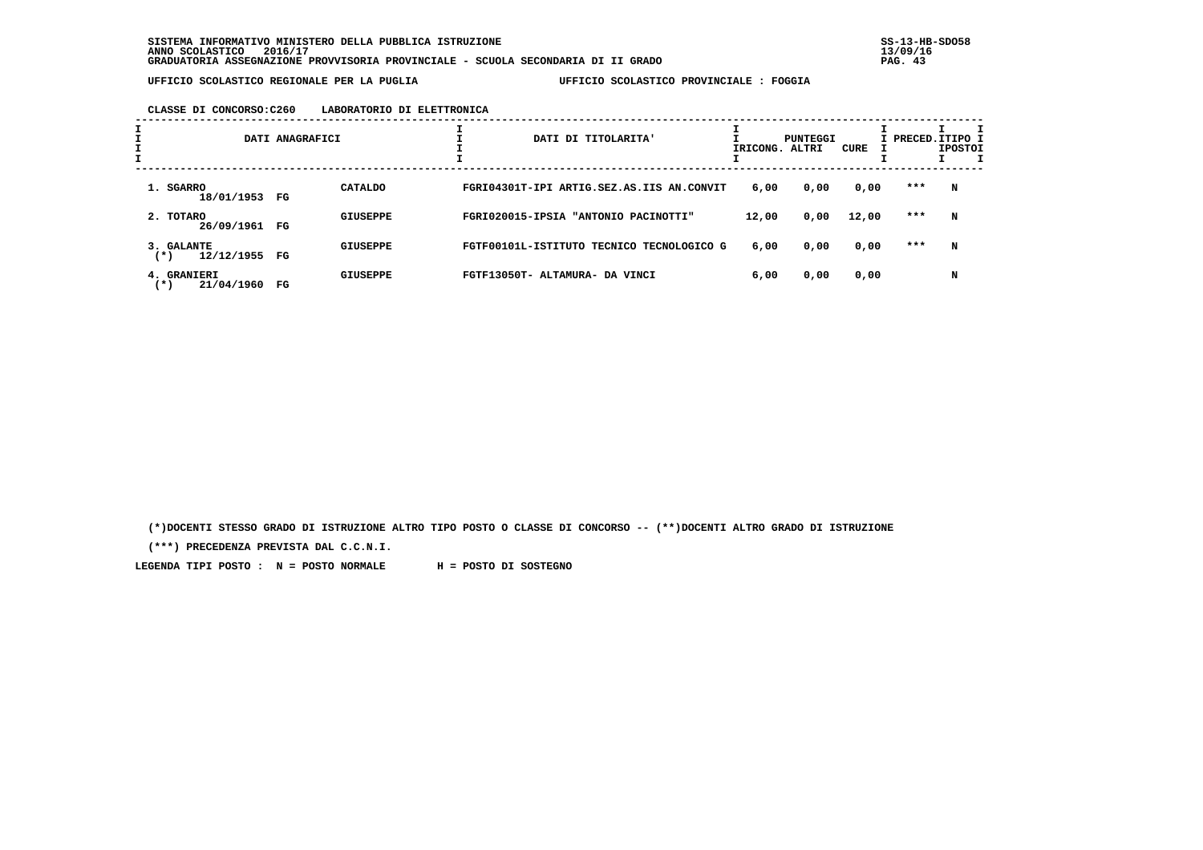SISTEMA INFORMATIVO MINISTERO DELLA PUBBLICA ISTRUZIONE
ANNO SCOLASTICO 2016/17
GRADUATORIA ASSEGNAZIONE PROVVISORIA PROVINCIALE - SCUOLA SECONDARIA DI II GRADO

UFFICIO SCOLASTICO REGIONALE PER LA PUGLIA — UFFICIO SCOLASTICO PROVINCIALE : FOGGIA

**CLASSE DI CONCORSO:C260 LABORATORIO DI ELETTRONICA**

| DATI ANAGRAFICI | | | DATI DI TITOLARITA' | PUNTEGGI RICONG. | ALTRI | CURE | PRECED. | TIPO POSTO |
|---|---|---|---|---|---|---|---|---|
| 1. SGARRO 18/01/1953 | FG | CATALDO | FGRI04301T-IPI ARTIG.SEZ.AS.IIS AN.CONVIT | 6,00 | 0,00 | 0,00 | *** | N |
| 2. TOTARO 26/09/1961 | FG | GIUSEPPE | FGRI020015-IPSIA "ANTONIO PACINOTTI" | 12,00 | 0,00 | 12,00 | *** | N |
| 3. GALANTE (*) 12/12/1955 | FG | GIUSEPPE | FGTF00101L-ISTITUTO TECNICO TECNOLOGICO G | 6,00 | 0,00 | 0,00 | *** | N |
| 4. GRANIERI (*) 21/04/1960 | FG | GIUSEPPE | FGTF13050T- ALTAMURA- DA VINCI | 6,00 | 0,00 | 0,00 | | N |

(*)DOCENTI STESSO GRADO DI ISTRUZIONE ALTRO TIPO POSTO O CLASSE DI CONCORSO -- (**)DOCENTI ALTRO GRADO DI ISTRUZIONE

(***) PRECEDENZA PREVISTA DAL C.C.N.I.

LEGENDA TIPI POSTO : N = POSTO NORMALE H = POSTO DI SOSTEGNO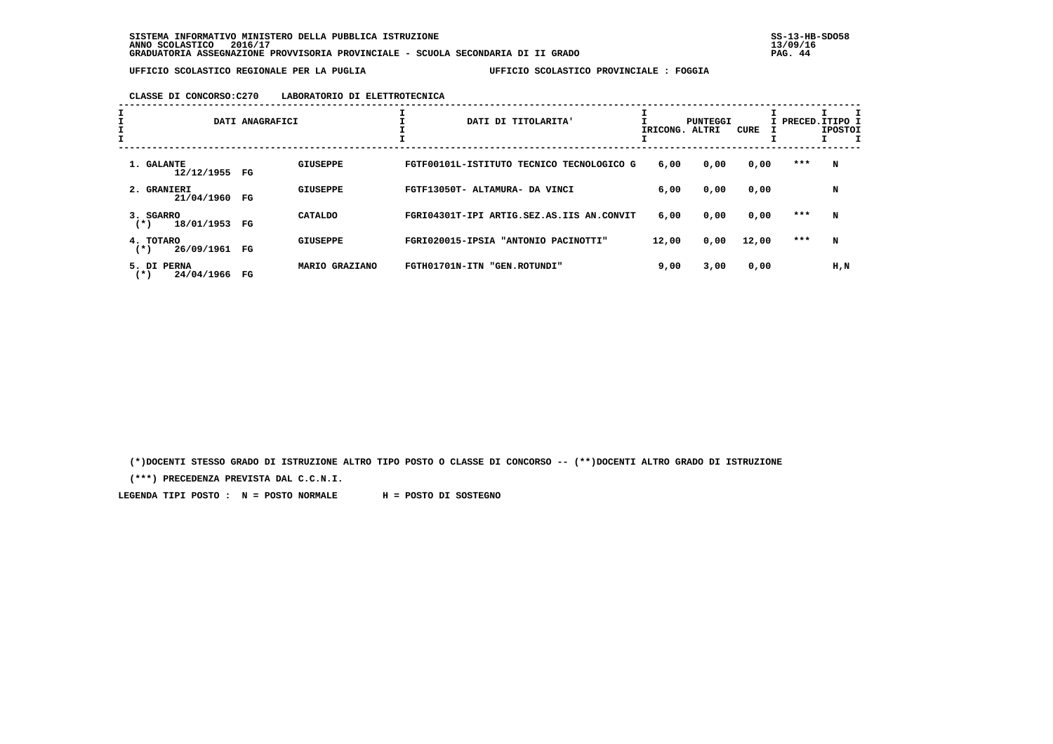UFFICIO SCOLASTICO REGIONALE PER LA PUGLIA — UFFICIO SCOLASTICO PROVINCIALE : FOGGIA

CLASSE DI CONCORSO:C270 LABORATORIO DI ELETTROTECNICA

| DATI ANAGRAFICI | | | DATI DI TITOLARITA' | PUNTEGGI RICONG. | ALTRI | CURE | PRECED. | TIPO POSTO |
|---|---|---|---|---|---|---|---|---|
| 1. GALANTE 12/12/1955 | FG | GIUSEPPE | FGTF00101L-ISTITUTO TECNICO TECNOLOGICO G | 6,00 | 0,00 | 0,00 | *** | N |
| 2. GRANIERI 21/04/1960 | FG | GIUSEPPE | FGTF13050T- ALTAMURA- DA VINCI | 6,00 | 0,00 | 0,00 | | N |
| 3. SGARRO (*) 18/01/1953 | FG | CATALDO | FGRI04301T-IPI ARTIG.SEZ.AS.IIS AN.CONVIT | 6,00 | 0,00 | 0,00 | *** | N |
| 4. TOTARO (*) 26/09/1961 | FG | GIUSEPPE | FGRI020015-IPSIA "ANTONIO PACINOTTI" | 12,00 | 0,00 | 12,00 | *** | N |
| 5. DI PERNA (*) 24/04/1966 | FG | MARIO GRAZIANO | FGTH01701N-ITN "GEN.ROTUNDI" | 9,00 | 3,00 | 0,00 | | H,N |

(*)DOCENTI STESSO GRADO DI ISTRUZIONE ALTRO TIPO POSTO O CLASSE DI CONCORSO -- (**)DOCENTI ALTRO GRADO DI ISTRUZIONE

(***) PRECEDENZA PREVISTA DAL C.C.N.I.

LEGENDA TIPI POSTO : N = POSTO NORMALE H = POSTO DI SOSTEGNO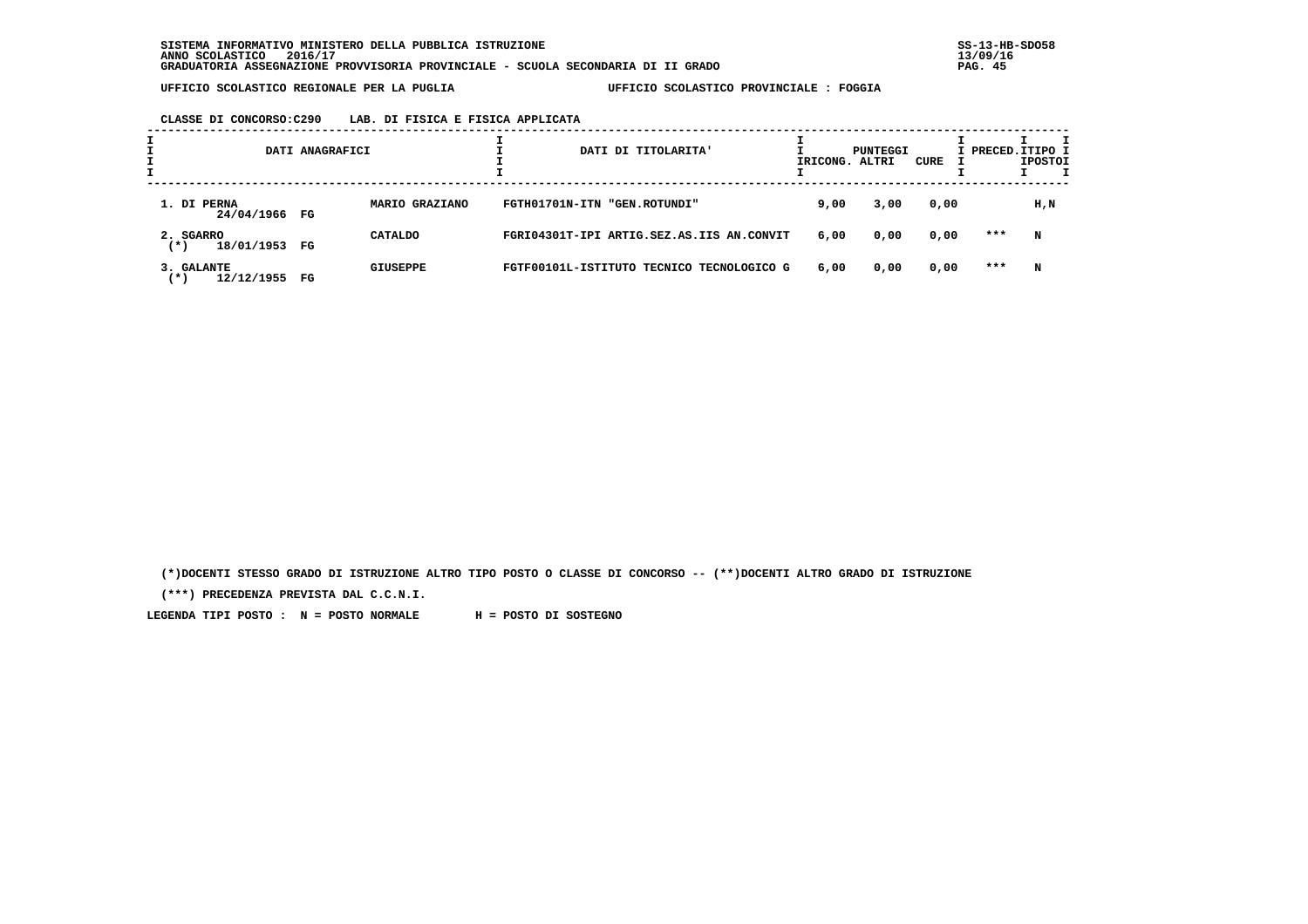SISTEMA INFORMATIVO MINISTERO DELLA PUBBLICA ISTRUZIONE
ANNO SCOLASTICO 2016/17
GRADUATORIA ASSEGNAZIONE PROVVISORIA PROVINCIALE - SCUOLA SECONDARIA DI II GRADO

UFFICIO SCOLASTICO REGIONALE PER LA PUGLIA — UFFICIO SCOLASTICO PROVINCIALE : FOGGIA

CLASSE DI CONCORSO:C290 LAB. DI FISICA E FISICA APPLICATA

| DATI ANAGRAFICI | | DATI DI TITOLARITA' | PUNTEGGI RICONG. | ALTRI | CURE | PRECED. | TIPO POSTO |
|---|---|---|---|---|---|---|---|
| 1. DI PERNA 24/04/1966 FG | MARIO GRAZIANO | FGTH01701N-ITN "GEN.ROTUNDI" | 9,00 | 3,00 | 0,00 | | H,N |
| 2. SGARRO (*) 18/01/1953 FG | CATALDO | FGRI04301T-IPI ARTIG.SEZ.AS.IIS AN.CONVIT | 6,00 | 0,00 | 0,00 | *** | N |
| 3. GALANTE (*) 12/12/1955 FG | GIUSEPPE | FGTF00101L-ISTITUTO TECNICO TECNOLOGICO G | 6,00 | 0,00 | 0,00 | *** | N |

(*)DOCENTI STESSO GRADO DI ISTRUZIONE ALTRO TIPO POSTO O CLASSE DI CONCORSO -- (**)DOCENTI ALTRO GRADO DI ISTRUZIONE

(***) PRECEDENZA PREVISTA DAL C.C.N.I.

LEGENDA TIPI POSTO : N = POSTO NORMALE H = POSTO DI SOSTEGNO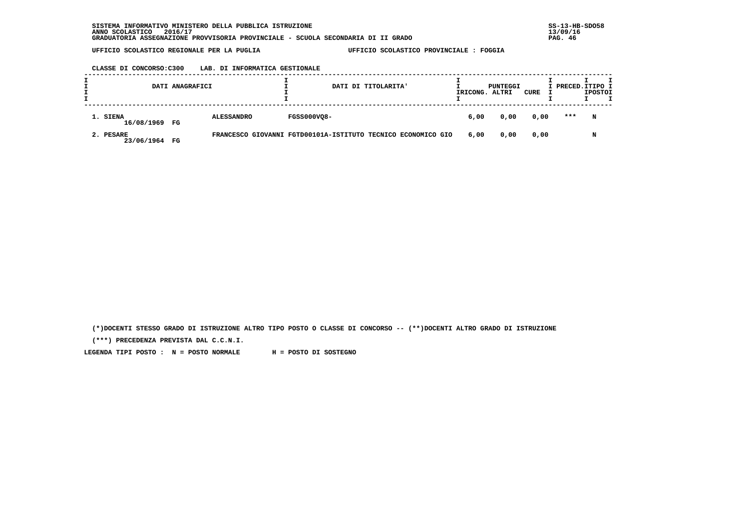UFFICIO SCOLASTICO REGIONALE PER LA PUGLIA — UFFICIO SCOLASTICO PROVINCIALE : FOGGIA

CLASSE DI CONCORSO:C300 LAB. DI INFORMATICA GESTIONALE

| DATI ANAGRAFICI | | | DATI DI TITOLARITA' | PUNTEGGI RICONG. | ALTRI | CURE | PRECED. | TIPO POSTO |
|---|---|---|---|---|---|---|---|---|
| 1. SIENA | 16/08/1969 FG | ALESSANDRO | FGSS000VQ8- | 6,00 | 0,00 | 0,00 | *** | N |
| 2. PESARE | 23/06/1964 FG | FRANCESCO GIOVANNI | FGTD00101A-ISTITUTO TECNICO ECONOMICO GIO | 6,00 | 0,00 | 0,00 | | N |

(*)DOCENTI STESSO GRADO DI ISTRUZIONE ALTRO TIPO POSTO O CLASSE DI CONCORSO -- (**)DOCENTI ALTRO GRADO DI ISTRUZIONE

(***) PRECEDENZA PREVISTA DAL C.C.N.I.

LEGENDA TIPI POSTO : N = POSTO NORMALE H = POSTO DI SOSTEGNO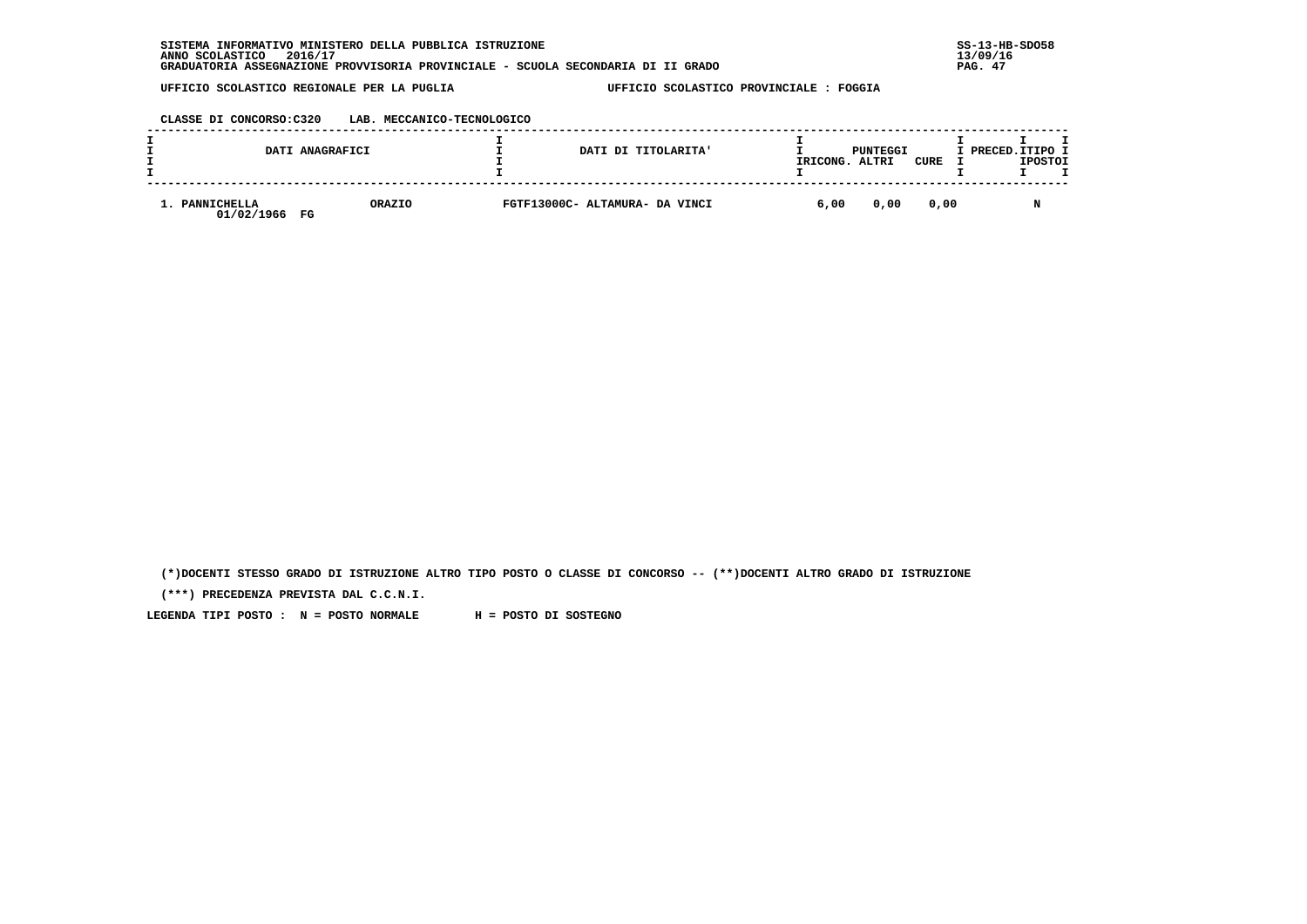SISTEMA INFORMATIVO MINISTERO DELLA PUBBLICA ISTRUZIONE
ANNO SCOLASTICO 2016/17
GRADUATORIA ASSEGNAZIONE PROVVISORIA PROVINCIALE - SCUOLA SECONDARIA DI II GRADO

SS-13-HB-SDO58
13/09/16

UFFICIO SCOLASTICO REGIONALE PER LA PUGLIA — UFFICIO SCOLASTICO PROVINCIALE : FOGGIA

CLASSE DI CONCORSO:C320 LAB. MECCANICO-TECNOLOGICO

| DATI ANAGRAFICI | | DATI DI TITOLARITA' | PUNTEGGI RICONG. | PUNTEGGI ALTRI | PUNTEGGI CURE | PRECED. | TIPO POSTO |
|---|---|---|---|---|---|---|---|
| 1. PANNICHELLA 01/02/1966 FG | ORAZIO | FGTF13000C- ALTAMURA- DA VINCI | 6,00 | 0,00 | 0,00 | | N |

(*)DOCENTI STESSO GRADO DI ISTRUZIONE ALTRO TIPO POSTO O CLASSE DI CONCORSO -- (**)DOCENTI ALTRO GRADO DI ISTRUZIONE

(***) PRECEDENZA PREVISTA DAL C.C.N.I.

LEGENDA TIPI POSTO : N = POSTO NORMALE H = POSTO DI SOSTEGNO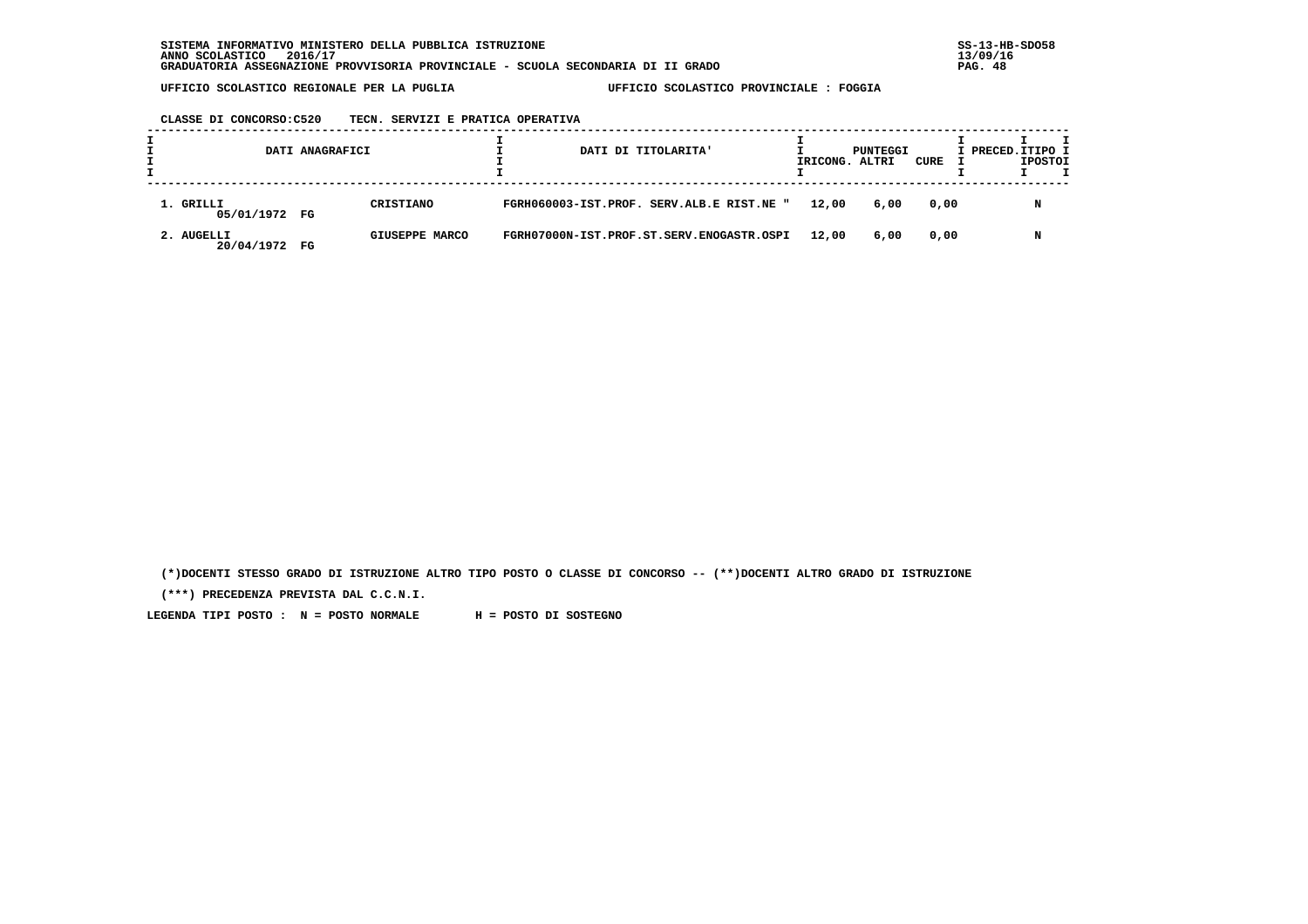SISTEMA INFORMATIVO MINISTERO DELLA PUBBLICA ISTRUZIONE
ANNO SCOLASTICO 2016/17
GRADUATORIA ASSEGNAZIONE PROVVISORIA PROVINCIALE - SCUOLA SECONDARIA DI II GRADO

UFFICIO SCOLASTICO REGIONALE PER LA PUGLIA    UFFICIO SCOLASTICO PROVINCIALE : FOGGIA

CLASSE DI CONCORSO:C520  TECN. SERVIZI E PRATICA OPERATIVA

| DATI ANAGRAFICI | | DATI DI TITOLARITA' | PUNTEGGI RICONG. | ALTRI | CURE | PRECED. | TIPO POSTO |
|---|---|---|---|---|---|---|---|
| 1. GRILLI 05/01/1972 FG | CRISTIANO | FGRH060003-IST.PROF. SERV.ALB.E RIST.NE " | 12,00 | 6,00 | 0,00 | | N |
| 2. AUGELLI 20/04/1972 FG | GIUSEPPE MARCO | FGRH07000N-IST.PROF.ST.SERV.ENOGASTR.OSPI | 12,00 | 6,00 | 0,00 | | N |

(*)DOCENTI STESSO GRADO DI ISTRUZIONE ALTRO TIPO POSTO O CLASSE DI CONCORSO -- (**)DOCENTI ALTRO GRADO DI ISTRUZIONE

(***) PRECEDENZA PREVISTA DAL C.C.N.I.

LEGENDA TIPI POSTO : N = POSTO NORMALE    H = POSTO DI SOSTEGNO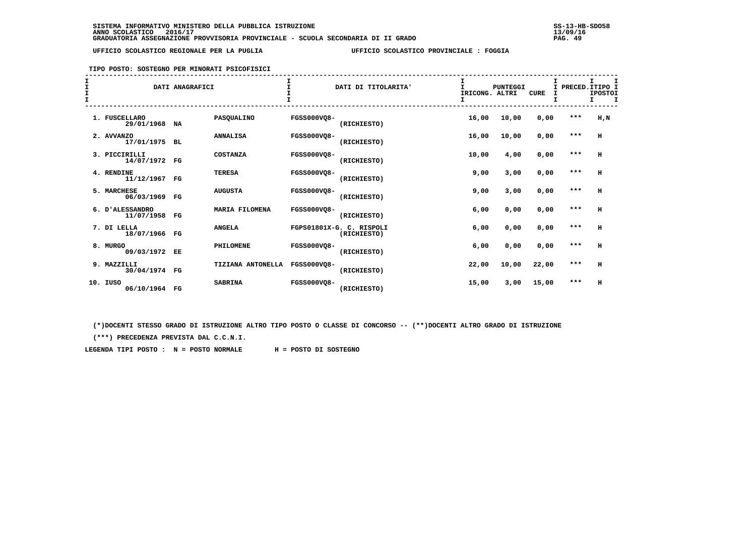SISTEMA INFORMATIVO MINISTERO DELLA PUBBLICA ISTRUZIONE
ANNO SCOLASTICO 2016/17
GRADUATORIA ASSEGNAZIONE PROVVISORIA PROVINCIALE - SCUOLA SECONDARIA DI II GRADO

UFFICIO SCOLASTICO REGIONALE PER LA PUGLIA — UFFICIO SCOLASTICO PROVINCIALE : FOGGIA

TIPO POSTO: SOSTEGNO PER MINORATI PSICOFISICI

| DATI ANAGRAFICI | | | DATI DI TITOLARITA' | PUNTEGGI IRICONG. | ALTRI | CURE | PRECED. | TIPO POSTO |
|---|---|---|---|---|---|---|---|---|
| 1. FUSCELLARO 29/01/1968 | NA | PASQUALINO | FGSS000VQ8- (RICHIESTO) | 16,00 | 10,00 | 0,00 | *** | H,N |
| 2. AVVANZO 17/01/1975 | BL | ANNALISA | FGSS000VQ8- (RICHIESTO) | 16,00 | 10,00 | 0,00 | *** | H |
| 3. PICCIRILLI 14/07/1972 | FG | COSTANZA | FGSS000VQ8- (RICHIESTO) | 10,00 | 4,00 | 0,00 | *** | H |
| 4. RENDINE 11/12/1967 | FG | TERESA | FGSS000VQ8- (RICHIESTO) | 9,00 | 3,00 | 0,00 | *** | H |
| 5. MARCHESE 06/03/1969 | FG | AUGUSTA | FGSS000VQ8- (RICHIESTO) | 9,00 | 3,00 | 0,00 | *** | H |
| 6. D'ALESSANDRO 11/07/1958 | FG | MARIA FILOMENA | FGSS000VQ8- (RICHIESTO) | 6,00 | 0,00 | 0,00 | *** | H |
| 7. DI LELLA 18/07/1966 | FG | ANGELA | FGPS01801X-G. C. RISPOLI (RICHIESTO) | 6,00 | 0,00 | 0,00 | *** | H |
| 8. MURGO 09/03/1972 | EE | PHILOMENE | FGSS000VQ8- (RICHIESTO) | 6,00 | 0,00 | 0,00 | *** | H |
| 9. MAZZILLI 30/04/1974 | FG | TIZIANA ANTONELLA | FGSS000VQ8- (RICHIESTO) | 22,00 | 10,00 | 22,00 | *** | H |
| 10. IUSO 06/10/1964 | FG | SABRINA | FGSS000VQ8- (RICHIESTO) | 15,00 | 3,00 | 15,00 | *** | H |

(*)DOCENTI STESSO GRADO DI ISTRUZIONE ALTRO TIPO POSTO O CLASSE DI CONCORSO -- (**)DOCENTI ALTRO GRADO DI ISTRUZIONE

(***) PRECEDENZA PREVISTA DAL C.C.N.I.

LEGENDA TIPI POSTO : N = POSTO NORMALE H = POSTO DI SOSTEGNO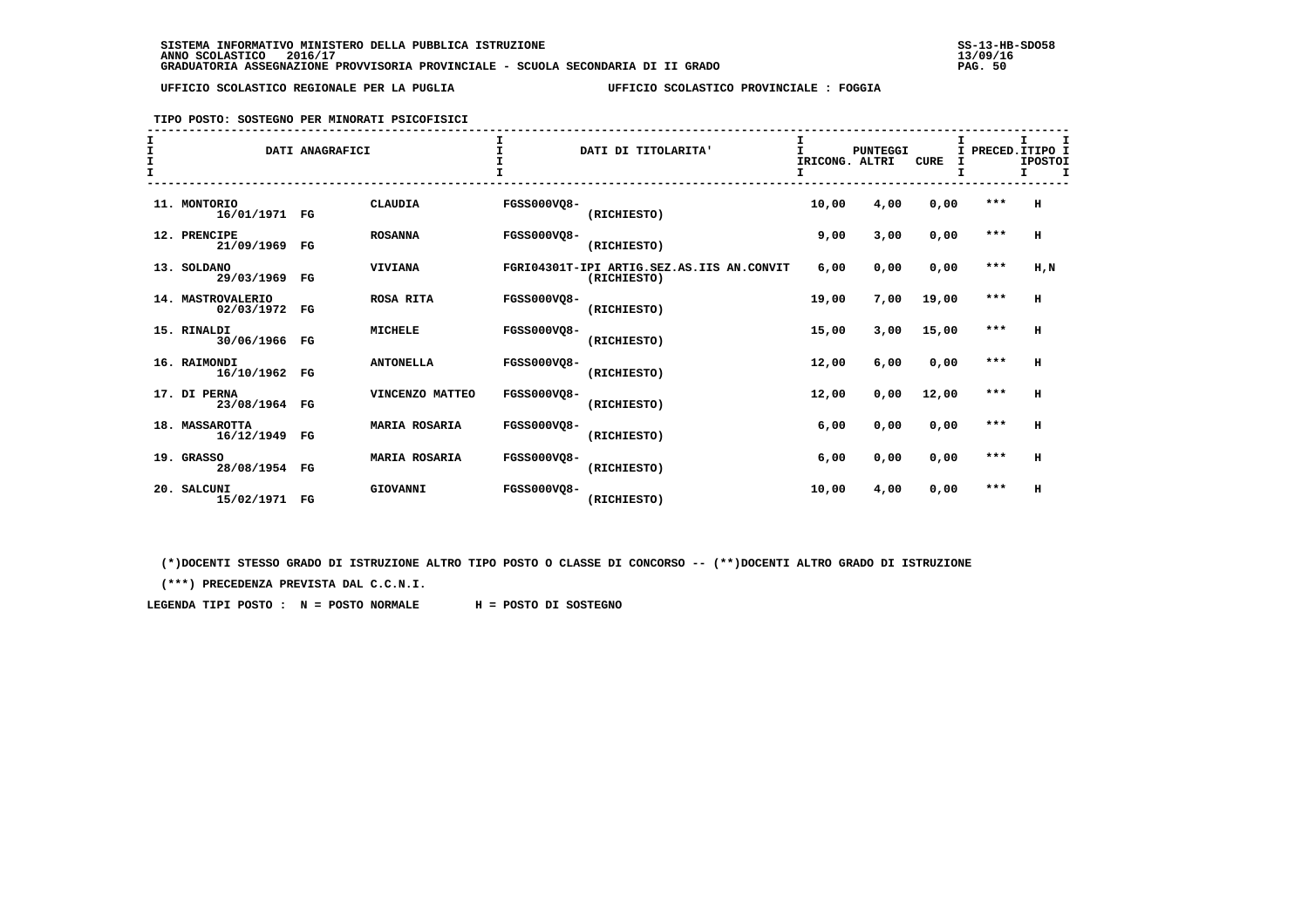SISTEMA INFORMATIVO MINISTERO DELLA PUBBLICA ISTRUZIONE
ANNO SCOLASTICO 2016/17
GRADUATORIA ASSEGNAZIONE PROVVISORIA PROVINCIALE - SCUOLA SECONDARIA DI II GRADO

UFFICIO SCOLASTICO REGIONALE PER LA PUGLIA — UFFICIO SCOLASTICO PROVINCIALE : FOGGIA

TIPO POSTO: SOSTEGNO PER MINORATI PSICOFISICI

| DATI ANAGRAFICI | | | DATI DI TITOLARITA' | PUNTEGGI IRICONG. | ALTRI | CURE | PRECED. | TIPO POSTO |
|---|---|---|---|---|---|---|---|---|
| 11. MONTORIO 16/01/1971 | FG | CLAUDIA | FGSS000VQ8- (RICHIESTO) | 10,00 | 4,00 | 0,00 | *** | H |
| 12. PRENCIPE 21/09/1969 | FG | ROSANNA | FGSS000VQ8- (RICHIESTO) | 9,00 | 3,00 | 0,00 | *** | H |
| 13. SOLDANO 29/03/1969 | FG | VIVIANA | FGRI04301T-IPI ARTIG.SEZ.AS.IIS AN.CONVIT (RICHIESTO) | 6,00 | 0,00 | 0,00 | *** | H,N |
| 14. MASTROVALERIO 02/03/1972 | FG | ROSA RITA | FGSS000VQ8- (RICHIESTO) | 19,00 | 7,00 | 19,00 | *** | H |
| 15. RINALDI 30/06/1966 | FG | MICHELE | FGSS000VQ8- (RICHIESTO) | 15,00 | 3,00 | 15,00 | *** | H |
| 16. RAIMONDI 16/10/1962 | FG | ANTONELLA | FGSS000VQ8- (RICHIESTO) | 12,00 | 6,00 | 0,00 | *** | H |
| 17. DI PERNA 23/08/1964 | FG | VINCENZO MATTEO | FGSS000VQ8- (RICHIESTO) | 12,00 | 0,00 | 12,00 | *** | H |
| 18. MASSAROTTA 16/12/1949 | FG | MARIA ROSARIA | FGSS000VQ8- (RICHIESTO) | 6,00 | 0,00 | 0,00 | *** | H |
| 19. GRASSO 28/08/1954 | FG | MARIA ROSARIA | FGSS000VQ8- (RICHIESTO) | 6,00 | 0,00 | 0,00 | *** | H |
| 20. SALCUNI 15/02/1971 | FG | GIOVANNI | FGSS000VQ8- (RICHIESTO) | 10,00 | 4,00 | 0,00 | *** | H |

(*)DOCENTI STESSO GRADO DI ISTRUZIONE ALTRO TIPO POSTO O CLASSE DI CONCORSO -- (**)DOCENTI ALTRO GRADO DI ISTRUZIONE

(***) PRECEDENZA PREVISTA DAL C.C.N.I.

LEGENDA TIPI POSTO : N = POSTO NORMALE H = POSTO DI SOSTEGNO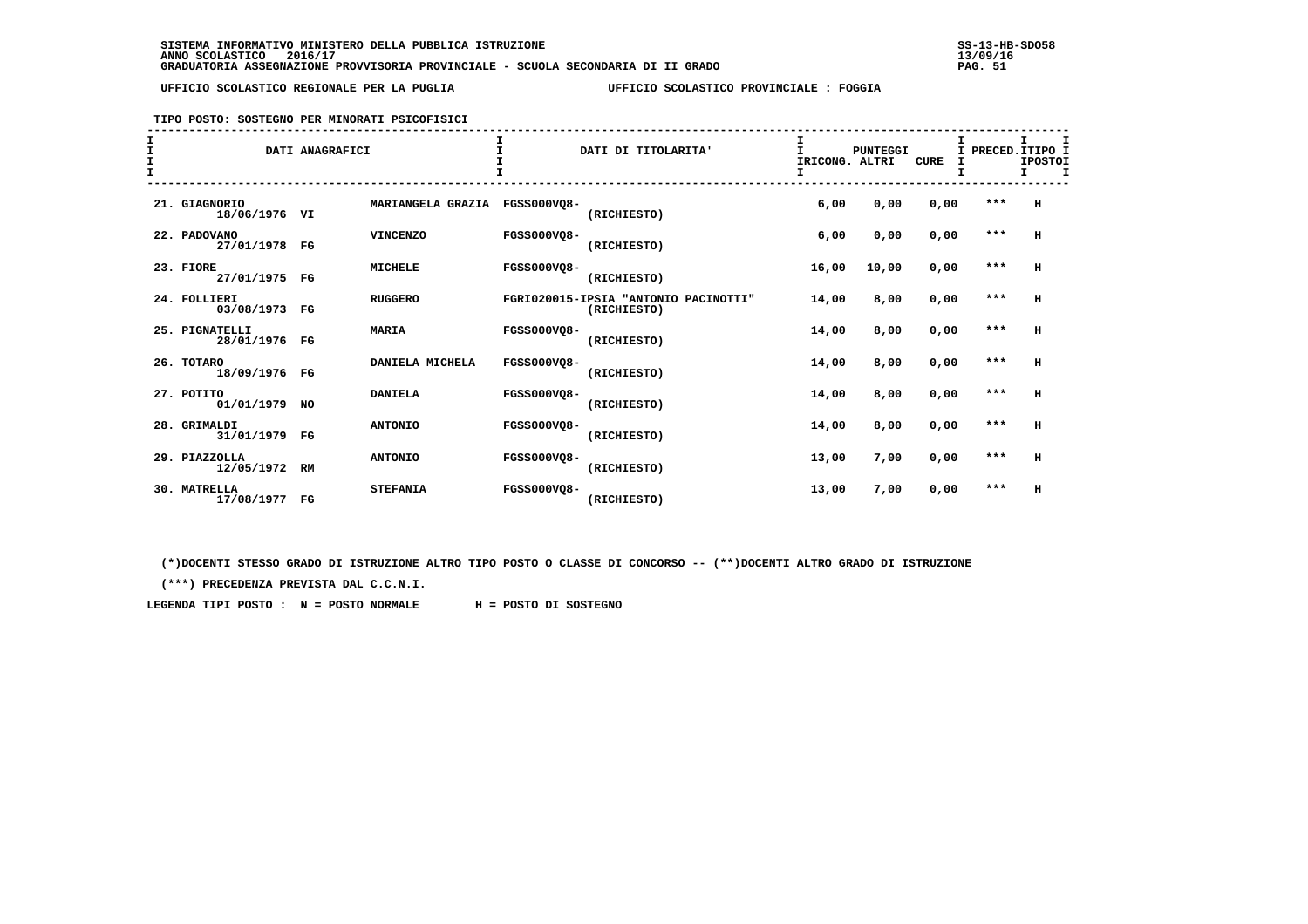SISTEMA INFORMATIVO MINISTERO DELLA PUBBLICA ISTRUZIONE
ANNO SCOLASTICO 2016/17
GRADUATORIA ASSEGNAZIONE PROVVISORIA PROVINCIALE - SCUOLA SECONDARIA DI II GRADO

UFFICIO SCOLASTICO REGIONALE PER LA PUGLIA — UFFICIO SCOLASTICO PROVINCIALE : FOGGIA

TIPO POSTO: SOSTEGNO PER MINORATI PSICOFISICI

| DATI ANAGRAFICI | | | DATI DI TITOLARITA' | PUNTEGGI RICONG. | ALTRI | CURE | PRECED. | TIPO POSTO |
|---|---|---|---|---|---|---|---|---|
| 21. GIAGNORIO 18/06/1976 | VI | MARIANGELA GRAZIA | FGSS000VQ8- (RICHIESTO) | 6,00 | 0,00 | 0,00 | *** | H |
| 22. PADOVANO 27/01/1978 | FG | VINCENZO | FGSS000VQ8- (RICHIESTO) | 6,00 | 0,00 | 0,00 | *** | H |
| 23. FIORE 27/01/1975 | FG | MICHELE | FGSS000VQ8- (RICHIESTO) | 16,00 | 10,00 | 0,00 | *** | H |
| 24. FOLLIERI 03/08/1973 | FG | RUGGERO | FGRI020015-IPSIA "ANTONIO PACINOTTI" (RICHIESTO) | 14,00 | 8,00 | 0,00 | *** | H |
| 25. PIGNATELLI 28/01/1976 | FG | MARIA | FGSS000VQ8- (RICHIESTO) | 14,00 | 8,00 | 0,00 | *** | H |
| 26. TOTARO 18/09/1976 | FG | DANIELA MICHELA | FGSS000VQ8- (RICHIESTO) | 14,00 | 8,00 | 0,00 | *** | H |
| 27. POTITO 01/01/1979 | NO | DANIELA | FGSS000VQ8- (RICHIESTO) | 14,00 | 8,00 | 0,00 | *** | H |
| 28. GRIMALDI 31/01/1979 | FG | ANTONIO | FGSS000VQ8- (RICHIESTO) | 14,00 | 8,00 | 0,00 | *** | H |
| 29. PIAZZOLLA 12/05/1972 | RM | ANTONIO | FGSS000VQ8- (RICHIESTO) | 13,00 | 7,00 | 0,00 | *** | H |
| 30. MATRELLA 17/08/1977 | FG | STEFANIA | FGSS000VQ8- (RICHIESTO) | 13,00 | 7,00 | 0,00 | *** | H |

(*)DOCENTI STESSO GRADO DI ISTRUZIONE ALTRO TIPO POSTO O CLASSE DI CONCORSO -- (**)DOCENTI ALTRO GRADO DI ISTRUZIONE

(***) PRECEDENZA PREVISTA DAL C.C.N.I.

LEGENDA TIPI POSTO : N = POSTO NORMALE H = POSTO DI SOSTEGNO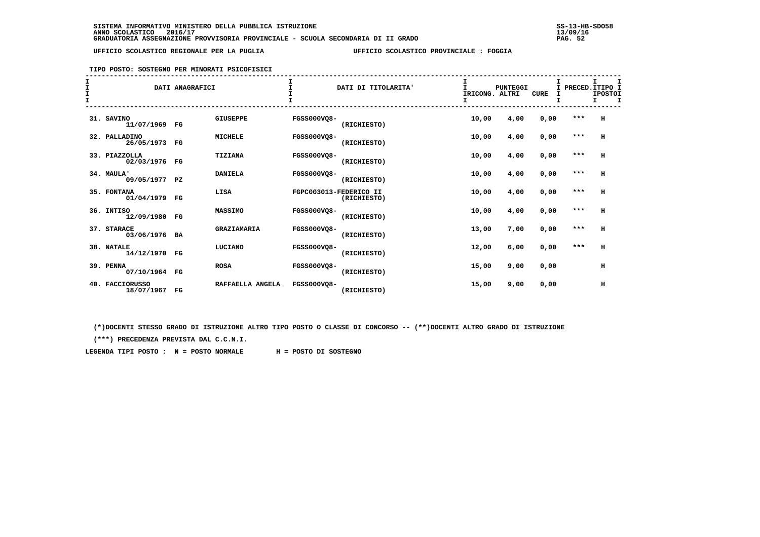SISTEMA INFORMATIVO MINISTERO DELLA PUBBLICA ISTRUZIONE
ANNO SCOLASTICO 2016/17
GRADUATORIA ASSEGNAZIONE PROVVISORIA PROVINCIALE - SCUOLA SECONDARIA DI II GRADO

UFFICIO SCOLASTICO REGIONALE PER LA PUGLIA — UFFICIO SCOLASTICO PROVINCIALE : FOGGIA

TIPO POSTO: SOSTEGNO PER MINORATI PSICOFISICI

| DATI ANAGRAFICI | | | DATI DI TITOLARITA' | PUNTEGGI RICONG. | ALTRI | CURE | PRECED. | TIPO POSTO |
|---|---|---|---|---|---|---|---|---|
| 31. SAVINO 11/07/1969 | FG | GIUSEPPE | FGSS000VQ8- (RICHIESTO) | 10,00 | 4,00 | 0,00 | *** | H |
| 32. PALLADINO 26/05/1973 | FG | MICHELE | FGSS000VQ8- (RICHIESTO) | 10,00 | 4,00 | 0,00 | *** | H |
| 33. PIAZZOLLA 02/03/1976 | FG | TIZIANA | FGSS000VQ8- (RICHIESTO) | 10,00 | 4,00 | 0,00 | *** | H |
| 34. MAULA' 09/05/1977 | PZ | DANIELA | FGSS000VQ8- (RICHIESTO) | 10,00 | 4,00 | 0,00 | *** | H |
| 35. FONTANA 01/04/1979 | FG | LISA | FGPC003013-FEDERICO II (RICHIESTO) | 10,00 | 4,00 | 0,00 | *** | H |
| 36. INTISO 12/09/1980 | FG | MASSIMO | FGSS000VQ8- (RICHIESTO) | 10,00 | 4,00 | 0,00 | *** | H |
| 37. STARACE 03/06/1976 | BA | GRAZIAMARIA | FGSS000VQ8- (RICHIESTO) | 13,00 | 7,00 | 0,00 | *** | H |
| 38. NATALE 14/12/1970 | FG | LUCIANO | FGSS000VQ8- (RICHIESTO) | 12,00 | 6,00 | 0,00 | *** | H |
| 39. PENNA 07/10/1964 | FG | ROSA | FGSS000VQ8- (RICHIESTO) | 15,00 | 9,00 | 0,00 | | H |
| 40. FACCIORUSSO 18/07/1967 | FG | RAFFAELLA ANGELA | FGSS000VQ8- (RICHIESTO) | 15,00 | 9,00 | 0,00 | | H |

(*)DOCENTI STESSO GRADO DI ISTRUZIONE ALTRO TIPO POSTO O CLASSE DI CONCORSO -- (**)DOCENTI ALTRO GRADO DI ISTRUZIONE

(***) PRECEDENZA PREVISTA DAL C.C.N.I.

LEGENDA TIPI POSTO : N = POSTO NORMALE H = POSTO DI SOSTEGNO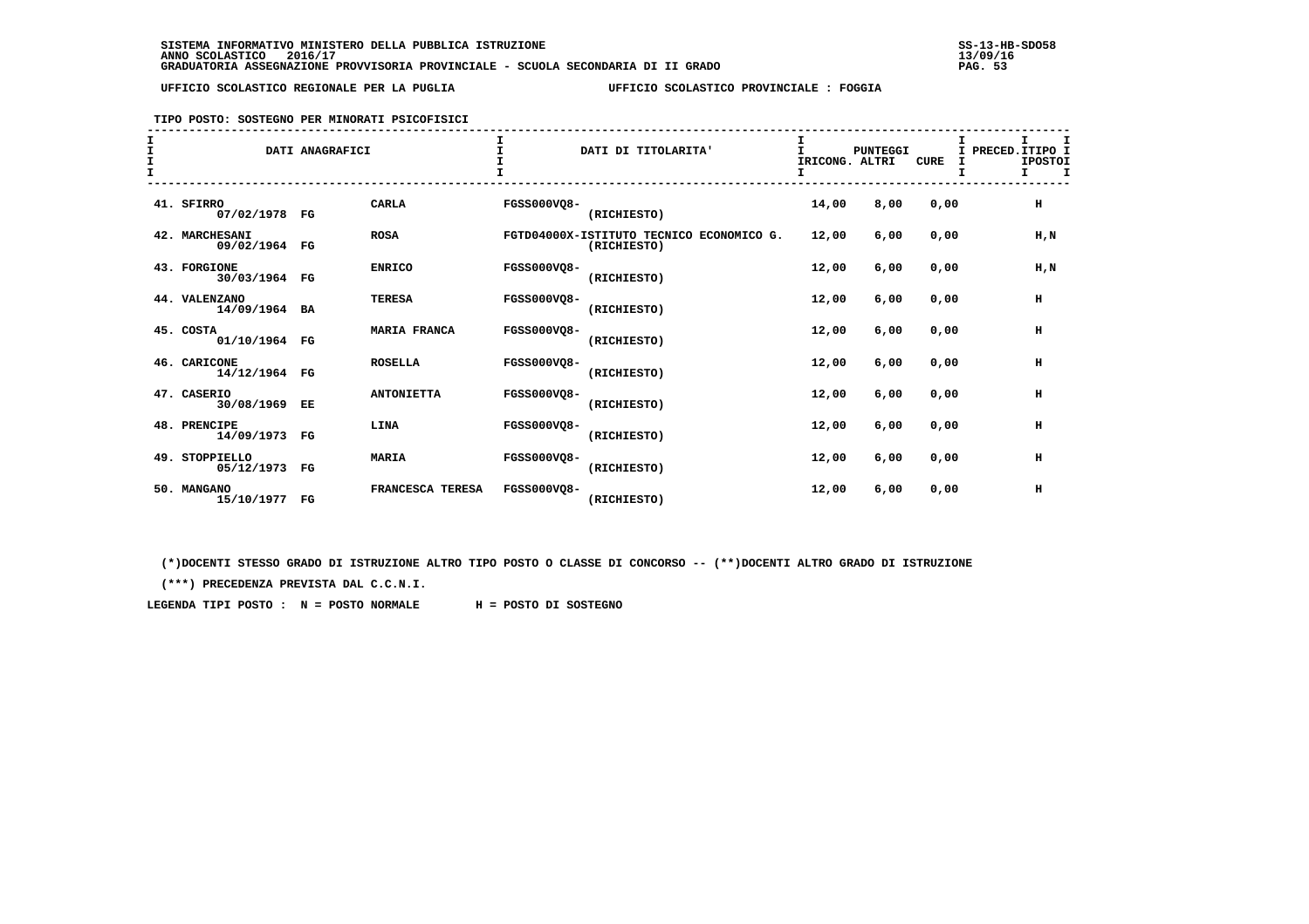SISTEMA INFORMATIVO MINISTERO DELLA PUBBLICA ISTRUZIONE
ANNO SCOLASTICO 2016/17
GRADUATORIA ASSEGNAZIONE PROVVISORIA PROVINCIALE - SCUOLA SECONDARIA DI II GRADO

UFFICIO SCOLASTICO REGIONALE PER LA PUGLIA — UFFICIO SCOLASTICO PROVINCIALE : FOGGIA

TIPO POSTO: SOSTEGNO PER MINORATI PSICOFISICI

| | DATI ANAGRAFICI | | | DATI DI TITOLARITA' | PUNTEGGI IRICONG. | ALTRI | CURE | PRECED. | TIPO POSTO |
|---|---|---|---|---|---|---|---|---|---|
| 41. | SFIRRO 07/02/1978 | FG | CARLA | FGSS000VQ8- (RICHIESTO) | 14,00 | 8,00 | 0,00 | | H |
| 42. | MARCHESANI 09/02/1964 | FG | ROSA | FGTD04000X-ISTITUTO TECNICO ECONOMICO G. (RICHIESTO) | 12,00 | 6,00 | 0,00 | | H,N |
| 43. | FORGIONE 30/03/1964 | FG | ENRICO | FGSS000VQ8- (RICHIESTO) | 12,00 | 6,00 | 0,00 | | H,N |
| 44. | VALENZANO 14/09/1964 | BA | TERESA | FGSS000VQ8- (RICHIESTO) | 12,00 | 6,00 | 0,00 | | H |
| 45. | COSTA 01/10/1964 | FG | MARIA FRANCA | FGSS000VQ8- (RICHIESTO) | 12,00 | 6,00 | 0,00 | | H |
| 46. | CARICONE 14/12/1964 | FG | ROSELLA | FGSS000VQ8- (RICHIESTO) | 12,00 | 6,00 | 0,00 | | H |
| 47. | CASERIO 30/08/1969 | EE | ANTONIETTA | FGSS000VQ8- (RICHIESTO) | 12,00 | 6,00 | 0,00 | | H |
| 48. | PRENCIPE 14/09/1973 | FG | LINA | FGSS000VQ8- (RICHIESTO) | 12,00 | 6,00 | 0,00 | | H |
| 49. | STOPPIELLO 05/12/1973 | FG | MARIA | FGSS000VQ8- (RICHIESTO) | 12,00 | 6,00 | 0,00 | | H |
| 50. | MANGANO 15/10/1977 | FG | FRANCESCA TERESA | FGSS000VQ8- (RICHIESTO) | 12,00 | 6,00 | 0,00 | | H |

(*)DOCENTI STESSO GRADO DI ISTRUZIONE ALTRO TIPO POSTO O CLASSE DI CONCORSO -- (**)DOCENTI ALTRO GRADO DI ISTRUZIONE

(***) PRECEDENZA PREVISTA DAL C.C.N.I.

LEGENDA TIPI POSTO : N = POSTO NORMALE H = POSTO DI SOSTEGNO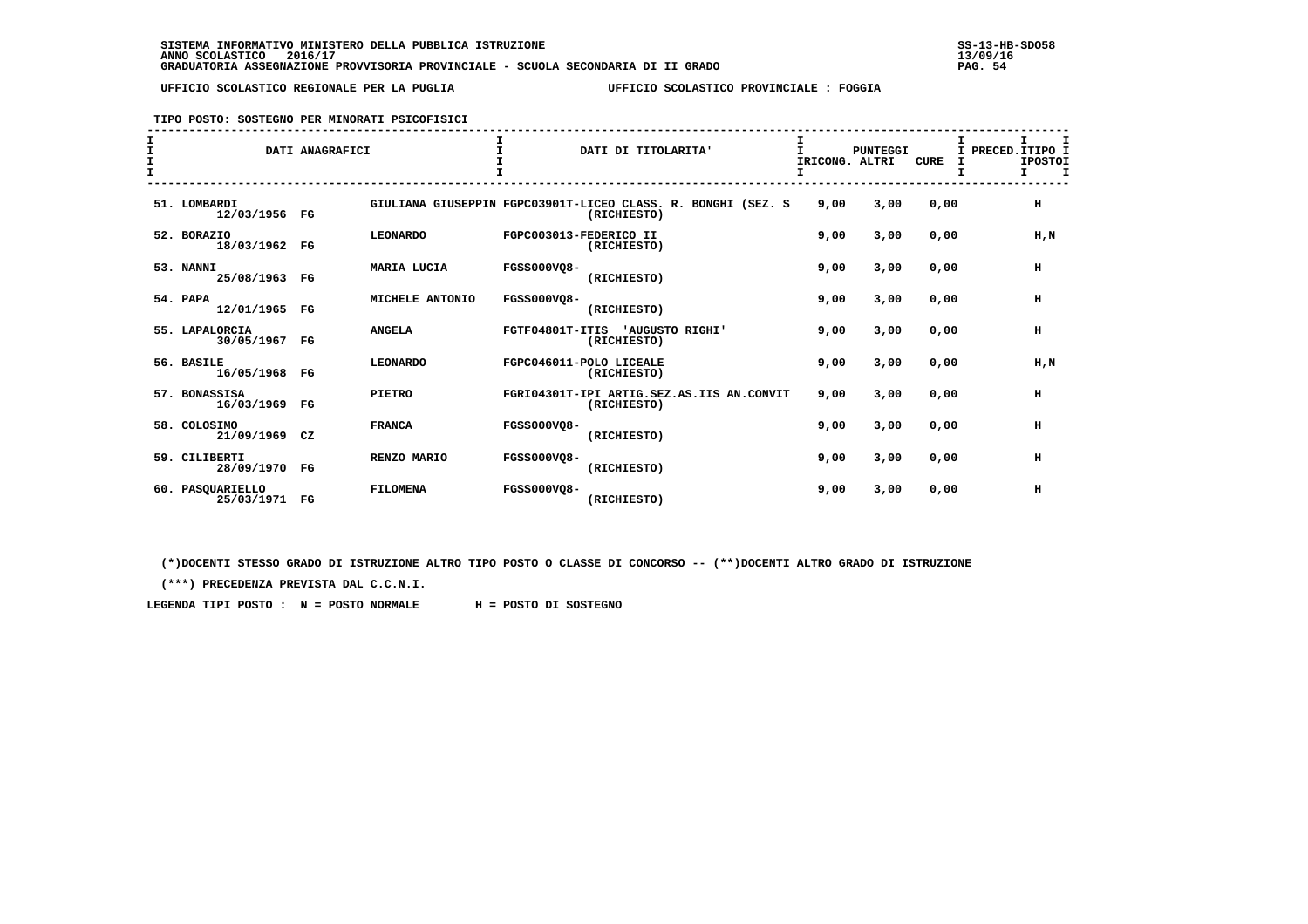SISTEMA INFORMATIVO MINISTERO DELLA PUBBLICA ISTRUZIONE
ANNO SCOLASTICO 2016/17
GRADUATORIA ASSEGNAZIONE PROVVISORIA PROVINCIALE - SCUOLA SECONDARIA DI II GRADO

SS-13-HB-SDO58
13/09/16

UFFICIO SCOLASTICO REGIONALE PER LA PUGLIA — UFFICIO SCOLASTICO PROVINCIALE : FOGGIA

TIPO POSTO: SOSTEGNO PER MINORATI PSICOFISICI

| DATI ANAGRAFICI | | | DATI DI TITOLARITA' | PUNTEGGI RICONG. | ALTRI | CURE | PRECED. | TIPO POSTO |
|---|---|---|---|---|---|---|---|---|
| 51. LOMBARDI 12/03/1956 | FG | GIULIANA GIUSEPPIN | FGPC03901T-LICEO CLASS. R. BONGHI (SEZ. S (RICHIESTO) | 9,00 | 3,00 | 0,00 | | H |
| 52. BORAZIO 18/03/1962 | FG | LEONARDO | FGPC003013-FEDERICO II (RICHIESTO) | 9,00 | 3,00 | 0,00 | | H,N |
| 53. NANNI 25/08/1963 | FG | MARIA LUCIA | FGSS000VQ8- (RICHIESTO) | 9,00 | 3,00 | 0,00 | | H |
| 54. PAPA 12/01/1965 | FG | MICHELE ANTONIO | FGSS000VQ8- (RICHIESTO) | 9,00 | 3,00 | 0,00 | | H |
| 55. LAPALORCIA 30/05/1967 | FG | ANGELA | FGTF04801T-ITIS 'AUGUSTO RIGHI' (RICHIESTO) | 9,00 | 3,00 | 0,00 | | H |
| 56. BASILE 16/05/1968 | FG | LEONARDO | FGPC046011-POLO LICEALE (RICHIESTO) | 9,00 | 3,00 | 0,00 | | H,N |
| 57. BONASSISA 16/03/1969 | FG | PIETRO | FGRI04301T-IPI ARTIG.SEZ.AS.IIS AN.CONVIT (RICHIESTO) | 9,00 | 3,00 | 0,00 | | H |
| 58. COLOSIMO 21/09/1969 | CZ | FRANCA | FGSS000VQ8- (RICHIESTO) | 9,00 | 3,00 | 0,00 | | H |
| 59. CILIBERTI 28/09/1970 | FG | RENZO MARIO | FGSS000VQ8- (RICHIESTO) | 9,00 | 3,00 | 0,00 | | H |
| 60. PASQUARIELLO 25/03/1971 | FG | FILOMENA | FGSS000VQ8- (RICHIESTO) | 9,00 | 3,00 | 0,00 | | H |

(*)DOCENTI STESSO GRADO DI ISTRUZIONE ALTRO TIPO POSTO O CLASSE DI CONCORSO -- (**)DOCENTI ALTRO GRADO DI ISTRUZIONE

(***) PRECEDENZA PREVISTA DAL C.C.N.I.

LEGENDA TIPI POSTO : N = POSTO NORMALE H = POSTO DI SOSTEGNO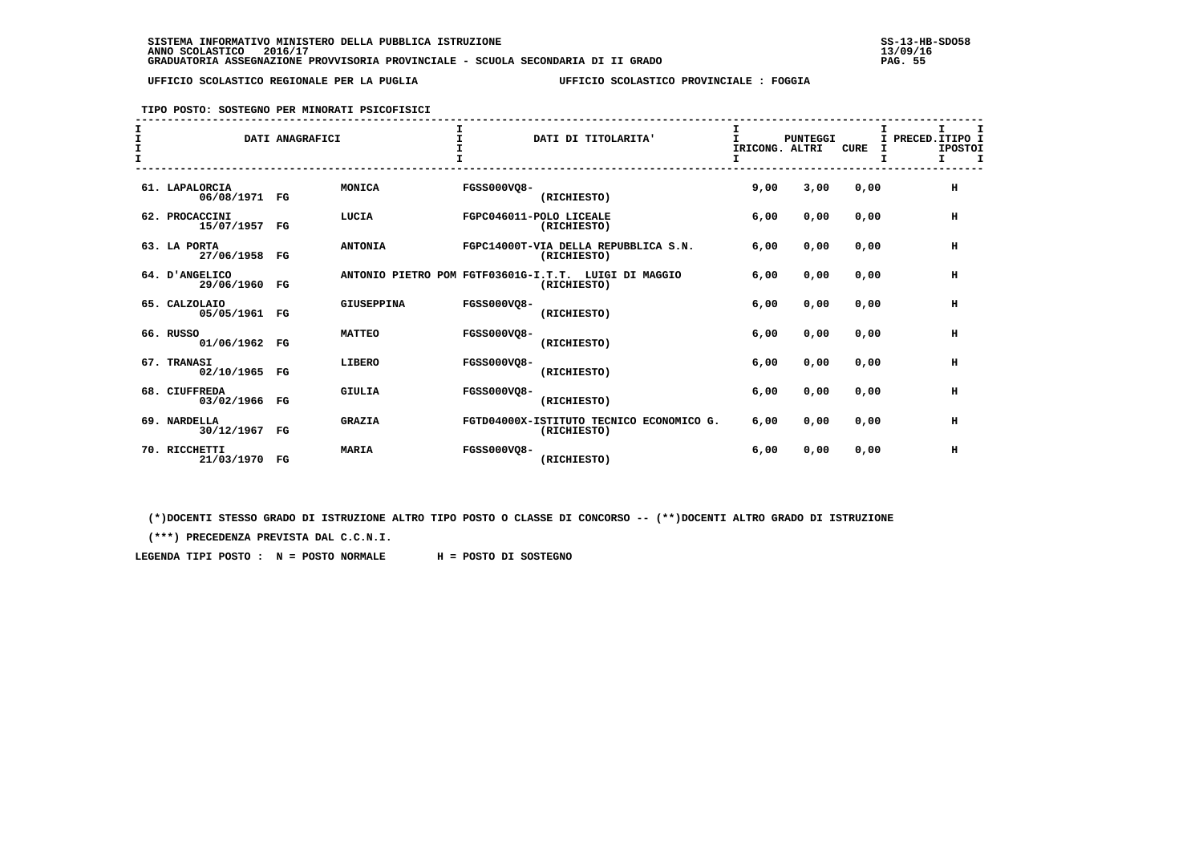SISTEMA INFORMATIVO MINISTERO DELLA PUBBLICA ISTRUZIONE
ANNO SCOLASTICO 2016/17
GRADUATORIA ASSEGNAZIONE PROVVISORIA PROVINCIALE - SCUOLA SECONDARIA DI II GRADO

UFFICIO SCOLASTICO REGIONALE PER LA PUGLIA — UFFICIO SCOLASTICO PROVINCIALE : FOGGIA

TIPO POSTO: SOSTEGNO PER MINORATI PSICOFISICI

| DATI ANAGRAFICI | | | DATI DI TITOLARITA' | PUNTEGGI RICONG. | ALTRI | CURE | PRECED. | TIPO POSTO |
|---|---|---|---|---|---|---|---|---|
| 61. LAPALORCIA 06/08/1971 | FG | MONICA | FGSS000VQ8- (RICHIESTO) | 9,00 | 3,00 | 0,00 | | H |
| 62. PROCACCINI 15/07/1957 | FG | LUCIA | FGPC046011-POLO LICEALE (RICHIESTO) | 6,00 | 0,00 | 0,00 | | H |
| 63. LA PORTA 27/06/1958 | FG | ANTONIA | FGPC14000T-VIA DELLA REPUBBLICA S.N. (RICHIESTO) | 6,00 | 0,00 | 0,00 | | H |
| 64. D'ANGELICO 29/06/1960 | FG | ANTONIO PIETRO POM | FGTF03601G-I.T.T. LUIGI DI MAGGIO (RICHIESTO) | 6,00 | 0,00 | 0,00 | | H |
| 65. CALZOLAIO 05/05/1961 | FG | GIUSEPPINA | FGSS000VQ8- (RICHIESTO) | 6,00 | 0,00 | 0,00 | | H |
| 66. RUSSO 01/06/1962 | FG | MATTEO | FGSS000VQ8- (RICHIESTO) | 6,00 | 0,00 | 0,00 | | H |
| 67. TRANASI 02/10/1965 | FG | LIBERO | FGSS000VQ8- (RICHIESTO) | 6,00 | 0,00 | 0,00 | | H |
| 68. CIUFFREDA 03/02/1966 | FG | GIULIA | FGSS000VQ8- (RICHIESTO) | 6,00 | 0,00 | 0,00 | | H |
| 69. NARDELLA 30/12/1967 | FG | GRAZIA | FGTD04000X-ISTITUTO TECNICO ECONOMICO G. (RICHIESTO) | 6,00 | 0,00 | 0,00 | | H |
| 70. RICCHETTI 21/03/1970 | FG | MARIA | FGSS000VQ8- (RICHIESTO) | 6,00 | 0,00 | 0,00 | | H |

(*)DOCENTI STESSO GRADO DI ISTRUZIONE ALTRO TIPO POSTO O CLASSE DI CONCORSO -- (**)DOCENTI ALTRO GRADO DI ISTRUZIONE

(***) PRECEDENZA PREVISTA DAL C.C.N.I.

LEGENDA TIPI POSTO : N = POSTO NORMALE H = POSTO DI SOSTEGNO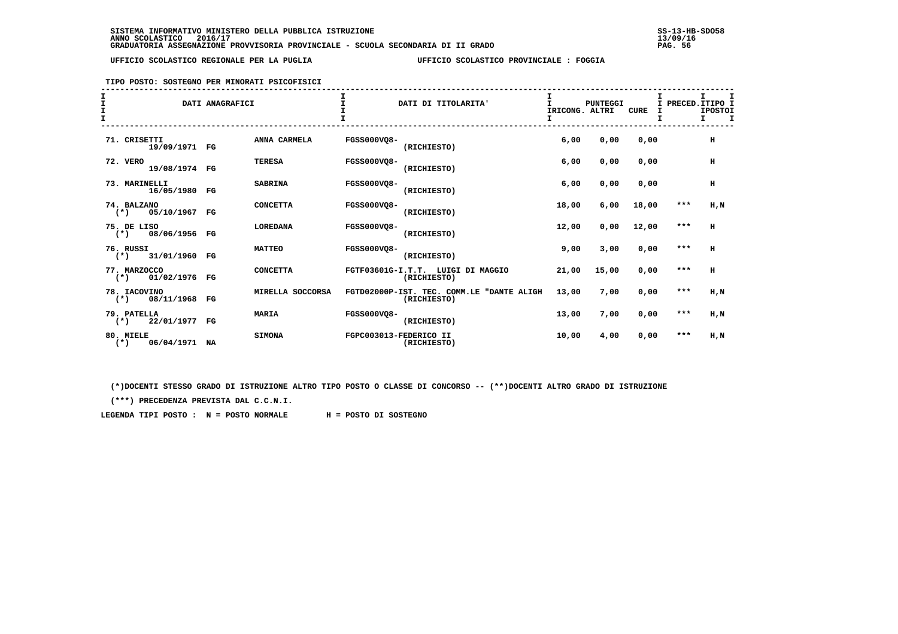SISTEMA INFORMATIVO MINISTERO DELLA PUBBLICA ISTRUZIONE
ANNO SCOLASTICO 2016/17
GRADUATORIA ASSEGNAZIONE PROVVISORIA PROVINCIALE - SCUOLA SECONDARIA DI II GRADO

UFFICIO SCOLASTICO REGIONALE PER LA PUGLIA — UFFICIO SCOLASTICO PROVINCIALE : FOGGIA

TIPO POSTO: SOSTEGNO PER MINORATI PSICOFISICI

| DATI ANAGRAFICI | | | DATI DI TITOLARITA' | PUNTEGGI RICONG. | ALTRI | CURE | PRECED. | TIPO POSTO |
|---|---|---|---|---|---|---|---|---|
| 71. CRISETTI 19/09/1971 | FG | ANNA CARMELA | FGSS000VQ8- (RICHIESTO) | 6,00 | 0,00 | 0,00 | | H |
| 72. VERO 19/08/1974 | FG | TERESA | FGSS000VQ8- (RICHIESTO) | 6,00 | 0,00 | 0,00 | | H |
| 73. MARINELLI 16/05/1980 | FG | SABRINA | FGSS000VQ8- (RICHIESTO) | 6,00 | 0,00 | 0,00 | | H |
| 74. BALZANO (*) 05/10/1967 | FG | CONCETTA | FGSS000VQ8- (RICHIESTO) | 18,00 | 6,00 | 18,00 | *** | H,N |
| 75. DE LISO (*) 08/06/1956 | FG | LOREDANA | FGSS000VQ8- (RICHIESTO) | 12,00 | 0,00 | 12,00 | *** | H |
| 76. RUSSI (*) 31/01/1960 | FG | MATTEO | FGSS000VQ8- (RICHIESTO) | 9,00 | 3,00 | 0,00 | *** | H |
| 77. MARZOCCO (*) 01/02/1976 | FG | CONCETTA | FGTF03601G-I.T.T. LUIGI DI MAGGIO (RICHIESTO) | 21,00 | 15,00 | 0,00 | *** | H |
| 78. IACOVINO (*) 08/11/1968 | FG | MIRELLA SOCCORSA | FGTD02000P-IST. TEC. COMM.LE "DANTE ALIGH (RICHIESTO) | 13,00 | 7,00 | 0,00 | *** | H,N |
| 79. PATELLA (*) 22/01/1977 | FG | MARIA | FGSS000VQ8- (RICHIESTO) | 13,00 | 7,00 | 0,00 | *** | H,N |
| 80. MIELE (*) 06/04/1971 | NA | SIMONA | FGPC003013-FEDERICO II (RICHIESTO) | 10,00 | 4,00 | 0,00 | *** | H,N |

(*)DOCENTI STESSO GRADO DI ISTRUZIONE ALTRO TIPO POSTO O CLASSE DI CONCORSO -- (**)DOCENTI ALTRO GRADO DI ISTRUZIONE

(***) PRECEDENZA PREVISTA DAL C.C.N.I.

LEGENDA TIPI POSTO : N = POSTO NORMALE H = POSTO DI SOSTEGNO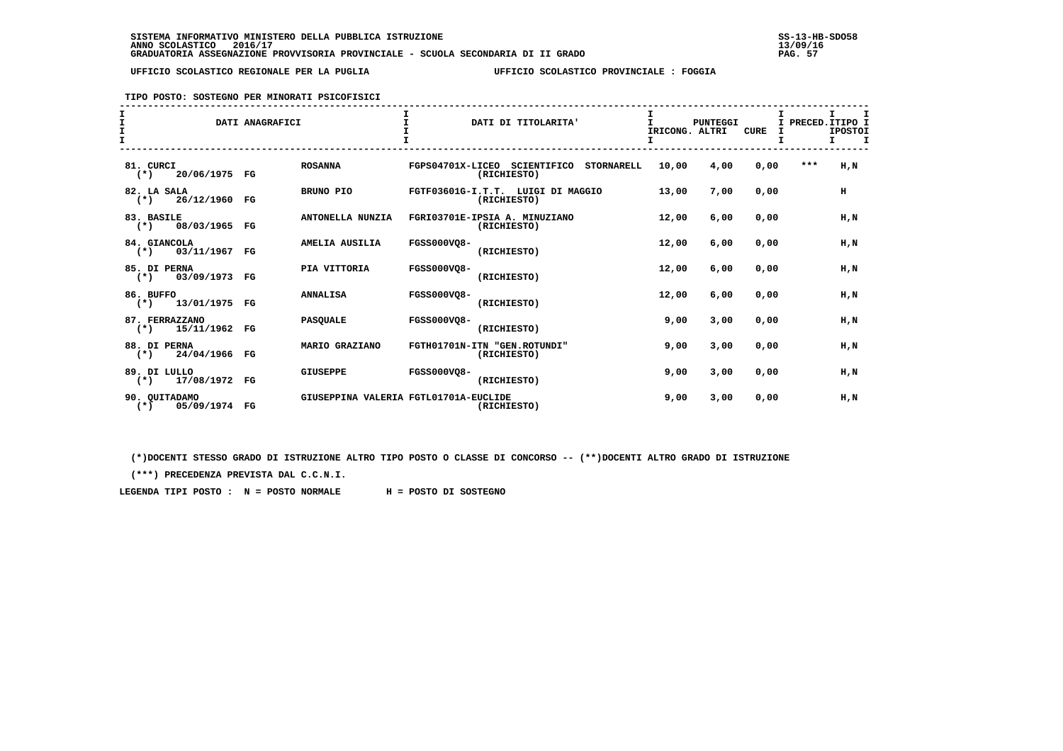SISTEMA INFORMATIVO MINISTERO DELLA PUBBLICA ISTRUZIONE
ANNO SCOLASTICO 2016/17
GRADUATORIA ASSEGNAZIONE PROVVISORIA PROVINCIALE - SCUOLA SECONDARIA DI II GRADO

UFFICIO SCOLASTICO REGIONALE PER LA PUGLIA — UFFICIO SCOLASTICO PROVINCIALE : FOGGIA

TIPO POSTO: SOSTEGNO PER MINORATI PSICOFISICI

| DATI ANAGRAFICI | | DATI DI TITOLARITA' | PUNTEGGI RICONG. | ALTRI | CURE | PRECED. | TIPO POSTO |
|---|---|---|---|---|---|---|---|
| 81. CURCI (*) 20/06/1975 FG | ROSANNA | FGPS04701X-LICEO SCIENTIFICO STORNARELL (RICHIESTO) | 10,00 | 4,00 | 0,00 | *** | H,N |
| 82. LA SALA (*) 26/12/1960 FG | BRUNO PIO | FGTF03601G-I.T.T. LUIGI DI MAGGIO (RICHIESTO) | 13,00 | 7,00 | 0,00 | | H |
| 83. BASILE (*) 08/03/1965 FG | ANTONELLA NUNZIA | FGRI03701E-IPSIA A. MINUZIANO (RICHIESTO) | 12,00 | 6,00 | 0,00 | | H,N |
| 84. GIANCOLA (*) 03/11/1967 FG | AMELIA AUSILIA | FGSS000VQ8- (RICHIESTO) | 12,00 | 6,00 | 0,00 | | H,N |
| 85. DI PERNA (*) 03/09/1973 FG | PIA VITTORIA | FGSS000VQ8- (RICHIESTO) | 12,00 | 6,00 | 0,00 | | H,N |
| 86. BUFFO (*) 13/01/1975 FG | ANNALISA | FGSS000VQ8- (RICHIESTO) | 12,00 | 6,00 | 0,00 | | H,N |
| 87. FERRAZZANO (*) 15/11/1962 FG | PASQUALE | FGSS000VQ8- (RICHIESTO) | 9,00 | 3,00 | 0,00 | | H,N |
| 88. DI PERNA (*) 24/04/1966 FG | MARIO GRAZIANO | FGTH01701N-ITN "GEN.ROTUNDI" (RICHIESTO) | 9,00 | 3,00 | 0,00 | | H,N |
| 89. DI LULLO (*) 17/08/1972 FG | GIUSEPPE | FGSS000VQ8- (RICHIESTO) | 9,00 | 3,00 | 0,00 | | H,N |
| 90. QUITADAMO (*) 05/09/1974 FG | GIUSEPPINA VALERIA | FGTL01701A-EUCLIDE (RICHIESTO) | 9,00 | 3,00 | 0,00 | | H,N |

(*)DOCENTI STESSO GRADO DI ISTRUZIONE ALTRO TIPO POSTO O CLASSE DI CONCORSO -- (**)DOCENTI ALTRO GRADO DI ISTRUZIONE

(***) PRECEDENZA PREVISTA DAL C.C.N.I.

LEGENDA TIPI POSTO : N = POSTO NORMALE H = POSTO DI SOSTEGNO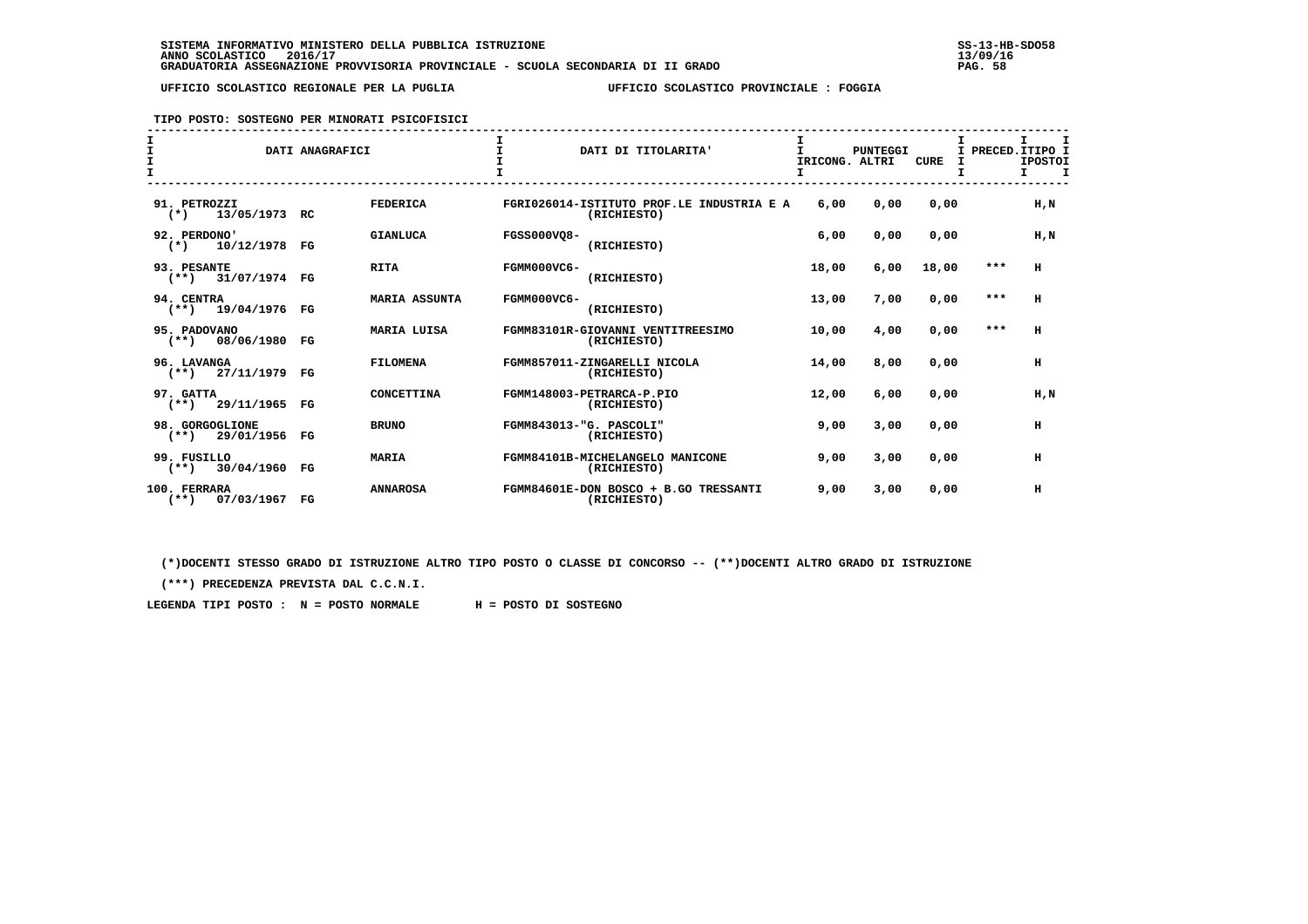SISTEMA INFORMATIVO MINISTERO DELLA PUBBLICA ISTRUZIONE
ANNO SCOLASTICO 2016/17
GRADUATORIA ASSEGNAZIONE PROVVISORIA PROVINCIALE - SCUOLA SECONDARIA DI II GRADO

UFFICIO SCOLASTICO REGIONALE PER LA PUGLIA — UFFICIO SCOLASTICO PROVINCIALE : FOGGIA

TIPO POSTO: SOSTEGNO PER MINORATI PSICOFISICI

| DATI ANAGRAFICI | | DATI DI TITOLARITA' | PUNTEGGI RICONG. | ALTRI | CURE | PRECED. | TIPO POSTO |
|---|---|---|---|---|---|---|---|
| 91. PETROZZI (*) 13/05/1973 RC | FEDERICA | FGRI026014-ISTITUTO PROF.LE INDUSTRIA E A (RICHIESTO) | 6,00 | 0,00 | 0,00 | | H,N |
| 92. PERDONO' (*) 10/12/1978 FG | GIANLUCA | FGSS000VQ8- (RICHIESTO) | 6,00 | 0,00 | 0,00 | | H,N |
| 93. PESANTE (**) 31/07/1974 FG | RITA | FGMM000VC6- (RICHIESTO) | 18,00 | 6,00 | 18,00 | *** | H |
| 94. CENTRA (**) 19/04/1976 FG | MARIA ASSUNTA | FGMM000VC6- (RICHIESTO) | 13,00 | 7,00 | 0,00 | *** | H |
| 95. PADOVANO (**) 08/06/1980 FG | MARIA LUISA | FGMM83101R-GIOVANNI VENTITREESIMO (RICHIESTO) | 10,00 | 4,00 | 0,00 | *** | H |
| 96. LAVANGA (**) 27/11/1979 FG | FILOMENA | FGMM857011-ZINGARELLI NICOLA (RICHIESTO) | 14,00 | 8,00 | 0,00 | | H |
| 97. GATTA (**) 29/11/1965 FG | CONCETTINA | FGMM148003-PETRARCA-P.PIO (RICHIESTO) | 12,00 | 6,00 | 0,00 | | H,N |
| 98. GORGOGLIONE (**) 29/01/1956 FG | BRUNO | FGMM843013-"G. PASCOLI" (RICHIESTO) | 9,00 | 3,00 | 0,00 | | H |
| 99. FUSILLO (**) 30/04/1960 FG | MARIA | FGMM84101B-MICHELANGELO MANICONE (RICHIESTO) | 9,00 | 3,00 | 0,00 | | H |
| 100. FERRARA (**) 07/03/1967 FG | ANNAROSA | FGMM84601E-DON BOSCO + B.GO TRESSANTI (RICHIESTO) | 9,00 | 3,00 | 0,00 | | H |

(*)DOCENTI STESSO GRADO DI ISTRUZIONE ALTRO TIPO POSTO O CLASSE DI CONCORSO -- (**)DOCENTI ALTRO GRADO DI ISTRUZIONE

(***) PRECEDENZA PREVISTA DAL C.C.N.I.

LEGENDA TIPI POSTO : N = POSTO NORMALE H = POSTO DI SOSTEGNO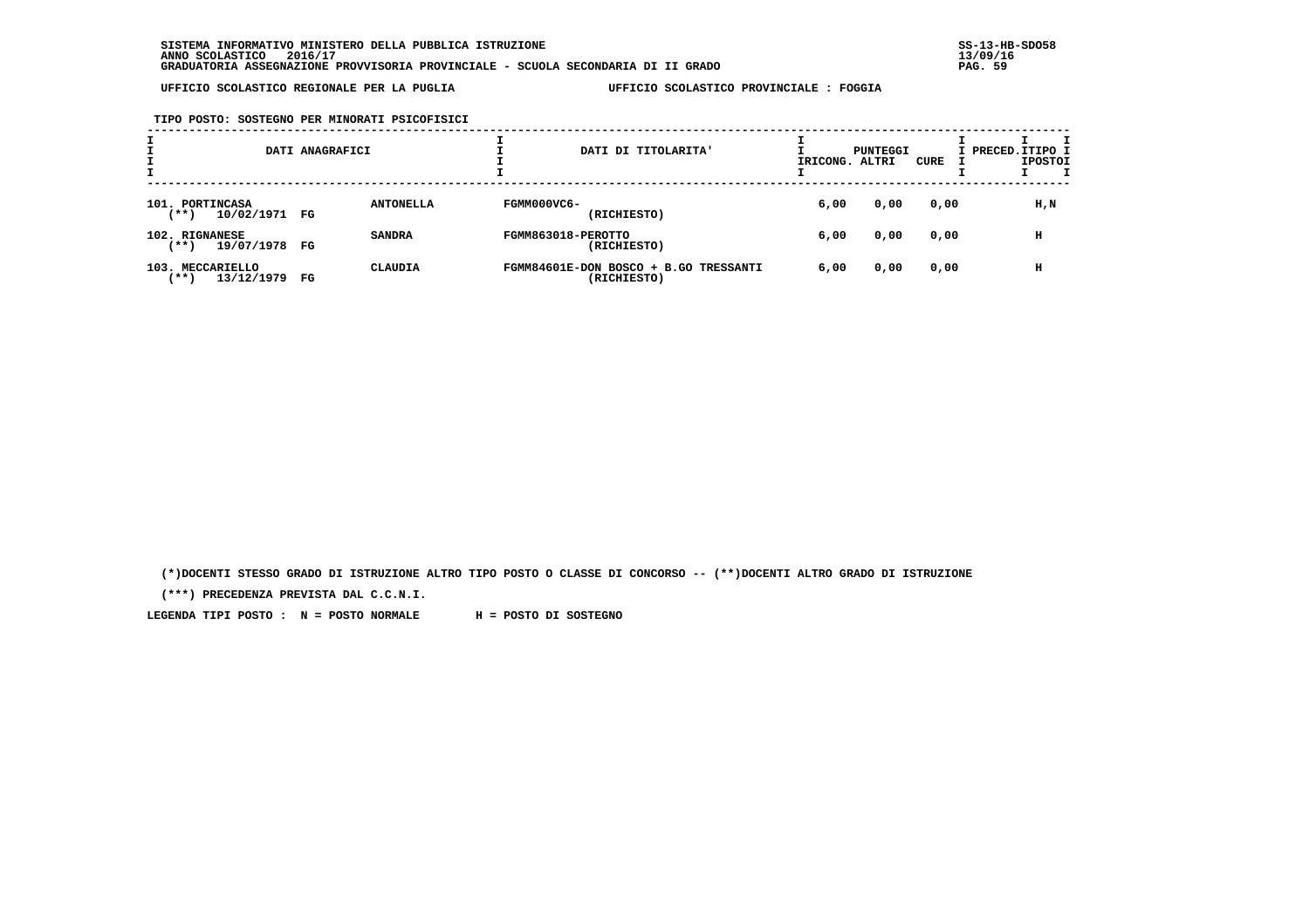SISTEMA INFORMATIVO MINISTERO DELLA PUBBLICA ISTRUZIONE
ANNO SCOLASTICO 2016/17
GRADUATORIA ASSEGNAZIONE PROVVISORIA PROVINCIALE - SCUOLA SECONDARIA DI II GRADO

SS-13-HB-SDO58
13/09/16

UFFICIO SCOLASTICO REGIONALE PER LA PUGLIA — UFFICIO SCOLASTICO PROVINCIALE : FOGGIA

TIPO POSTO: SOSTEGNO PER MINORATI PSICOFISICI

| DATI ANAGRAFICI | | DATI DI TITOLARITA' | PUNTEGGI RICONG. | ALTRI | CURE | PRECED. | TIPO POSTO |
|---|---|---|---|---|---|---|---|
| 101. PORTINCASA (**) 10/02/1971 FG | ANTONELLA | FGMM000VC6- (RICHIESTO) | 6,00 | 0,00 | 0,00 | | H,N |
| 102. RIGNANESE (**) 19/07/1978 FG | SANDRA | FGMM863018-PEROTTO (RICHIESTO) | 6,00 | 0,00 | 0,00 | | H |
| 103. MECCARIELLO (**) 13/12/1979 FG | CLAUDIA | FGMM84601E-DON BOSCO + B.GO TRESSANTI (RICHIESTO) | 6,00 | 0,00 | 0,00 | | H |

(*)DOCENTI STESSO GRADO DI ISTRUZIONE ALTRO TIPO POSTO O CLASSE DI CONCORSO -- (**)DOCENTI ALTRO GRADO DI ISTRUZIONE

(***) PRECEDENZA PREVISTA DAL C.C.N.I.

LEGENDA TIPI POSTO : N = POSTO NORMALE H = POSTO DI SOSTEGNO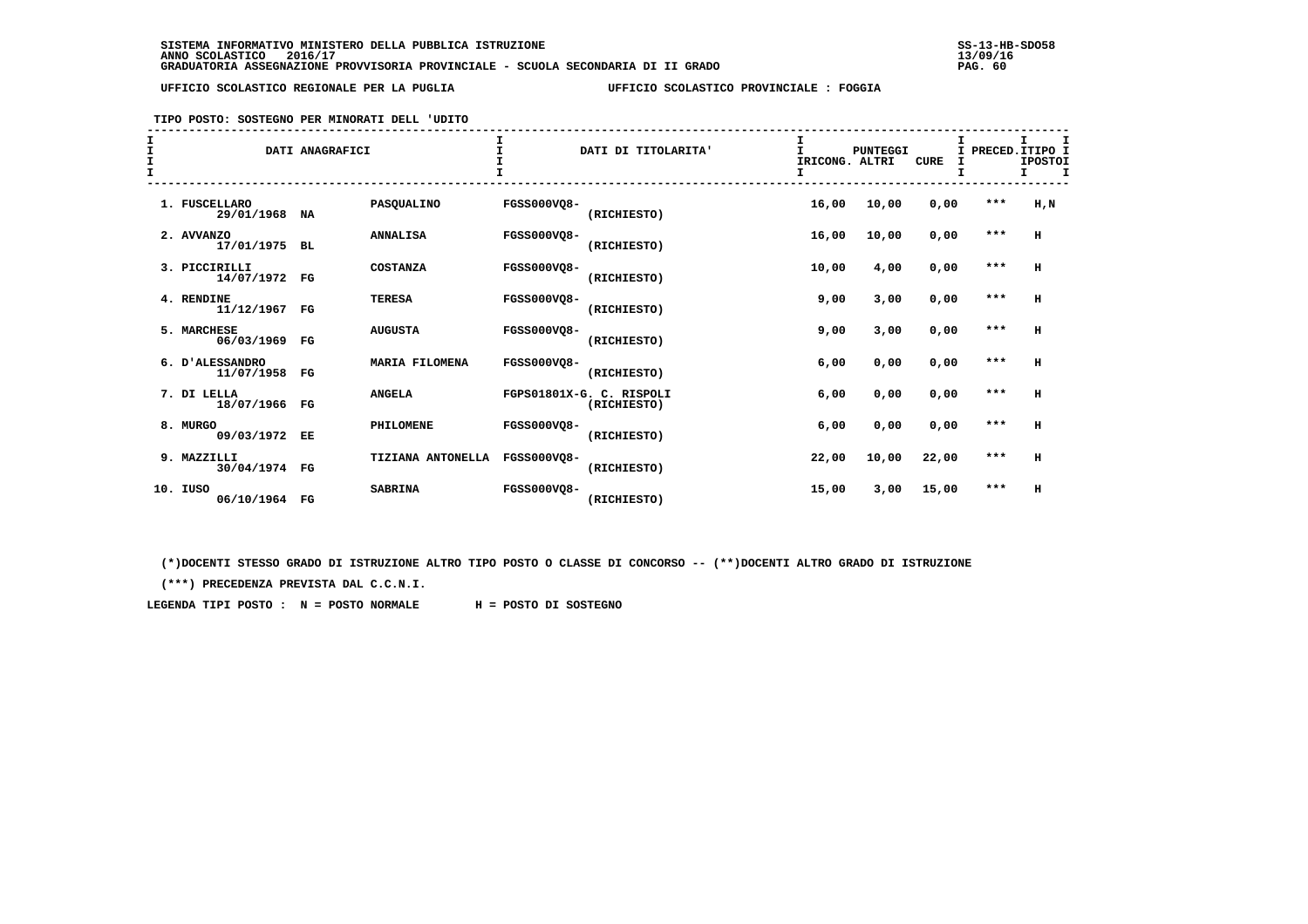SISTEMA INFORMATIVO MINISTERO DELLA PUBBLICA ISTRUZIONE
ANNO SCOLASTICO 2016/17
GRADUATORIA ASSEGNAZIONE PROVVISORIA PROVINCIALE - SCUOLA SECONDARIA DI II GRADO

UFFICIO SCOLASTICO REGIONALE PER LA PUGLIA — UFFICIO SCOLASTICO PROVINCIALE : FOGGIA

TIPO POSTO: SOSTEGNO PER MINORATI DELL 'UDITO

| N. | DATI ANAGRAFICI | | | DATI DI TITOLARITA' | | PUNTEGGI IRICONG. | ALTRI | CURE | PRECED. | TIPO POSTI |
|---|---|---|---|---|---|---|---|---|---|---|
| 1. | FUSCELLARO 29/01/1968 | NA | PASQUALINO | FGSS000VQ8- | (RICHIESTO) | 16,00 | 10,00 | 0,00 | *** | H,N |
| 2. | AVVANZO 17/01/1975 | BL | ANNALISA | FGSS000VQ8- | (RICHIESTO) | 16,00 | 10,00 | 0,00 | *** | H |
| 3. | PICCIRILLI 14/07/1972 | FG | COSTANZA | FGSS000VQ8- | (RICHIESTO) | 10,00 | 4,00 | 0,00 | *** | H |
| 4. | RENDINE 11/12/1967 | FG | TERESA | FGSS000VQ8- | (RICHIESTO) | 9,00 | 3,00 | 0,00 | *** | H |
| 5. | MARCHESE 06/03/1969 | FG | AUGUSTA | FGSS000VQ8- | (RICHIESTO) | 9,00 | 3,00 | 0,00 | *** | H |
| 6. | D'ALESSANDRO 11/07/1958 | FG | MARIA FILOMENA | FGSS000VQ8- | (RICHIESTO) | 6,00 | 0,00 | 0,00 | *** | H |
| 7. | DI LELLA 18/07/1966 | FG | ANGELA | FGPS01801X-G. C. RISPOLI | (RICHIESTO) | 6,00 | 0,00 | 0,00 | *** | H |
| 8. | MURGO 09/03/1972 | EE | PHILOMENE | FGSS000VQ8- | (RICHIESTO) | 6,00 | 0,00 | 0,00 | *** | H |
| 9. | MAZZILLI 30/04/1974 | FG | TIZIANA ANTONELLA | FGSS000VQ8- | (RICHIESTO) | 22,00 | 10,00 | 22,00 | *** | H |
| 10. | IUSO 06/10/1964 | FG | SABRINA | FGSS000VQ8- | (RICHIESTO) | 15,00 | 3,00 | 15,00 | *** | H |

(*)DOCENTI STESSO GRADO DI ISTRUZIONE ALTRO TIPO POSTO O CLASSE DI CONCORSO -- (**)DOCENTI ALTRO GRADO DI ISTRUZIONE

(***) PRECEDENZA PREVISTA DAL C.C.N.I.

LEGENDA TIPI POSTO : N = POSTO NORMALE H = POSTO DI SOSTEGNO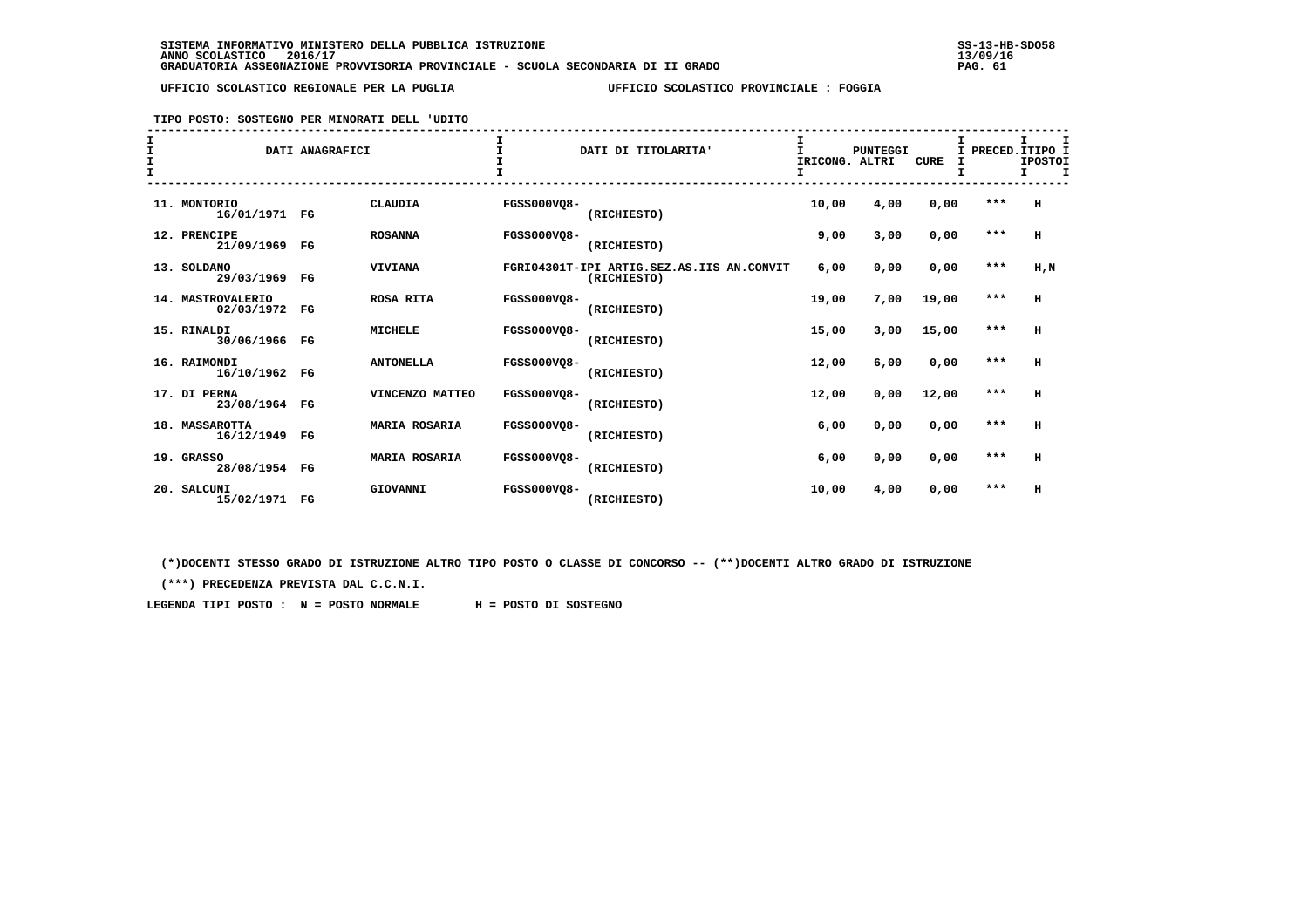SISTEMA INFORMATIVO MINISTERO DELLA PUBBLICA ISTRUZIONE
ANNO SCOLASTICO 2016/17
GRADUATORIA ASSEGNAZIONE PROVVISORIA PROVINCIALE - SCUOLA SECONDARIA DI II GRADO

UFFICIO SCOLASTICO REGIONALE PER LA PUGLIA — UFFICIO SCOLASTICO PROVINCIALE : FOGGIA

TIPO POSTO: SOSTEGNO PER MINORATI DELL 'UDITO

| DATI ANAGRAFICI | | | DATI DI TITOLARITA' | PUNTEGGI RICONG. | ALTRI | CURE | PRECED. | TIPO POSTO |
|---|---|---|---|---|---|---|---|---|
| 11. MONTORIO 16/01/1971 | FG | CLAUDIA | FGSS000VQ8- (RICHIESTO) | 10,00 | 4,00 | 0,00 | *** | H |
| 12. PRENCIPE 21/09/1969 | FG | ROSANNA | FGSS000VQ8- (RICHIESTO) | 9,00 | 3,00 | 0,00 | *** | H |
| 13. SOLDANO 29/03/1969 | FG | VIVIANA | FGRI04301T-IPI ARTIG.SEZ.AS.IIS AN.CONVIT (RICHIESTO) | 6,00 | 0,00 | 0,00 | *** | H,N |
| 14. MASTROVALERIO 02/03/1972 | FG | ROSA RITA | FGSS000VQ8- (RICHIESTO) | 19,00 | 7,00 | 19,00 | *** | H |
| 15. RINALDI 30/06/1966 | FG | MICHELE | FGSS000VQ8- (RICHIESTO) | 15,00 | 3,00 | 15,00 | *** | H |
| 16. RAIMONDI 16/10/1962 | FG | ANTONELLA | FGSS000VQ8- (RICHIESTO) | 12,00 | 6,00 | 0,00 | *** | H |
| 17. DI PERNA 23/08/1964 | FG | VINCENZO MATTEO | FGSS000VQ8- (RICHIESTO) | 12,00 | 0,00 | 12,00 | *** | H |
| 18. MASSAROTTA 16/12/1949 | FG | MARIA ROSARIA | FGSS000VQ8- (RICHIESTO) | 6,00 | 0,00 | 0,00 | *** | H |
| 19. GRASSO 28/08/1954 | FG | MARIA ROSARIA | FGSS000VQ8- (RICHIESTO) | 6,00 | 0,00 | 0,00 | *** | H |
| 20. SALCUNI 15/02/1971 | FG | GIOVANNI | FGSS000VQ8- (RICHIESTO) | 10,00 | 4,00 | 0,00 | *** | H |

(*)DOCENTI STESSO GRADO DI ISTRUZIONE ALTRO TIPO POSTO O CLASSE DI CONCORSO -- (**)DOCENTI ALTRO GRADO DI ISTRUZIONE

(***) PRECEDENZA PREVISTA DAL C.C.N.I.

LEGENDA TIPI POSTO : N = POSTO NORMALE H = POSTO DI SOSTEGNO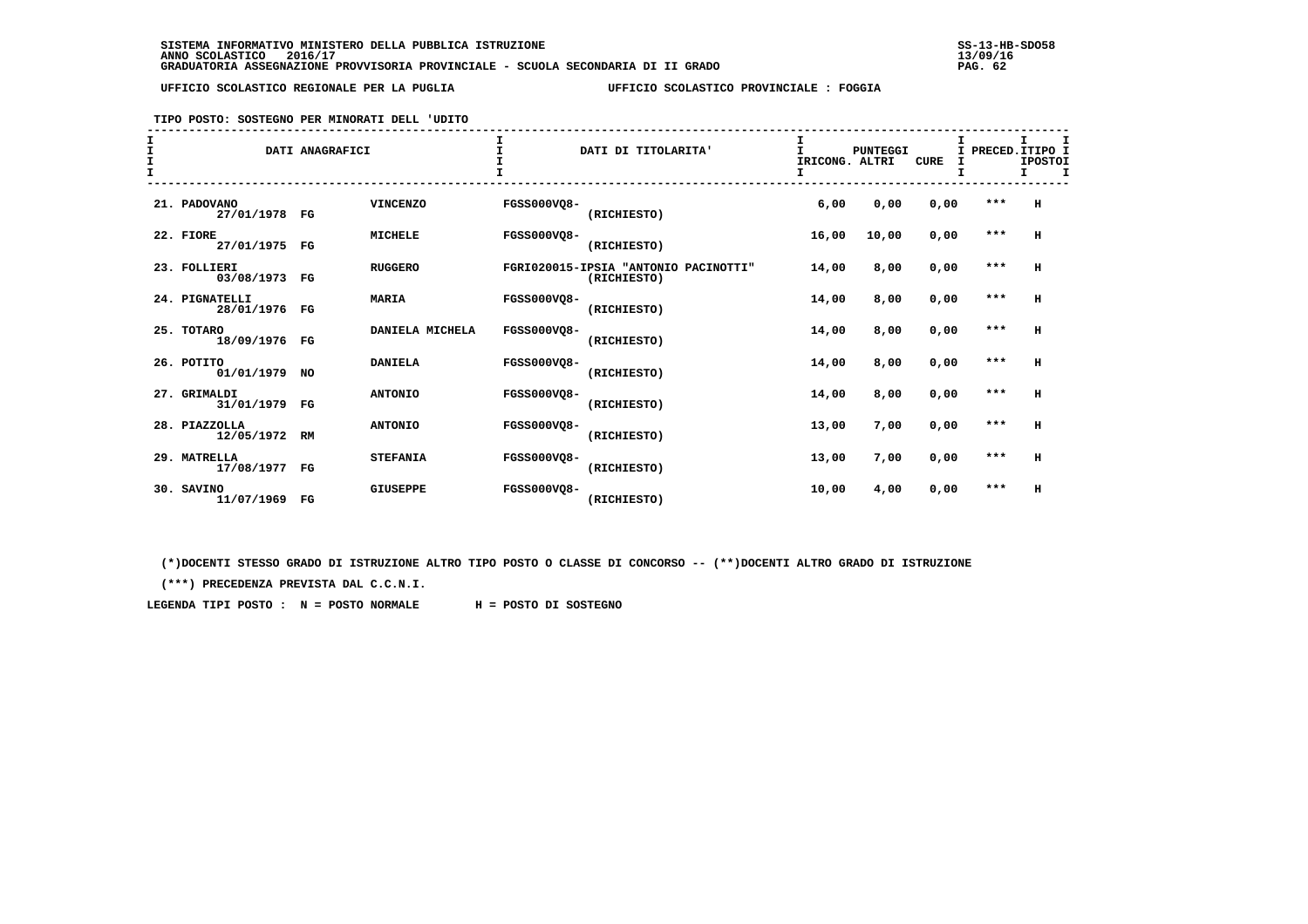SISTEMA INFORMATIVO MINISTERO DELLA PUBBLICA ISTRUZIONE
ANNO SCOLASTICO 2016/17
GRADUATORIA ASSEGNAZIONE PROVVISORIA PROVINCIALE - SCUOLA SECONDARIA DI II GRADO

UFFICIO SCOLASTICO REGIONALE PER LA PUGLIA — UFFICIO SCOLASTICO PROVINCIALE : FOGGIA

TIPO POSTO: SOSTEGNO PER MINORATI DELL 'UDITO

| DATI ANAGRAFICI | | | DATI DI TITOLARITA' | PUNTEGGI IRICONG. | ALTRI | CURE | PRECED. | TIPO POSTO |
|---|---|---|---|---|---|---|---|---|
| 21. PADOVANO 27/01/1978 | FG | VINCENZO | FGSS000VQ8- (RICHIESTO) | 6,00 | 0,00 | 0,00 | *** | H |
| 22. FIORE 27/01/1975 | FG | MICHELE | FGSS000VQ8- (RICHIESTO) | 16,00 | 10,00 | 0,00 | *** | H |
| 23. FOLLIERI 03/08/1973 | FG | RUGGERO | FGRI020015-IPSIA "ANTONIO PACINOTTI" (RICHIESTO) | 14,00 | 8,00 | 0,00 | *** | H |
| 24. PIGNATELLI 28/01/1976 | FG | MARIA | FGSS000VQ8- (RICHIESTO) | 14,00 | 8,00 | 0,00 | *** | H |
| 25. TOTARO 18/09/1976 | FG | DANIELA MICHELA | FGSS000VQ8- (RICHIESTO) | 14,00 | 8,00 | 0,00 | *** | H |
| 26. POTITO 01/01/1979 | NO | DANIELA | FGSS000VQ8- (RICHIESTO) | 14,00 | 8,00 | 0,00 | *** | H |
| 27. GRIMALDI 31/01/1979 | FG | ANTONIO | FGSS000VQ8- (RICHIESTO) | 14,00 | 8,00 | 0,00 | *** | H |
| 28. PIAZZOLLA 12/05/1972 | RM | ANTONIO | FGSS000VQ8- (RICHIESTO) | 13,00 | 7,00 | 0,00 | *** | H |
| 29. MATRELLA 17/08/1977 | FG | STEFANIA | FGSS000VQ8- (RICHIESTO) | 13,00 | 7,00 | 0,00 | *** | H |
| 30. SAVINO 11/07/1969 | FG | GIUSEPPE | FGSS000VQ8- (RICHIESTO) | 10,00 | 4,00 | 0,00 | *** | H |

(*)DOCENTI STESSO GRADO DI ISTRUZIONE ALTRO TIPO POSTO O CLASSE DI CONCORSO -- (**)DOCENTI ALTRO GRADO DI ISTRUZIONE

(***) PRECEDENZA PREVISTA DAL C.C.N.I.

LEGENDA TIPI POSTO : N = POSTO NORMALE H = POSTO DI SOSTEGNO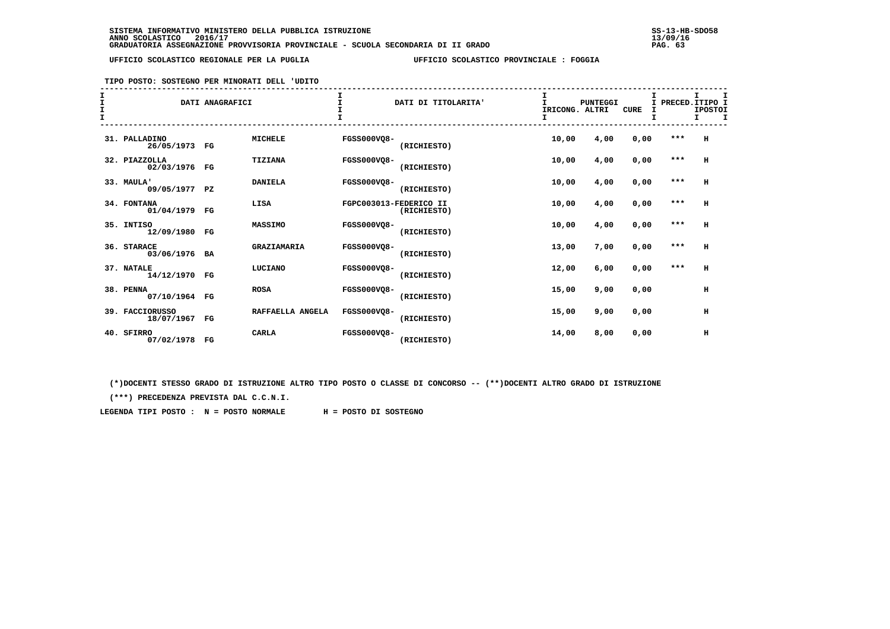SISTEMA INFORMATIVO MINISTERO DELLA PUBBLICA ISTRUZIONE
ANNO SCOLASTICO 2016/17
GRADUATORIA ASSEGNAZIONE PROVVISORIA PROVINCIALE - SCUOLA SECONDARIA DI II GRADO

UFFICIO SCOLASTICO REGIONALE PER LA PUGLIA — UFFICIO SCOLASTICO PROVINCIALE : FOGGIA

TIPO POSTO: SOSTEGNO PER MINORATI DELL 'UDITO

| | DATI ANAGRAFICI | | | DATI DI TITOLARITA' | | PUNTEGGI RICONG. | ALTRI | CURE | PRECED. | TIPO POSTO |
|---|---|---|---|---|---|---|---|---|---|---|
| 31. | PALLADINO 26/05/1973 | FG | MICHELE | FGSS000VQ8- | (RICHIESTO) | 10,00 | 4,00 | 0,00 | *** | H |
| 32. | PIAZZOLLA 02/03/1976 | FG | TIZIANA | FGSS000VQ8- | (RICHIESTO) | 10,00 | 4,00 | 0,00 | *** | H |
| 33. | MAULA' 09/05/1977 | PZ | DANIELA | FGSS000VQ8- | (RICHIESTO) | 10,00 | 4,00 | 0,00 | *** | H |
| 34. | FONTANA 01/04/1979 | FG | LISA | FGPC003013-FEDERICO II | (RICHIESTO) | 10,00 | 4,00 | 0,00 | *** | H |
| 35. | INTISO 12/09/1980 | FG | MASSIMO | FGSS000VQ8- | (RICHIESTO) | 10,00 | 4,00 | 0,00 | *** | H |
| 36. | STARACE 03/06/1976 | BA | GRAZIAMARIA | FGSS000VQ8- | (RICHIESTO) | 13,00 | 7,00 | 0,00 | *** | H |
| 37. | NATALE 14/12/1970 | FG | LUCIANO | FGSS000VQ8- | (RICHIESTO) | 12,00 | 6,00 | 0,00 | *** | H |
| 38. | PENNA 07/10/1964 | FG | ROSA | FGSS000VQ8- | (RICHIESTO) | 15,00 | 9,00 | 0,00 | | H |
| 39. | FACCIORUSSO 18/07/1967 | FG | RAFFAELLA ANGELA | FGSS000VQ8- | (RICHIESTO) | 15,00 | 9,00 | 0,00 | | H |
| 40. | SFIRRO 07/02/1978 | FG | CARLA | FGSS000VQ8- | (RICHIESTO) | 14,00 | 8,00 | 0,00 | | H |

(*)DOCENTI STESSO GRADO DI ISTRUZIONE ALTRO TIPO POSTO O CLASSE DI CONCORSO -- (**)DOCENTI ALTRO GRADO DI ISTRUZIONE

(***) PRECEDENZA PREVISTA DAL C.C.N.I.

LEGENDA TIPI POSTO : N = POSTO NORMALE H = POSTO DI SOSTEGNO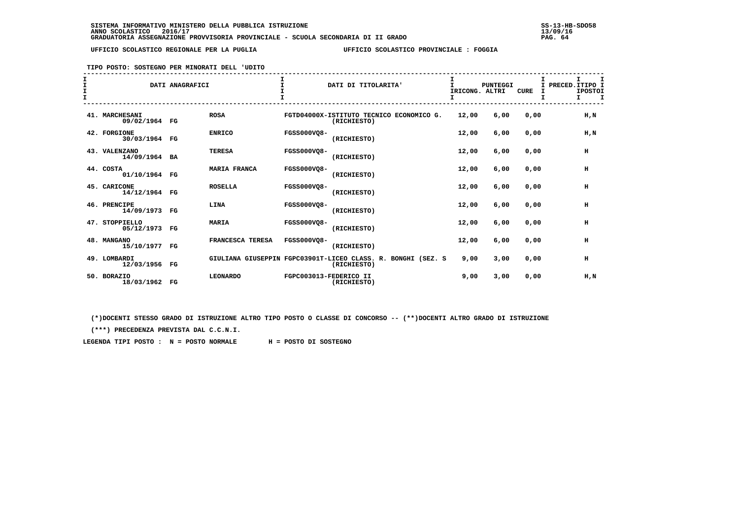SISTEMA INFORMATIVO MINISTERO DELLA PUBBLICA ISTRUZIONE
ANNO SCOLASTICO 2016/17
GRADUATORIA ASSEGNAZIONE PROVVISORIA PROVINCIALE - SCUOLA SECONDARIA DI II GRADO

UFFICIO SCOLASTICO REGIONALE PER LA PUGLIA — UFFICIO SCOLASTICO PROVINCIALE : FOGGIA

TIPO POSTO: SOSTEGNO PER MINORATI DELL 'UDITO

| DATI ANAGRAFICI | | | DATI DI TITOLARITA' | PUNTEGGI RICONG. | ALTRI | CURE | PRECED. | TIPO POSTO |
|---|---|---|---|---|---|---|---|---|
| 41. MARCHESANI 09/02/1964 | FG | ROSA | FGTD04000X-ISTITUTO TECNICO ECONOMICO G. (RICHIESTO) | 12,00 | 6,00 | 0,00 | | H,N |
| 42. FORGIONE 30/03/1964 | FG | ENRICO | FGSS000VQ8- (RICHIESTO) | 12,00 | 6,00 | 0,00 | | H,N |
| 43. VALENZANO 14/09/1964 | BA | TERESA | FGSS000VQ8- (RICHIESTO) | 12,00 | 6,00 | 0,00 | | H |
| 44. COSTA 01/10/1964 | FG | MARIA FRANCA | FGSS000VQ8- (RICHIESTO) | 12,00 | 6,00 | 0,00 | | H |
| 45. CARICONE 14/12/1964 | FG | ROSELLA | FGSS000VQ8- (RICHIESTO) | 12,00 | 6,00 | 0,00 | | H |
| 46. PRENCIPE 14/09/1973 | FG | LINA | FGSS000VQ8- (RICHIESTO) | 12,00 | 6,00 | 0,00 | | H |
| 47. STOPPIELLO 05/12/1973 | FG | MARIA | FGSS000VQ8- (RICHIESTO) | 12,00 | 6,00 | 0,00 | | H |
| 48. MANGANO 15/10/1977 | FG | FRANCESCA TERESA | FGSS000VQ8- (RICHIESTO) | 12,00 | 6,00 | 0,00 | | H |
| 49. LOMBARDI 12/03/1956 | FG | GIULIANA GIUSEPPIN | FGPC03901T-LICEO CLASS. R. BONGHI (SEZ. S (RICHIESTO) | 9,00 | 3,00 | 0,00 | | H |
| 50. BORAZIO 18/03/1962 | FG | LEONARDO | FGPC003013-FEDERICO II (RICHIESTO) | 9,00 | 3,00 | 0,00 | | H,N |

(*)DOCENTI STESSO GRADO DI ISTRUZIONE ALTRO TIPO POSTO O CLASSE DI CONCORSO -- (**)DOCENTI ALTRO GRADO DI ISTRUZIONE

(***) PRECEDENZA PREVISTA DAL C.C.N.I.

LEGENDA TIPI POSTO : N = POSTO NORMALE H = POSTO DI SOSTEGNO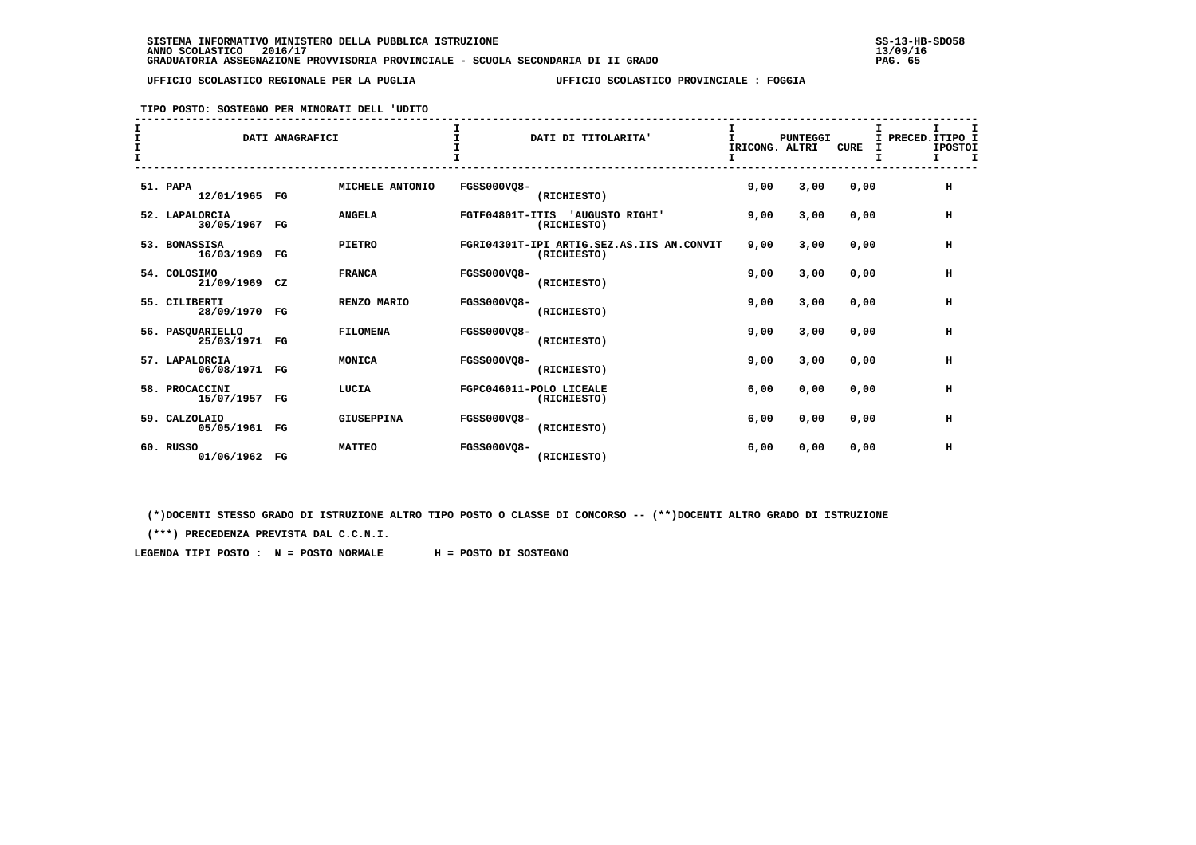SISTEMA INFORMATIVO MINISTERO DELLA PUBBLICA ISTRUZIONE
ANNO SCOLASTICO 2016/17
GRADUATORIA ASSEGNAZIONE PROVVISORIA PROVINCIALE - SCUOLA SECONDARIA DI II GRADO

UFFICIO SCOLASTICO REGIONALE PER LA PUGLIA — UFFICIO SCOLASTICO PROVINCIALE : FOGGIA

TIPO POSTO: SOSTEGNO PER MINORATI DELL 'UDITO

| DATI ANAGRAFICI | | | DATI DI TITOLARITA' | PUNTEGGI RICONG. | ALTRI | CURE | PRECED. | TIPO POSTO |
|---|---|---|---|---|---|---|---|---|
| 51. PAPA 12/01/1965 | FG | MICHELE ANTONIO | FGSS000VQ8- (RICHIESTO) | 9,00 | 3,00 | 0,00 | | H |
| 52. LAPALORCIA 30/05/1967 | FG | ANGELA | FGTF04801T-ITIS 'AUGUSTO RIGHI' (RICHIESTO) | 9,00 | 3,00 | 0,00 | | H |
| 53. BONASSISA 16/03/1969 | FG | PIETRO | FGRI04301T-IPI ARTIG.SEZ.AS.IIS AN.CONVIT (RICHIESTO) | 9,00 | 3,00 | 0,00 | | H |
| 54. COLOSIMO 21/09/1969 | CZ | FRANCA | FGSS000VQ8- (RICHIESTO) | 9,00 | 3,00 | 0,00 | | H |
| 55. CILIBERTI 28/09/1970 | FG | RENZO MARIO | FGSS000VQ8- (RICHIESTO) | 9,00 | 3,00 | 0,00 | | H |
| 56. PASQUARIELLO 25/03/1971 | FG | FILOMENA | FGSS000VQ8- (RICHIESTO) | 9,00 | 3,00 | 0,00 | | H |
| 57. LAPALORCIA 06/08/1971 | FG | MONICA | FGSS000VQ8- (RICHIESTO) | 9,00 | 3,00 | 0,00 | | H |
| 58. PROCACCINI 15/07/1957 | FG | LUCIA | FGPC046011-POLO LICEALE (RICHIESTO) | 6,00 | 0,00 | 0,00 | | H |
| 59. CALZOLAIO 05/05/1961 | FG | GIUSEPPINA | FGSS000VQ8- (RICHIESTO) | 6,00 | 0,00 | 0,00 | | H |
| 60. RUSSO 01/06/1962 | FG | MATTEO | FGSS000VQ8- (RICHIESTO) | 6,00 | 0,00 | 0,00 | | H |

(*)DOCENTI STESSO GRADO DI ISTRUZIONE ALTRO TIPO POSTO O CLASSE DI CONCORSO -- (**)DOCENTI ALTRO GRADO DI ISTRUZIONE

(***) PRECEDENZA PREVISTA DAL C.C.N.I.

LEGENDA TIPI POSTO : N = POSTO NORMALE H = POSTO DI SOSTEGNO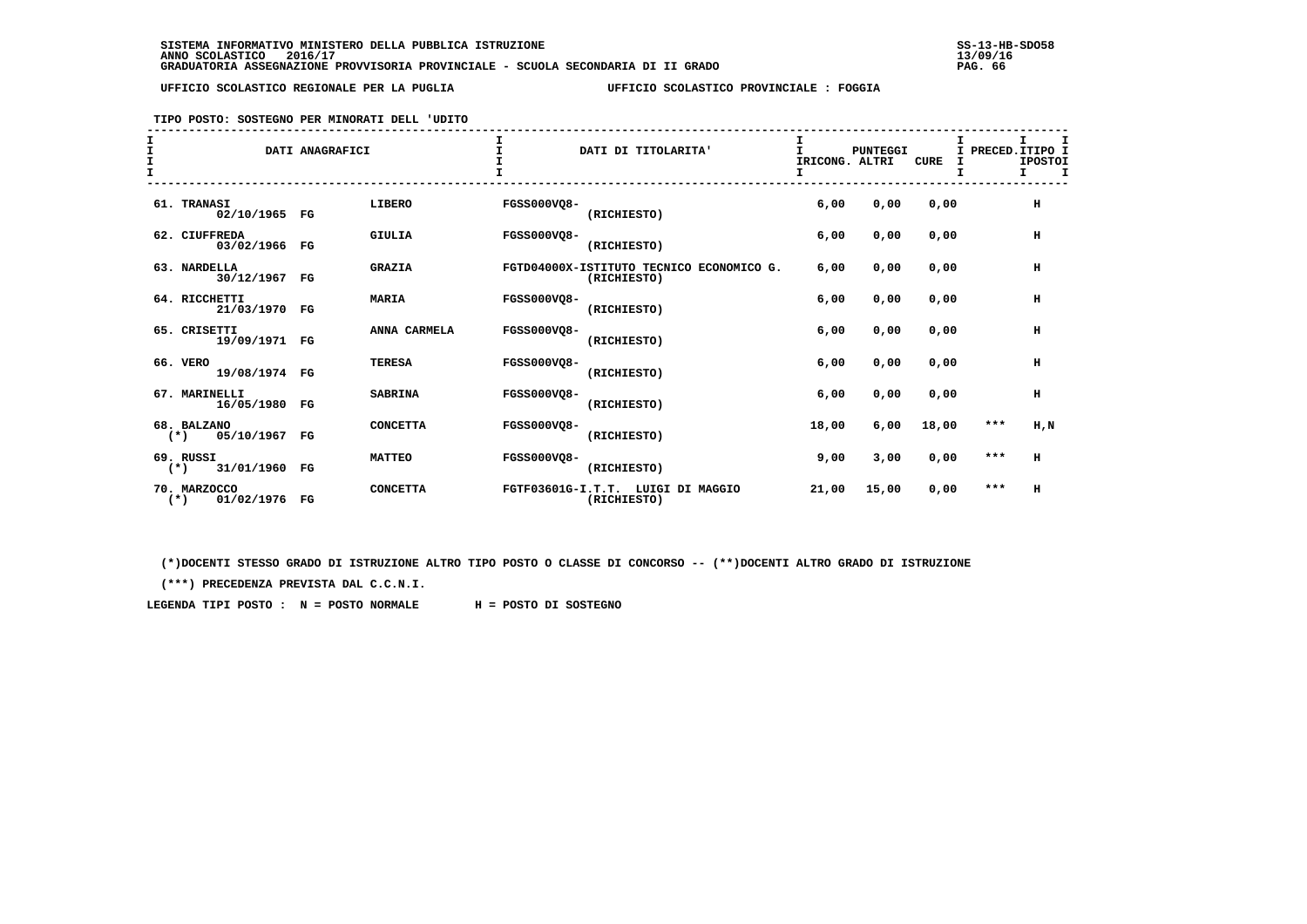SISTEMA INFORMATIVO MINISTERO DELLA PUBBLICA ISTRUZIONE
ANNO SCOLASTICO 2016/17
GRADUATORIA ASSEGNAZIONE PROVVISORIA PROVINCIALE - SCUOLA SECONDARIA DI II GRADO

UFFICIO SCOLASTICO REGIONALE PER LA PUGLIA — UFFICIO SCOLASTICO PROVINCIALE : FOGGIA

TIPO POSTO: SOSTEGNO PER MINORATI DELL 'UDITO

| DATI ANAGRAFICI | | | DATI DI TITOLARITA' | PUNTEGGI RICONG. | PUNTEGGI ALTRI | PUNTEGGI CURE | PRECED. | TIPO POSTI |
|---|---|---|---|---|---|---|---|---|
| 61. TRANASI 02/10/1965 | FG | LIBERO | FGSS000VQ8- (RICHIESTO) | 6,00 | 0,00 | 0,00 | | H |
| 62. CIUFFREDA 03/02/1966 | FG | GIULIA | FGSS000VQ8- (RICHIESTO) | 6,00 | 0,00 | 0,00 | | H |
| 63. NARDELLA 30/12/1967 | FG | GRAZIA | FGTD04000X-ISTITUTO TECNICO ECONOMICO G. (RICHIESTO) | 6,00 | 0,00 | 0,00 | | H |
| 64. RICCHETTI 21/03/1970 | FG | MARIA | FGSS000VQ8- (RICHIESTO) | 6,00 | 0,00 | 0,00 | | H |
| 65. CRISETTI 19/09/1971 | FG | ANNA CARMELA | FGSS000VQ8- (RICHIESTO) | 6,00 | 0,00 | 0,00 | | H |
| 66. VERO 19/08/1974 | FG | TERESA | FGSS000VQ8- (RICHIESTO) | 6,00 | 0,00 | 0,00 | | H |
| 67. MARINELLI 16/05/1980 | FG | SABRINA | FGSS000VQ8- (RICHIESTO) | 6,00 | 0,00 | 0,00 | | H |
| 68. BALZANO (*) 05/10/1967 | FG | CONCETTA | FGSS000VQ8- (RICHIESTO) | 18,00 | 6,00 | 18,00 | *** | H,N |
| 69. RUSSI (*) 31/01/1960 | FG | MATTEO | FGSS000VQ8- (RICHIESTO) | 9,00 | 3,00 | 0,00 | *** | H |
| 70. MARZOCCO (*) 01/02/1976 | FG | CONCETTA | FGTF03601G-I.T.T. LUIGI DI MAGGIO (RICHIESTO) | 21,00 | 15,00 | 0,00 | *** | H |

(*)DOCENTI STESSO GRADO DI ISTRUZIONE ALTRO TIPO POSTO O CLASSE DI CONCORSO -- (**)DOCENTI ALTRO GRADO DI ISTRUZIONE

(***) PRECEDENZA PREVISTA DAL C.C.N.I.

LEGENDA TIPI POSTO : N = POSTO NORMALE H = POSTO DI SOSTEGNO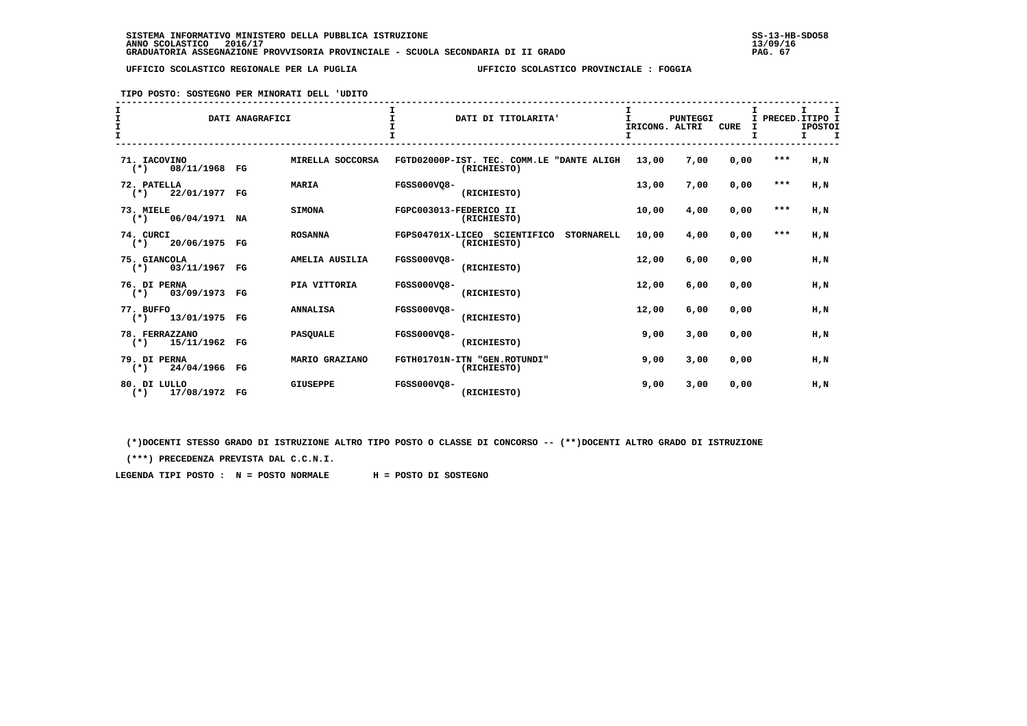SISTEMA INFORMATIVO MINISTERO DELLA PUBBLICA ISTRUZIONE
ANNO SCOLASTICO 2016/17
GRADUATORIA ASSEGNAZIONE PROVVISORIA PROVINCIALE - SCUOLA SECONDARIA DI II GRADO

UFFICIO SCOLASTICO REGIONALE PER LA PUGLIA — UFFICIO SCOLASTICO PROVINCIALE : FOGGIA

TIPO POSTO: SOSTEGNO PER MINORATI DELL 'UDITO

| DATI ANAGRAFICI | | DATI DI TITOLARITA' | PUNTEGGI RICONG. | ALTRI | CURE | PRECED. | TIPO POSTO |
|---|---|---|---|---|---|---|---|
| 71. IACOVINO (*) 08/11/1968 FG | MIRELLA SOCCORSA | FGTD02000P-IST. TEC. COMM.LE "DANTE ALIGH (RICHIESTO) | 13,00 | 7,00 | 0,00 | *** | H,N |
| 72. PATELLA (*) 22/01/1977 FG | MARIA | FGSS000VQ8- (RICHIESTO) | 13,00 | 7,00 | 0,00 | *** | H,N |
| 73. MIELE (*) 06/04/1971 NA | SIMONA | FGPC003013-FEDERICO II (RICHIESTO) | 10,00 | 4,00 | 0,00 | *** | H,N |
| 74. CURCI (*) 20/06/1975 FG | ROSANNA | FGPS04701X-LICEO SCIENTIFICO STORNARELL (RICHIESTO) | 10,00 | 4,00 | 0,00 | *** | H,N |
| 75. GIANCOLA (*) 03/11/1967 FG | AMELIA AUSILIA | FGSS000VQ8- (RICHIESTO) | 12,00 | 6,00 | 0,00 | | H,N |
| 76. DI PERNA (*) 03/09/1973 FG | PIA VITTORIA | FGSS000VQ8- (RICHIESTO) | 12,00 | 6,00 | 0,00 | | H,N |
| 77. BUFFO (*) 13/01/1975 FG | ANNALISA | FGSS000VQ8- (RICHIESTO) | 12,00 | 6,00 | 0,00 | | H,N |
| 78. FERRAZZANO (*) 15/11/1962 FG | PASQUALE | FGSS000VQ8- (RICHIESTO) | 9,00 | 3,00 | 0,00 | | H,N |
| 79. DI PERNA (*) 24/04/1966 FG | MARIO GRAZIANO | FGTH01701N-ITN "GEN.ROTUNDI" (RICHIESTO) | 9,00 | 3,00 | 0,00 | | H,N |
| 80. DI LULLO (*) 17/08/1972 FG | GIUSEPPE | FGSS000VQ8- (RICHIESTO) | 9,00 | 3,00 | 0,00 | | H,N |

(*)DOCENTI STESSO GRADO DI ISTRUZIONE ALTRO TIPO POSTO O CLASSE DI CONCORSO -- (**)DOCENTI ALTRO GRADO DI ISTRUZIONE

(***) PRECEDENZA PREVISTA DAL C.C.N.I.

LEGENDA TIPI POSTO : N = POSTO NORMALE H = POSTO DI SOSTEGNO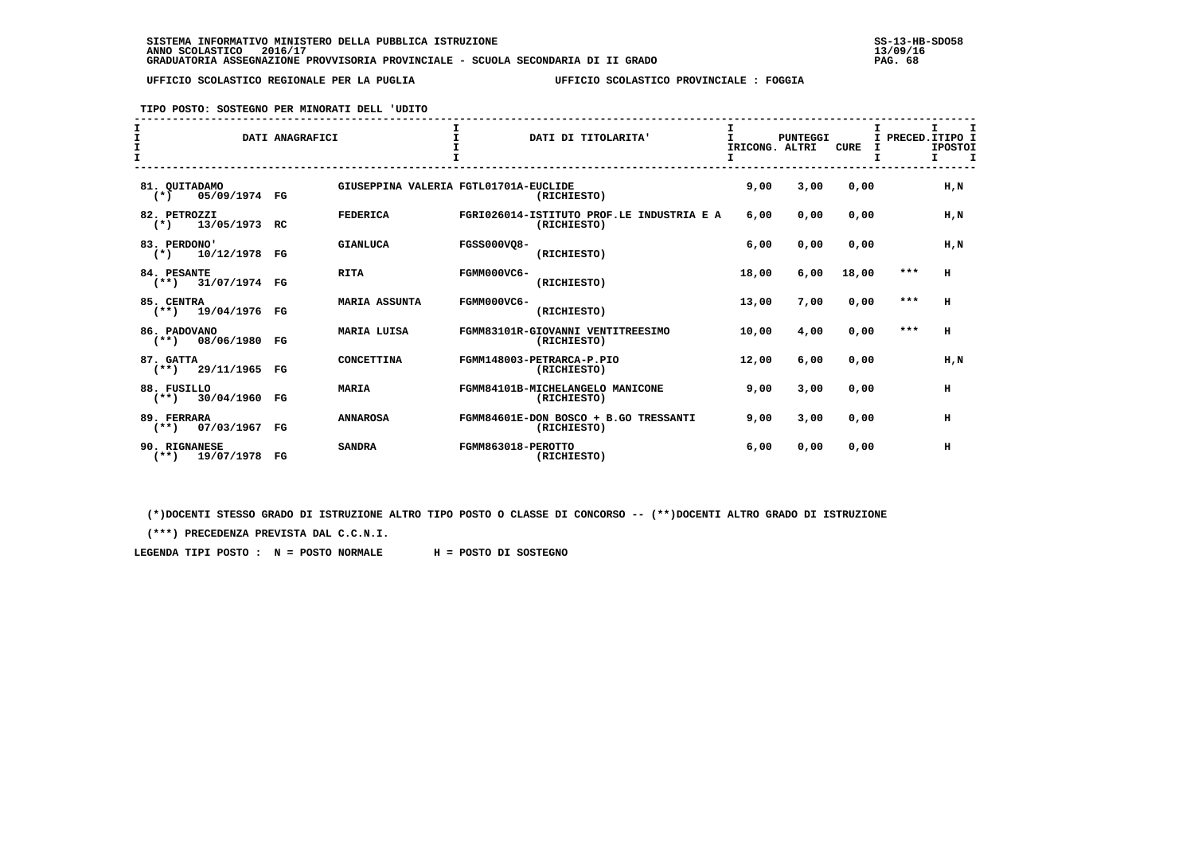SISTEMA INFORMATIVO MINISTERO DELLA PUBBLICA ISTRUZIONE
ANNO SCOLASTICO 2016/17
GRADUATORIA ASSEGNAZIONE PROVVISORIA PROVINCIALE - SCUOLA SECONDARIA DI II GRADO

UFFICIO SCOLASTICO REGIONALE PER LA PUGLIA — UFFICIO SCOLASTICO PROVINCIALE : FOGGIA

TIPO POSTO: SOSTEGNO PER MINORATI DELL 'UDITO

| DATI ANAGRAFICI | | DATI DI TITOLARITA' | PUNTEGGI IRICONG. | ALTRI | CURE | PRECED. | TIPO POSTO |
|---|---|---|---|---|---|---|---|
| 81. QUITADAMO (*) 05/09/1974 FG | GIUSEPPINA VALERIA | FGTL01701A-EUCLIDE (RICHIESTO) | 9,00 | 3,00 | 0,00 | | H,N |
| 82. PETROZZI (*) 13/05/1973 RC | FEDERICA | FGRI026014-ISTITUTO PROF.LE INDUSTRIA E A (RICHIESTO) | 6,00 | 0,00 | 0,00 | | H,N |
| 83. PERDONO' (*) 10/12/1978 FG | GIANLUCA | FGSS000VQ8- (RICHIESTO) | 6,00 | 0,00 | 0,00 | | H,N |
| 84. PESANTE (**) 31/07/1974 FG | RITA | FGMM000VC6- (RICHIESTO) | 18,00 | 6,00 | 18,00 | *** | H |
| 85. CENTRA (**) 19/04/1976 FG | MARIA ASSUNTA | FGMM000VC6- (RICHIESTO) | 13,00 | 7,00 | 0,00 | *** | H |
| 86. PADOVANO (**) 08/06/1980 FG | MARIA LUISA | FGMM83101R-GIOVANNI VENTITREESIMO (RICHIESTO) | 10,00 | 4,00 | 0,00 | *** | H |
| 87. GATTA (**) 29/11/1965 FG | CONCETTINA | FGMM148003-PETRARCA-P.PIO (RICHIESTO) | 12,00 | 6,00 | 0,00 | | H,N |
| 88. FUSILLO (**) 30/04/1960 FG | MARIA | FGMM84101B-MICHELANGELO MANICONE (RICHIESTO) | 9,00 | 3,00 | 0,00 | | H |
| 89. FERRARA (**) 07/03/1967 FG | ANNAROSA | FGMM84601E-DON BOSCO + B.GO TRESSANTI (RICHIESTO) | 9,00 | 3,00 | 0,00 | | H |
| 90. RIGNANESE (**) 19/07/1978 FG | SANDRA | FGMM863018-PEROTTO (RICHIESTO) | 6,00 | 0,00 | 0,00 | | H |

(*)DOCENTI STESSO GRADO DI ISTRUZIONE ALTRO TIPO POSTO O CLASSE DI CONCORSO -- (**)DOCENTI ALTRO GRADO DI ISTRUZIONE

(***) PRECEDENZA PREVISTA DAL C.C.N.I.

LEGENDA TIPI POSTO : N = POSTO NORMALE H = POSTO DI SOSTEGNO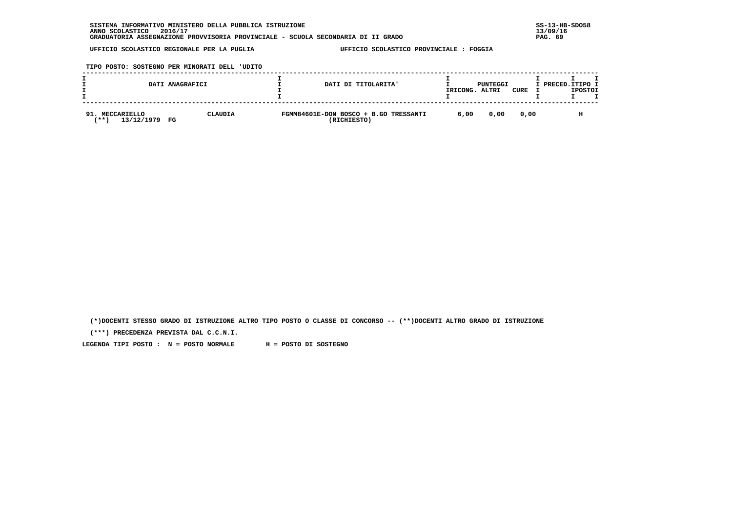SISTEMA INFORMATIVO MINISTERO DELLA PUBBLICA ISTRUZIONE
ANNO SCOLASTICO 2016/17
GRADUATORIA ASSEGNAZIONE PROVVISORIA PROVINCIALE - SCUOLA SECONDARIA DI II GRADO

UFFICIO SCOLASTICO REGIONALE PER LA PUGLIA — UFFICIO SCOLASTICO PROVINCIALE : FOGGIA

TIPO POSTO: SOSTEGNO PER MINORATI DELL 'UDITO

| DATI ANAGRAFICI | | DATI DI TITOLARITA' | PUNTEGGI RICONG. | PUNTEGGI ALTRI | PUNTEGGI CURE | PRECED. | TIPO POSTO |
|---|---|---|---|---|---|---|---|
| 91. MECCARIELLO (**) 13/12/1979 FG | CLAUDIA | FGMM84601E-DON BOSCO + B.GO TRESSANTI (RICHIESTO) | 6,00 | 0,00 | 0,00 | | H |

(*)DOCENTI STESSO GRADO DI ISTRUZIONE ALTRO TIPO POSTO O CLASSE DI CONCORSO -- (**)DOCENTI ALTRO GRADO DI ISTRUZIONE

(***) PRECEDENZA PREVISTA DAL C.C.N.I.

LEGENDA TIPI POSTO : N = POSTO NORMALE H = POSTO DI SOSTEGNO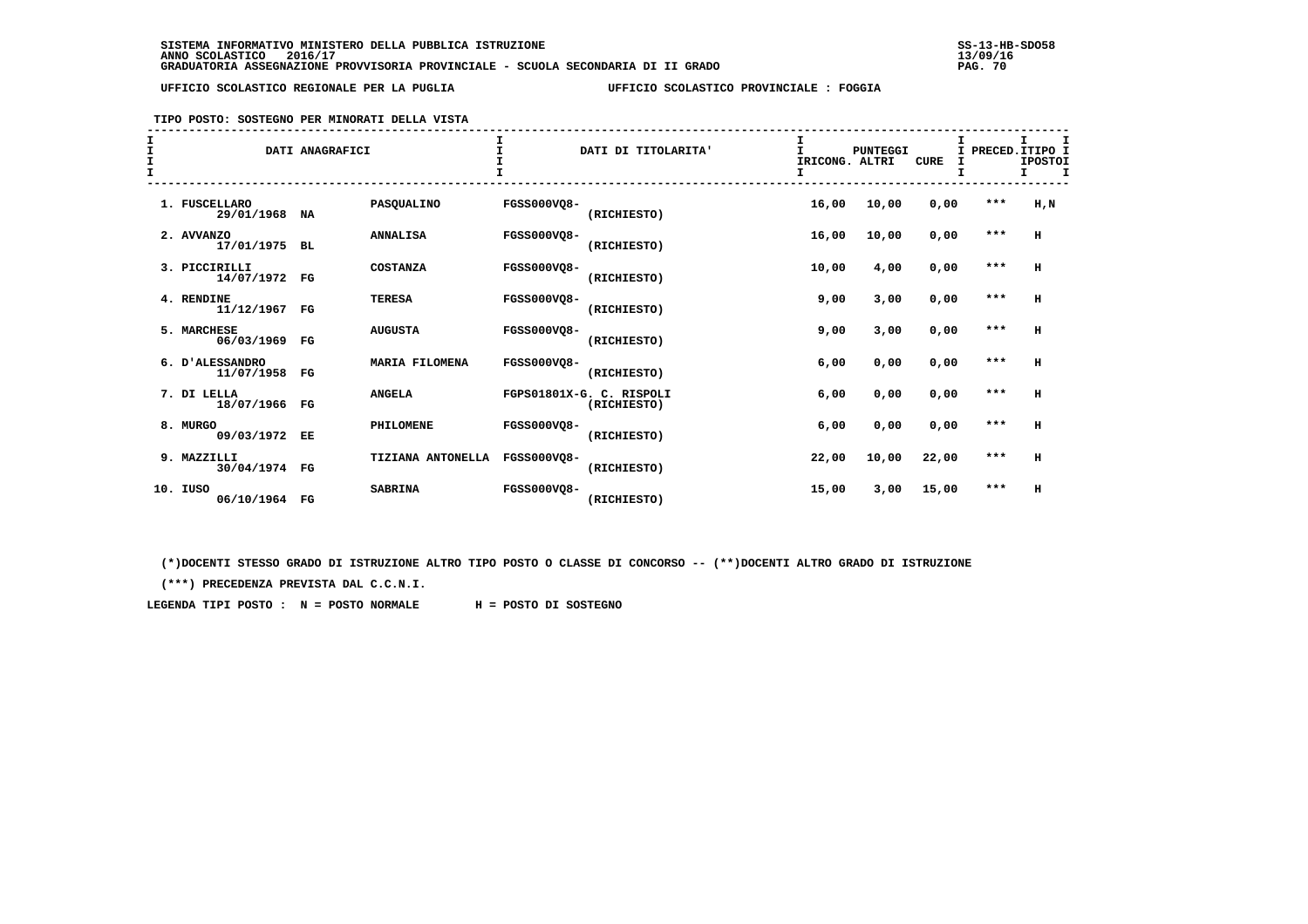SISTEMA INFORMATIVO MINISTERO DELLA PUBBLICA ISTRUZIONE
ANNO SCOLASTICO 2016/17
GRADUATORIA ASSEGNAZIONE PROVVISORIA PROVINCIALE - SCUOLA SECONDARIA DI II GRADO

UFFICIO SCOLASTICO REGIONALE PER LA PUGLIA — UFFICIO SCOLASTICO PROVINCIALE : FOGGIA

TIPO POSTO: SOSTEGNO PER MINORATI DELLA VISTA

| DATI ANAGRAFICI | | | DATI DI TITOLARITA' | | PUNTEGGI IRICONG. | ALTRI | CURE | PRECED. | TIPO POSTO |
|---|---|---|---|---|---|---|---|---|---|
| 1. FUSCELLARO 29/01/1968 | NA | PASQUALINO | FGSS000VQ8- | (RICHIESTO) | 16,00 | 10,00 | 0,00 | *** | H,N |
| 2. AVVANZO 17/01/1975 | BL | ANNALISA | FGSS000VQ8- | (RICHIESTO) | 16,00 | 10,00 | 0,00 | *** | H |
| 3. PICCIRILLI 14/07/1972 | FG | COSTANZA | FGSS000VQ8- | (RICHIESTO) | 10,00 | 4,00 | 0,00 | *** | H |
| 4. RENDINE 11/12/1967 | FG | TERESA | FGSS000VQ8- | (RICHIESTO) | 9,00 | 3,00 | 0,00 | *** | H |
| 5. MARCHESE 06/03/1969 | FG | AUGUSTA | FGSS000VQ8- | (RICHIESTO) | 9,00 | 3,00 | 0,00 | *** | H |
| 6. D'ALESSANDRO 11/07/1958 | FG | MARIA FILOMENA | FGSS000VQ8- | (RICHIESTO) | 6,00 | 0,00 | 0,00 | *** | H |
| 7. DI LELLA 18/07/1966 | FG | ANGELA | FGPS01801X-G. C. RISPOLI | (RICHIESTO) | 6,00 | 0,00 | 0,00 | *** | H |
| 8. MURGO 09/03/1972 | EE | PHILOMENE | FGSS000VQ8- | (RICHIESTO) | 6,00 | 0,00 | 0,00 | *** | H |
| 9. MAZZILLI 30/04/1974 | FG | TIZIANA ANTONELLA | FGSS000VQ8- | (RICHIESTO) | 22,00 | 10,00 | 22,00 | *** | H |
| 10. IUSO 06/10/1964 | FG | SABRINA | FGSS000VQ8- | (RICHIESTO) | 15,00 | 3,00 | 15,00 | *** | H |

(*)DOCENTI STESSO GRADO DI ISTRUZIONE ALTRO TIPO POSTO O CLASSE DI CONCORSO -- (**)DOCENTI ALTRO GRADO DI ISTRUZIONE

(***) PRECEDENZA PREVISTA DAL C.C.N.I.

LEGENDA TIPI POSTO : N = POSTO NORMALE H = POSTO DI SOSTEGNO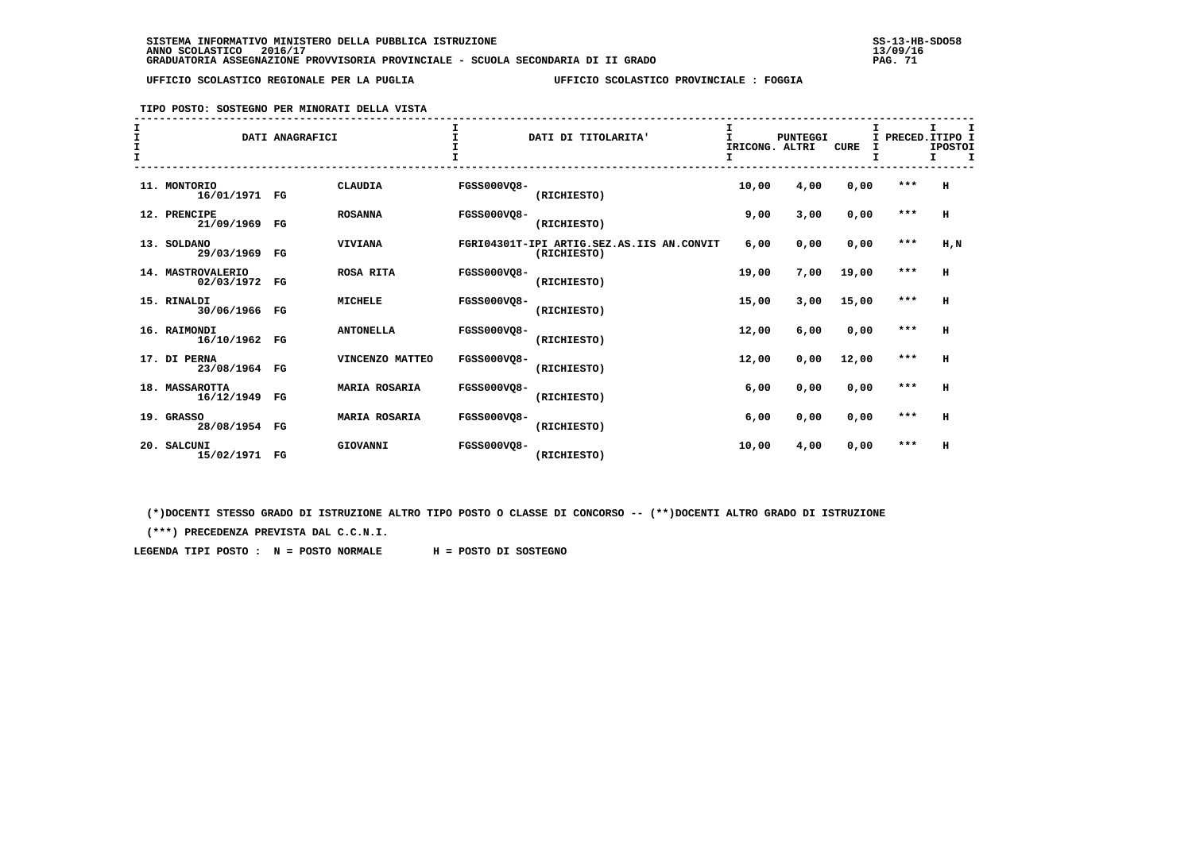SISTEMA INFORMATIVO MINISTERO DELLA PUBBLICA ISTRUZIONE
ANNO SCOLASTICO 2016/17
GRADUATORIA ASSEGNAZIONE PROVVISORIA PROVINCIALE - SCUOLA SECONDARIA DI II GRADO

UFFICIO SCOLASTICO REGIONALE PER LA PUGLIA    UFFICIO SCOLASTICO PROVINCIALE : FOGGIA

TIPO POSTO: SOSTEGNO PER MINORATI DELLA VISTA

| DATI ANAGRAFICI | | | DATI DI TITOLARITA' | PUNTEGGI RICONG. | ALTRI | CURE | PRECED. | TIPO POSTO |
|---|---|---|---|---|---|---|---|---|
| 11. MONTORIO 16/01/1971 | FG | CLAUDIA | FGSS000VQ8- (RICHIESTO) | 10,00 | 4,00 | 0,00 | *** | H |
| 12. PRENCIPE 21/09/1969 | FG | ROSANNA | FGSS000VQ8- (RICHIESTO) | 9,00 | 3,00 | 0,00 | *** | H |
| 13. SOLDANO 29/03/1969 | FG | VIVIANA | FGRI04301T-IPI ARTIG.SEZ.AS.IIS AN.CONVIT (RICHIESTO) | 6,00 | 0,00 | 0,00 | *** | H,N |
| 14. MASTROVALERIO 02/03/1972 | FG | ROSA RITA | FGSS000VQ8- (RICHIESTO) | 19,00 | 7,00 | 19,00 | *** | H |
| 15. RINALDI 30/06/1966 | FG | MICHELE | FGSS000VQ8- (RICHIESTO) | 15,00 | 3,00 | 15,00 | *** | H |
| 16. RAIMONDI 16/10/1962 | FG | ANTONELLA | FGSS000VQ8- (RICHIESTO) | 12,00 | 6,00 | 0,00 | *** | H |
| 17. DI PERNA 23/08/1964 | FG | VINCENZO MATTEO | FGSS000VQ8- (RICHIESTO) | 12,00 | 0,00 | 12,00 | *** | H |
| 18. MASSAROTTA 16/12/1949 | FG | MARIA ROSARIA | FGSS000VQ8- (RICHIESTO) | 6,00 | 0,00 | 0,00 | *** | H |
| 19. GRASSO 28/08/1954 | FG | MARIA ROSARIA | FGSS000VQ8- (RICHIESTO) | 6,00 | 0,00 | 0,00 | *** | H |
| 20. SALCUNI 15/02/1971 | FG | GIOVANNI | FGSS000VQ8- (RICHIESTO) | 10,00 | 4,00 | 0,00 | *** | H |

(*)DOCENTI STESSO GRADO DI ISTRUZIONE ALTRO TIPO POSTO O CLASSE DI CONCORSO -- (**)DOCENTI ALTRO GRADO DI ISTRUZIONE

(***) PRECEDENZA PREVISTA DAL C.C.N.I.

LEGENDA TIPI POSTO : N = POSTO NORMALE    H = POSTO DI SOSTEGNO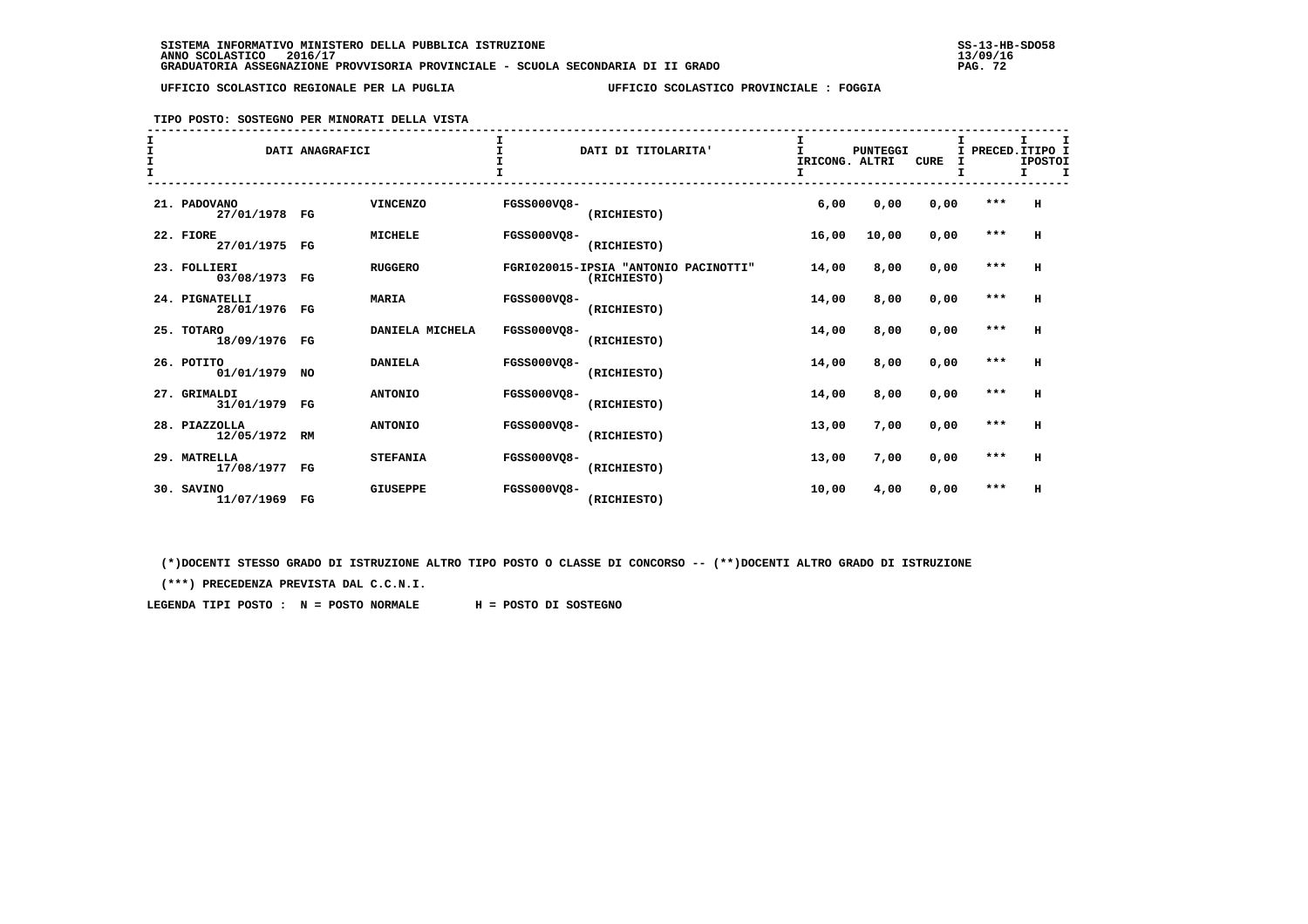SISTEMA INFORMATIVO MINISTERO DELLA PUBBLICA ISTRUZIONE
ANNO SCOLASTICO 2016/17
GRADUATORIA ASSEGNAZIONE PROVVISORIA PROVINCIALE - SCUOLA SECONDARIA DI II GRADO

UFFICIO SCOLASTICO REGIONALE PER LA PUGLIA — UFFICIO SCOLASTICO PROVINCIALE : FOGGIA

TIPO POSTO: SOSTEGNO PER MINORATI DELLA VISTA

| DATI ANAGRAFICI | | | DATI DI TITOLARITA' | PUNTEGGI RICONG. | ALTRI | CURE | PRECED. | TIPO POSTO |
|---|---|---|---|---|---|---|---|---|
| 21. PADOVANO 27/01/1978 | FG | VINCENZO | FGSS000VQ8- (RICHIESTO) | 6,00 | 0,00 | 0,00 | *** | H |
| 22. FIORE 27/01/1975 | FG | MICHELE | FGSS000VQ8- (RICHIESTO) | 16,00 | 10,00 | 0,00 | *** | H |
| 23. FOLLIERI 03/08/1973 | FG | RUGGERO | FGRI020015-IPSIA "ANTONIO PACINOTTI" (RICHIESTO) | 14,00 | 8,00 | 0,00 | *** | H |
| 24. PIGNATELLI 28/01/1976 | FG | MARIA | FGSS000VQ8- (RICHIESTO) | 14,00 | 8,00 | 0,00 | *** | H |
| 25. TOTARO 18/09/1976 | FG | DANIELA MICHELA | FGSS000VQ8- (RICHIESTO) | 14,00 | 8,00 | 0,00 | *** | H |
| 26. POTITO 01/01/1979 | NO | DANIELA | FGSS000VQ8- (RICHIESTO) | 14,00 | 8,00 | 0,00 | *** | H |
| 27. GRIMALDI 31/01/1979 | FG | ANTONIO | FGSS000VQ8- (RICHIESTO) | 14,00 | 8,00 | 0,00 | *** | H |
| 28. PIAZZOLLA 12/05/1972 | RM | ANTONIO | FGSS000VQ8- (RICHIESTO) | 13,00 | 7,00 | 0,00 | *** | H |
| 29. MATRELLA 17/08/1977 | FG | STEFANIA | FGSS000VQ8- (RICHIESTO) | 13,00 | 7,00 | 0,00 | *** | H |
| 30. SAVINO 11/07/1969 | FG | GIUSEPPE | FGSS000VQ8- (RICHIESTO) | 10,00 | 4,00 | 0,00 | *** | H |

(*)DOCENTI STESSO GRADO DI ISTRUZIONE ALTRO TIPO POSTO O CLASSE DI CONCORSO -- (**)DOCENTI ALTRO GRADO DI ISTRUZIONE

(***) PRECEDENZA PREVISTA DAL C.C.N.I.

LEGENDA TIPI POSTO : N = POSTO NORMALE H = POSTO DI SOSTEGNO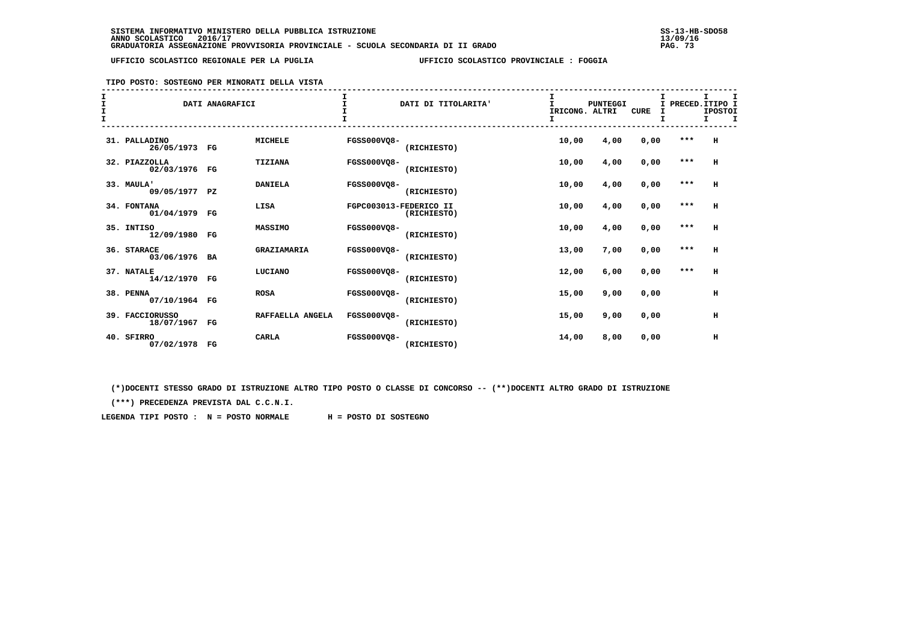SISTEMA INFORMATIVO MINISTERO DELLA PUBBLICA ISTRUZIONE
ANNO SCOLASTICO 2016/17
GRADUATORIA ASSEGNAZIONE PROVVISORIA PROVINCIALE - SCUOLA SECONDARIA DI II GRADO

SS-13-HB-SDO58
13/09/16

UFFICIO SCOLASTICO REGIONALE PER LA PUGLIA — UFFICIO SCOLASTICO PROVINCIALE : FOGGIA

TIPO POSTO: SOSTEGNO PER MINORATI DELLA VISTA

| DATI ANAGRAFICI | | | DATI DI TITOLARITA' | | PUNTEGGI IRICONG. | ALTRI | CURE | PRECED. | TIPO POSTO |
|---|---|---|---|---|---|---|---|---|---|
| 31. PALLADINO 26/05/1973 | FG | MICHELE | FGSS000VQ8- | (RICHIESTO) | 10,00 | 4,00 | 0,00 | *** | H |
| 32. PIAZZOLLA 02/03/1976 | FG | TIZIANA | FGSS000VQ8- | (RICHIESTO) | 10,00 | 4,00 | 0,00 | *** | H |
| 33. MAULA' 09/05/1977 | PZ | DANIELA | FGSS000VQ8- | (RICHIESTO) | 10,00 | 4,00 | 0,00 | *** | H |
| 34. FONTANA 01/04/1979 | FG | LISA | FGPC003013-FEDERICO II | (RICHIESTO) | 10,00 | 4,00 | 0,00 | *** | H |
| 35. INTISO 12/09/1980 | FG | MASSIMO | FGSS000VQ8- | (RICHIESTO) | 10,00 | 4,00 | 0,00 | *** | H |
| 36. STARACE 03/06/1976 | BA | GRAZIAMARIA | FGSS000VQ8- | (RICHIESTO) | 13,00 | 7,00 | 0,00 | *** | H |
| 37. NATALE 14/12/1970 | FG | LUCIANO | FGSS000VQ8- | (RICHIESTO) | 12,00 | 6,00 | 0,00 | *** | H |
| 38. PENNA 07/10/1964 | FG | ROSA | FGSS000VQ8- | (RICHIESTO) | 15,00 | 9,00 | 0,00 | | H |
| 39. FACCIORUSSO 18/07/1967 | FG | RAFFAELLA ANGELA | FGSS000VQ8- | (RICHIESTO) | 15,00 | 9,00 | 0,00 | | H |
| 40. SFIRRO 07/02/1978 | FG | CARLA | FGSS000VQ8- | (RICHIESTO) | 14,00 | 8,00 | 0,00 | | H |

(*)DOCENTI STESSO GRADO DI ISTRUZIONE ALTRO TIPO POSTO O CLASSE DI CONCORSO -- (**)DOCENTI ALTRO GRADO DI ISTRUZIONE

(***) PRECEDENZA PREVISTA DAL C.C.N.I.

LEGENDA TIPI POSTO : N = POSTO NORMALE H = POSTO DI SOSTEGNO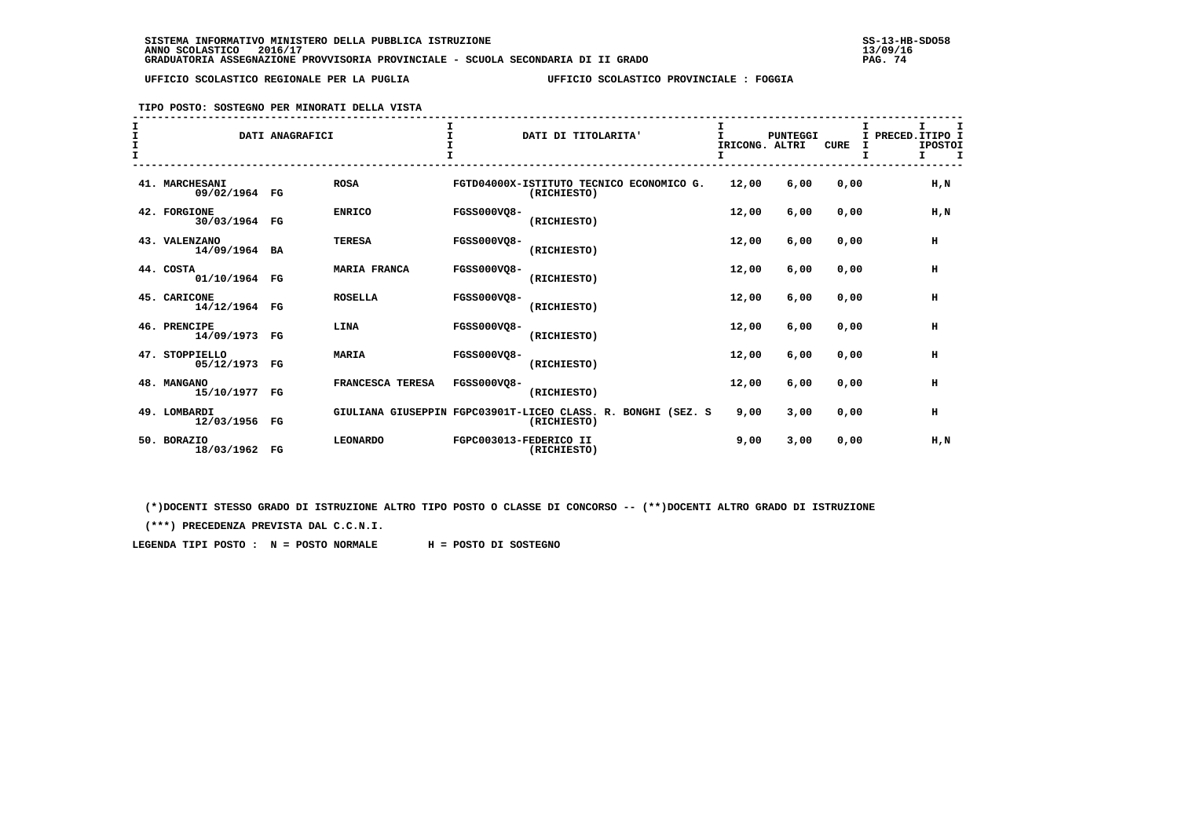SISTEMA INFORMATIVO MINISTERO DELLA PUBBLICA ISTRUZIONE
ANNO SCOLASTICO 2016/17
GRADUATORIA ASSEGNAZIONE PROVVISORIA PROVINCIALE - SCUOLA SECONDARIA DI II GRADO

UFFICIO SCOLASTICO REGIONALE PER LA PUGLIA — UFFICIO SCOLASTICO PROVINCIALE : FOGGIA

TIPO POSTO: SOSTEGNO PER MINORATI DELLA VISTA

| DATI ANAGRAFICI | | | DATI DI TITOLARITA' | PUNTEGGI RICONG. | ALTRI | CURE | PRECED. | TIPO POSTI |
|---|---|---|---|---|---|---|---|---|
| 41. MARCHESANI 09/02/1964 | FG | ROSA | FGTD04000X-ISTITUTO TECNICO ECONOMICO G. (RICHIESTO) | 12,00 | 6,00 | 0,00 | | H,N |
| 42. FORGIONE 30/03/1964 | FG | ENRICO | FGSS000VQ8- (RICHIESTO) | 12,00 | 6,00 | 0,00 | | H,N |
| 43. VALENZANO 14/09/1964 | BA | TERESA | FGSS000VQ8- (RICHIESTO) | 12,00 | 6,00 | 0,00 | | H |
| 44. COSTA 01/10/1964 | FG | MARIA FRANCA | FGSS000VQ8- (RICHIESTO) | 12,00 | 6,00 | 0,00 | | H |
| 45. CARICONE 14/12/1964 | FG | ROSELLA | FGSS000VQ8- (RICHIESTO) | 12,00 | 6,00 | 0,00 | | H |
| 46. PRENCIPE 14/09/1973 | FG | LINA | FGSS000VQ8- (RICHIESTO) | 12,00 | 6,00 | 0,00 | | H |
| 47. STOPPIELLO 05/12/1973 | FG | MARIA | FGSS000VQ8- (RICHIESTO) | 12,00 | 6,00 | 0,00 | | H |
| 48. MANGANO 15/10/1977 | FG | FRANCESCA TERESA | FGSS000VQ8- (RICHIESTO) | 12,00 | 6,00 | 0,00 | | H |
| 49. LOMBARDI 12/03/1956 | FG | GIULIANA GIUSEPPIN | FGPC03901T-LICEO CLASS. R. BONGHI (SEZ. S (RICHIESTO) | 9,00 | 3,00 | 0,00 | | H |
| 50. BORAZIO 18/03/1962 | FG | LEONARDO | FGPC003013-FEDERICO II (RICHIESTO) | 9,00 | 3,00 | 0,00 | | H,N |

(*)DOCENTI STESSO GRADO DI ISTRUZIONE ALTRO TIPO POSTO O CLASSE DI CONCORSO -- (**)DOCENTI ALTRO GRADO DI ISTRUZIONE

(***) PRECEDENZA PREVISTA DAL C.C.N.I.

LEGENDA TIPI POSTO : N = POSTO NORMALE H = POSTO DI SOSTEGNO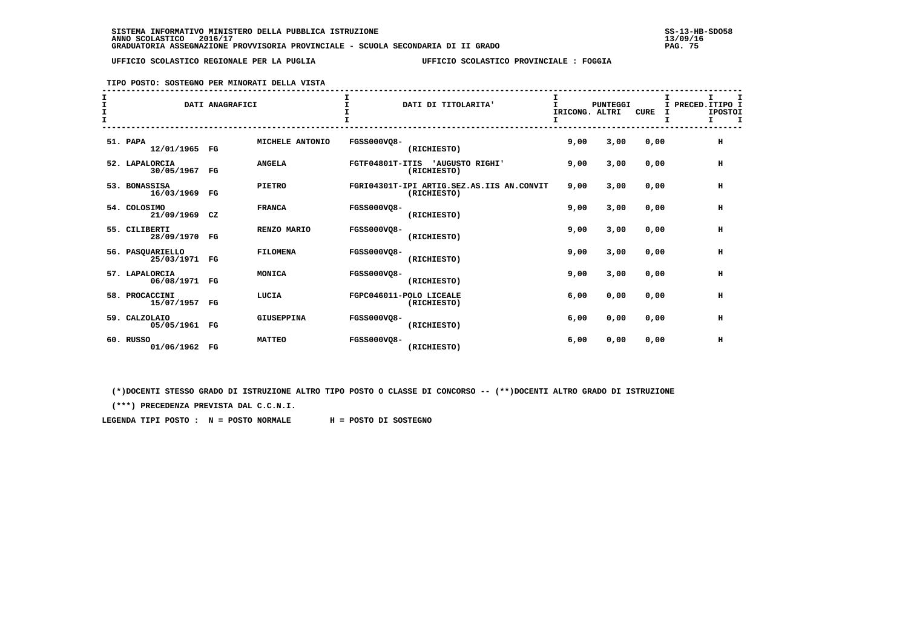SISTEMA INFORMATIVO MINISTERO DELLA PUBBLICA ISTRUZIONE
ANNO SCOLASTICO 2016/17
GRADUATORIA ASSEGNAZIONE PROVVISORIA PROVINCIALE - SCUOLA SECONDARIA DI II GRADO

UFFICIO SCOLASTICO REGIONALE PER LA PUGLIA — UFFICIO SCOLASTICO PROVINCIALE : FOGGIA

TIPO POSTO: SOSTEGNO PER MINORATI DELLA VISTA

| DATI ANAGRAFICI | | | DATI DI TITOLARITA' | PUNTEGGI RICONG. | ALTRI | CURE | PRECED. | TIPO POSTO |
|---|---|---|---|---|---|---|---|---|
| 51. PAPA 12/01/1965 | FG | MICHELE ANTONIO | FGSS000VQ8- (RICHIESTO) | 9,00 | 3,00 | 0,00 | | H |
| 52. LAPALORCIA 30/05/1967 | FG | ANGELA | FGTF04801T-ITIS 'AUGUSTO RIGHI' (RICHIESTO) | 9,00 | 3,00 | 0,00 | | H |
| 53. BONASSISA 16/03/1969 | FG | PIETRO | FGRI04301T-IPI ARTIG.SEZ.AS.IIS AN.CONVIT (RICHIESTO) | 9,00 | 3,00 | 0,00 | | H |
| 54. COLOSIMO 21/09/1969 | CZ | FRANCA | FGSS000VQ8- (RICHIESTO) | 9,00 | 3,00 | 0,00 | | H |
| 55. CILIBERTI 28/09/1970 | FG | RENZO MARIO | FGSS000VQ8- (RICHIESTO) | 9,00 | 3,00 | 0,00 | | H |
| 56. PASQUARIELLO 25/03/1971 | FG | FILOMENA | FGSS000VQ8- (RICHIESTO) | 9,00 | 3,00 | 0,00 | | H |
| 57. LAPALORCIA 06/08/1971 | FG | MONICA | FGSS000VQ8- (RICHIESTO) | 9,00 | 3,00 | 0,00 | | H |
| 58. PROCACCINI 15/07/1957 | FG | LUCIA | FGPC046011-POLO LICEALE (RICHIESTO) | 6,00 | 0,00 | 0,00 | | H |
| 59. CALZOLAIO 05/05/1961 | FG | GIUSEPPINA | FGSS000VQ8- (RICHIESTO) | 6,00 | 0,00 | 0,00 | | H |
| 60. RUSSO 01/06/1962 | FG | MATTEO | FGSS000VQ8- (RICHIESTO) | 6,00 | 0,00 | 0,00 | | H |

(*)DOCENTI STESSO GRADO DI ISTRUZIONE ALTRO TIPO POSTO O CLASSE DI CONCORSO -- (**)DOCENTI ALTRO GRADO DI ISTRUZIONE

(***) PRECEDENZA PREVISTA DAL C.C.N.I.

LEGENDA TIPI POSTO : N = POSTO NORMALE H = POSTO DI SOSTEGNO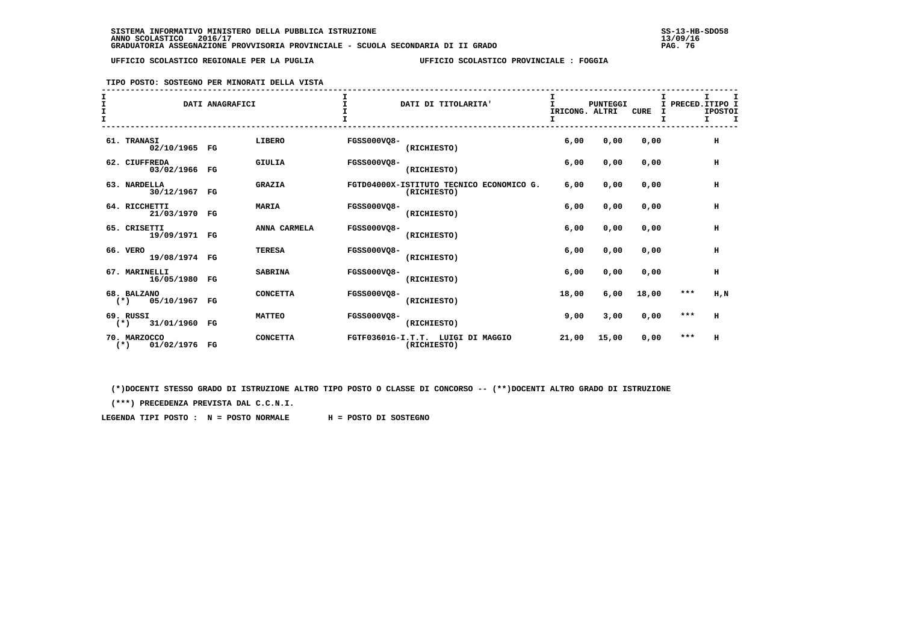SISTEMA INFORMATIVO MINISTERO DELLA PUBBLICA ISTRUZIONE
ANNO SCOLASTICO 2016/17
GRADUATORIA ASSEGNAZIONE PROVVISORIA PROVINCIALE - SCUOLA SECONDARIA DI II GRADO

SS-13-HB-SDO58
13/09/16

UFFICIO SCOLASTICO REGIONALE PER LA PUGLIA — UFFICIO SCOLASTICO PROVINCIALE : FOGGIA

TIPO POSTO: SOSTEGNO PER MINORATI DELLA VISTA

| DATI ANAGRAFICI | | | DATI DI TITOLARITA' | PUNTEGGI RICONG. | ALTRI | CURE | PRECED. | TIPO POSTO |
|---|---|---|---|---|---|---|---|---|
| 61. TRANASI 02/10/1965 | FG | LIBERO | FGSS000VQ8- (RICHIESTO) | 6,00 | 0,00 | 0,00 | | H |
| 62. CIUFFREDA 03/02/1966 | FG | GIULIA | FGSS000VQ8- (RICHIESTO) | 6,00 | 0,00 | 0,00 | | H |
| 63. NARDELLA 30/12/1967 | FG | GRAZIA | FGTD04000X-ISTITUTO TECNICO ECONOMICO G. (RICHIESTO) | 6,00 | 0,00 | 0,00 | | H |
| 64. RICCHETTI 21/03/1970 | FG | MARIA | FGSS000VQ8- (RICHIESTO) | 6,00 | 0,00 | 0,00 | | H |
| 65. CRISETTI 19/09/1971 | FG | ANNA CARMELA | FGSS000VQ8- (RICHIESTO) | 6,00 | 0,00 | 0,00 | | H |
| 66. VERO 19/08/1974 | FG | TERESA | FGSS000VQ8- (RICHIESTO) | 6,00 | 0,00 | 0,00 | | H |
| 67. MARINELLI 16/05/1980 | FG | SABRINA | FGSS000VQ8- (RICHIESTO) | 6,00 | 0,00 | 0,00 | | H |
| 68. BALZANO (*) 05/10/1967 | FG | CONCETTA | FGSS000VQ8- (RICHIESTO) | 18,00 | 6,00 | 18,00 | *** | H,N |
| 69. RUSSI (*) 31/01/1960 | FG | MATTEO | FGSS000VQ8- (RICHIESTO) | 9,00 | 3,00 | 0,00 | *** | H |
| 70. MARZOCCO (*) 01/02/1976 | FG | CONCETTA | FGTF03601G-I.T.T. LUIGI DI MAGGIO (RICHIESTO) | 21,00 | 15,00 | 0,00 | *** | H |

(*)DOCENTI STESSO GRADO DI ISTRUZIONE ALTRO TIPO POSTO O CLASSE DI CONCORSO -- (**)DOCENTI ALTRO GRADO DI ISTRUZIONE

(***) PRECEDENZA PREVISTA DAL C.C.N.I.

LEGENDA TIPI POSTO : N = POSTO NORMALE H = POSTO DI SOSTEGNO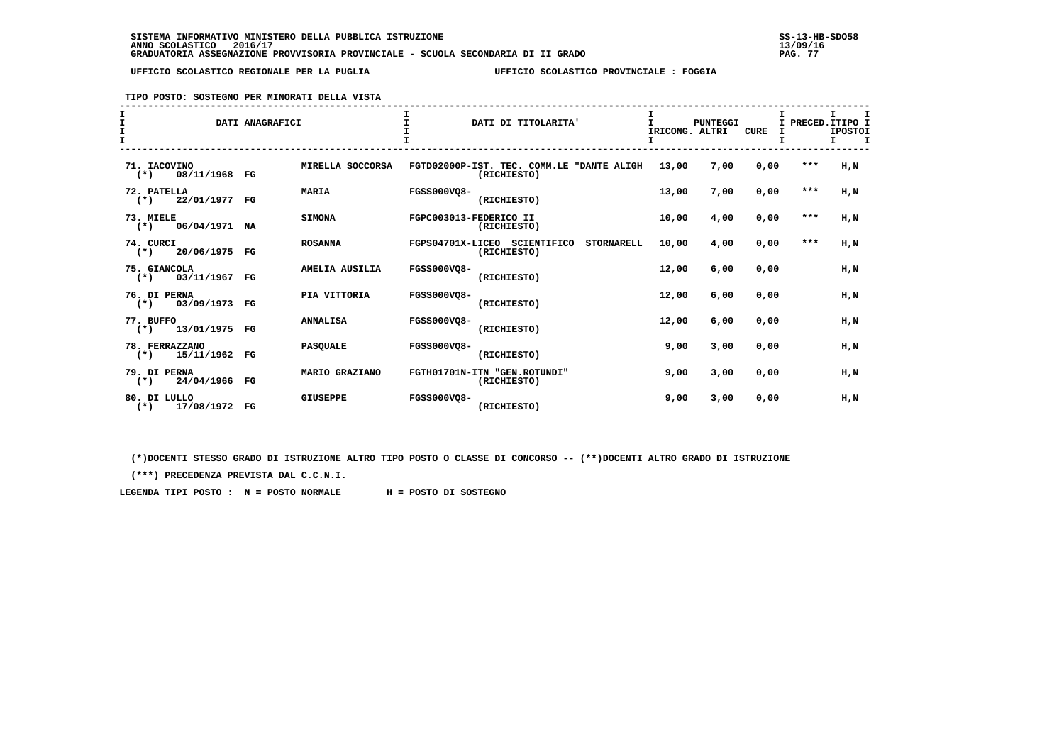SISTEMA INFORMATIVO MINISTERO DELLA PUBBLICA ISTRUZIONE
ANNO SCOLASTICO 2016/17
GRADUATORIA ASSEGNAZIONE PROVVISORIA PROVINCIALE - SCUOLA SECONDARIA DI II GRADO

UFFICIO SCOLASTICO REGIONALE PER LA PUGLIA — UFFICIO SCOLASTICO PROVINCIALE : FOGGIA

TIPO POSTO: SOSTEGNO PER MINORATI DELLA VISTA

| DATI ANAGRAFICI | | DATI DI TITOLARITA' | PUNTEGGI RICONG. | ALTRI | CURE | PRECED. | TIPO POSTO |
|---|---|---|---|---|---|---|---|
| 71. IACOVINO (*) 08/11/1968 FG | MIRELLA SOCCORSA | FGTD02000P-IST. TEC. COMM.LE "DANTE ALIGH (RICHIESTO) | 13,00 | 7,00 | 0,00 | *** | H,N |
| 72. PATELLA (*) 22/01/1977 FG | MARIA | FGSS000VQ8- (RICHIESTO) | 13,00 | 7,00 | 0,00 | *** | H,N |
| 73. MIELE (*) 06/04/1971 NA | SIMONA | FGPC003013-FEDERICO II (RICHIESTO) | 10,00 | 4,00 | 0,00 | *** | H,N |
| 74. CURCI (*) 20/06/1975 FG | ROSANNA | FGPS04701X-LICEO SCIENTIFICO STORNARELL (RICHIESTO) | 10,00 | 4,00 | 0,00 | *** | H,N |
| 75. GIANCOLA (*) 03/11/1967 FG | AMELIA AUSILIA | FGSS000VQ8- (RICHIESTO) | 12,00 | 6,00 | 0,00 | | H,N |
| 76. DI PERNA (*) 03/09/1973 FG | PIA VITTORIA | FGSS000VQ8- (RICHIESTO) | 12,00 | 6,00 | 0,00 | | H,N |
| 77. BUFFO (*) 13/01/1975 FG | ANNALISA | FGSS000VQ8- (RICHIESTO) | 12,00 | 6,00 | 0,00 | | H,N |
| 78. FERRAZZANO (*) 15/11/1962 FG | PASQUALE | FGSS000VQ8- (RICHIESTO) | 9,00 | 3,00 | 0,00 | | H,N |
| 79. DI PERNA (*) 24/04/1966 FG | MARIO GRAZIANO | FGTH01701N-ITN "GEN.ROTUNDI" (RICHIESTO) | 9,00 | 3,00 | 0,00 | | H,N |
| 80. DI LULLO (*) 17/08/1972 FG | GIUSEPPE | FGSS000VQ8- (RICHIESTO) | 9,00 | 3,00 | 0,00 | | H,N |

(*)DOCENTI STESSO GRADO DI ISTRUZIONE ALTRO TIPO POSTO O CLASSE DI CONCORSO -- (**)DOCENTI ALTRO GRADO DI ISTRUZIONE

(***) PRECEDENZA PREVISTA DAL C.C.N.I.

LEGENDA TIPI POSTO : N = POSTO NORMALE H = POSTO DI SOSTEGNO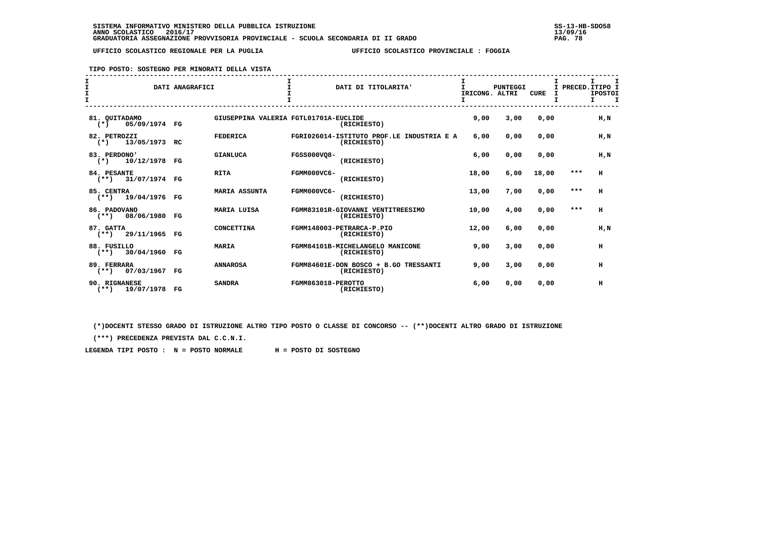SISTEMA INFORMATIVO MINISTERO DELLA PUBBLICA ISTRUZIONE
ANNO SCOLASTICO 2016/17
GRADUATORIA ASSEGNAZIONE PROVVISORIA PROVINCIALE - SCUOLA SECONDARIA DI II GRADO

UFFICIO SCOLASTICO REGIONALE PER LA PUGLIA — UFFICIO SCOLASTICO PROVINCIALE : FOGGIA

TIPO POSTO: SOSTEGNO PER MINORATI DELLA VISTA

| DATI ANAGRAFICI | | DATI DI TITOLARITA' | PUNTEGGI IRICONG. | ALTRI | CURE | PRECED. | TIPO POSTO |
|---|---|---|---|---|---|---|---|
| 81. QUITADAMO (*) 05/09/1974 FG | GIUSEPPINA VALERIA | FGTL01701A-EUCLIDE (RICHIESTO) | 9,00 | 3,00 | 0,00 | | H,N |
| 82. PETROZZI (*) 13/05/1973 RC | FEDERICA | FGRI026014-ISTITUTO PROF.LE INDUSTRIA E A (RICHIESTO) | 6,00 | 0,00 | 0,00 | | H,N |
| 83. PERDONO' (*) 10/12/1978 FG | GIANLUCA | FGSS000VQ8- (RICHIESTO) | 6,00 | 0,00 | 0,00 | | H,N |
| 84. PESANTE (**) 31/07/1974 FG | RITA | FGMM000VC6- (RICHIESTO) | 18,00 | 6,00 | 18,00 | *** | H |
| 85. CENTRA (**) 19/04/1976 FG | MARIA ASSUNTA | FGMM000VC6- (RICHIESTO) | 13,00 | 7,00 | 0,00 | *** | H |
| 86. PADOVANO (**) 08/06/1980 FG | MARIA LUISA | FGMM83101R-GIOVANNI VENTITREESIMO (RICHIESTO) | 10,00 | 4,00 | 0,00 | *** | H |
| 87. GATTA (**) 29/11/1965 FG | CONCETTINA | FGMM148003-PETRARCA-P.PIO (RICHIESTO) | 12,00 | 6,00 | 0,00 | | H,N |
| 88. FUSILLO (**) 30/04/1960 FG | MARIA | FGMM84101B-MICHELANGELO MANICONE (RICHIESTO) | 9,00 | 3,00 | 0,00 | | H |
| 89. FERRARA (**) 07/03/1967 FG | ANNAROSA | FGMM84601E-DON BOSCO + B.GO TRESSANTI (RICHIESTO) | 9,00 | 3,00 | 0,00 | | H |
| 90. RIGNANESE (**) 19/07/1978 FG | SANDRA | FGMM863018-PEROTTO (RICHIESTO) | 6,00 | 0,00 | 0,00 | | H |

(*)DOCENTI STESSO GRADO DI ISTRUZIONE ALTRO TIPO POSTO O CLASSE DI CONCORSO -- (**)DOCENTI ALTRO GRADO DI ISTRUZIONE

(***) PRECEDENZA PREVISTA DAL C.C.N.I.

LEGENDA TIPI POSTO : N = POSTO NORMALE H = POSTO DI SOSTEGNO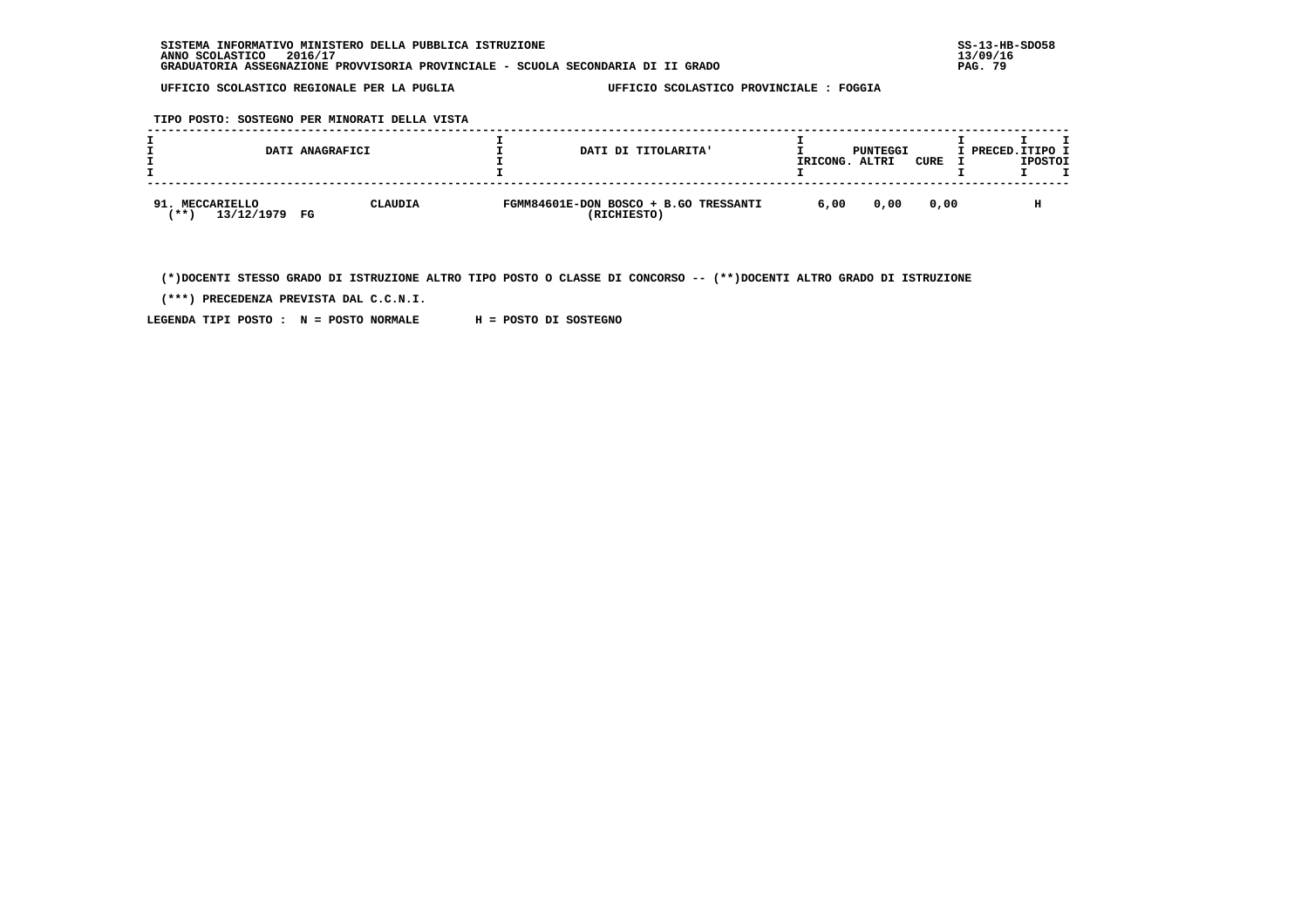SISTEMA INFORMATIVO MINISTERO DELLA PUBBLICA ISTRUZIONE
ANNO SCOLASTICO 2016/17
GRADUATORIA ASSEGNAZIONE PROVVISORIA PROVINCIALE - SCUOLA SECONDARIA DI II GRADO

SS-13-HB-SDO58
13/09/16

UFFICIO SCOLASTICO REGIONALE PER LA PUGLIA — UFFICIO SCOLASTICO PROVINCIALE : FOGGIA

TIPO POSTO: SOSTEGNO PER MINORATI DELLA VISTA

| DATI ANAGRAFICI | | DATI DI TITOLARITA' | PUNTEGGI RICONG. | PUNTEGGI ALTRI | PUNTEGGI CURE | PRECED. | TIPO POSTO |
|---|---|---|---|---|---|---|---|
| 91. MECCARIELLO<br>(**) 13/12/1979 FG | CLAUDIA | FGMM84601E-DON BOSCO + B.GO TRESSANTI<br>(RICHIESTO) | 6,00 | 0,00 | 0,00 | | H |

(*)DOCENTI STESSO GRADO DI ISTRUZIONE ALTRO TIPO POSTO O CLASSE DI CONCORSO -- (**)DOCENTI ALTRO GRADO DI ISTRUZIONE

(***) PRECEDENZA PREVISTA DAL C.C.N.I.

LEGENDA TIPI POSTO : N = POSTO NORMALE H = POSTO DI SOSTEGNO